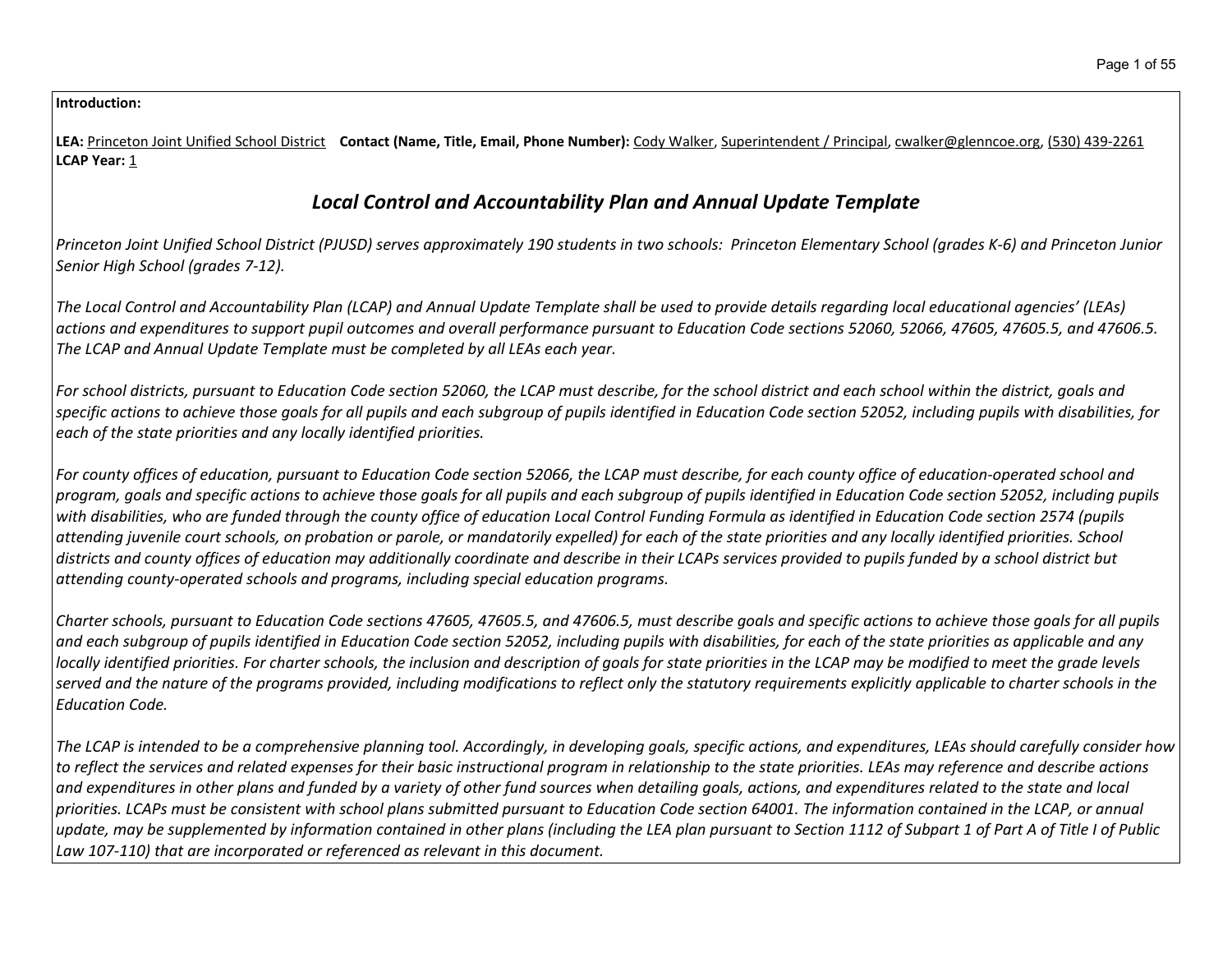**Introduction:**

**LEA:** Princeton Joint Unified School District **Contact (Name, Title, Email, Phone Number):** Cody Walker, Superintendent / Principal, cwalker@glenncoe.org, (530) 439-2261
**LCAP Year:** 1

## *Local Control and Accountability Plan and Annual Update Template*

*Princeton Joint Unified School District (PJUSD) serves approximately 190 students in two schools: Princeton Elementary School (grades K-6) and Princeton Junior Senior High School (grades 7-12).*

*The Local Control and Accountability Plan (LCAP) and Annual Update Template shall be used to provide details regarding local educational agencies' (LEAs) actions and expenditures to support pupil outcomes and overall performance pursuant to Education Code sections 52060, 52066, 47605, 47605.5, and 47606.5. The LCAP and Annual Update Template must be completed by all LEAs each year.*

*For school districts, pursuant to Education Code section 52060, the LCAP must describe, for the school district and each school within the district, goals and specific actions to achieve those goals for all pupils and each subgroup of pupils identified in Education Code section 52052, including pupils with disabilities, for each of the state priorities and any locally identified priorities.*

*For county offices of education, pursuant to Education Code section 52066, the LCAP must describe, for each county office of education-operated school and program, goals and specific actions to achieve those goals for all pupils and each subgroup of pupils identified in Education Code section 52052, including pupils with disabilities, who are funded through the county office of education Local Control Funding Formula as identified in Education Code section 2574 (pupils attending juvenile court schools, on probation or parole, or mandatorily expelled) for each of the state priorities and any locally identified priorities. School districts and county offices of education may additionally coordinate and describe in their LCAPs services provided to pupils funded by a school district but attending county-operated schools and programs, including special education programs.*

*Charter schools, pursuant to Education Code sections 47605, 47605.5, and 47606.5, must describe goals and specific actions to achieve those goals for all pupils and each subgroup of pupils identified in Education Code section 52052, including pupils with disabilities, for each of the state priorities as applicable and any locally identified priorities. For charter schools, the inclusion and description of goals for state priorities in the LCAP may be modified to meet the grade levels served and the nature of the programs provided, including modifications to reflect only the statutory requirements explicitly applicable to charter schools in the Education Code.*

*The LCAP is intended to be a comprehensive planning tool. Accordingly, in developing goals, specific actions, and expenditures, LEAs should carefully consider how to reflect the services and related expenses for their basic instructional program in relationship to the state priorities. LEAs may reference and describe actions and expenditures in other plans and funded by a variety of other fund sources when detailing goals, actions, and expenditures related to the state and local priorities. LCAPs must be consistent with school plans submitted pursuant to Education Code section 64001. The information contained in the LCAP, or annual update, may be supplemented by information contained in other plans (including the LEA plan pursuant to Section 1112 of Subpart 1 of Part A of Title I of Public Law 107-110) that are incorporated or referenced as relevant in this document.*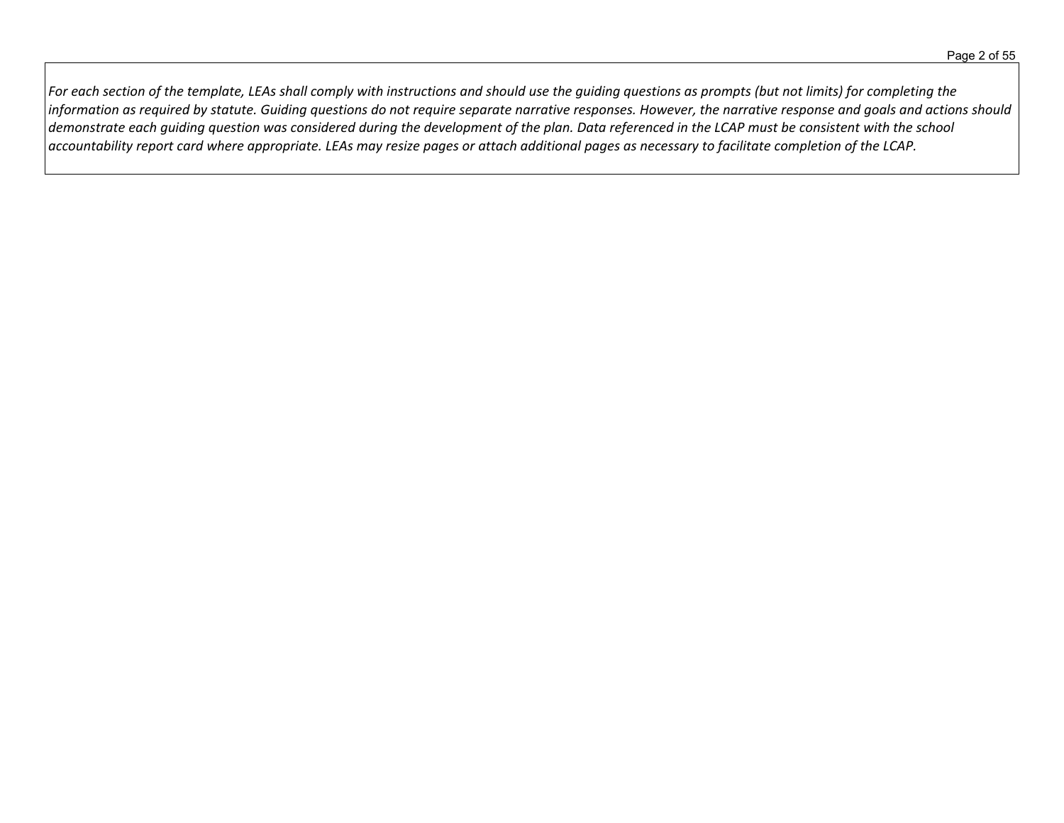*For each section of the template, LEAs shall comply with instructions and should use the guiding questions as prompts (but not limits) for completing the information as required by statute. Guiding questions do not require separate narrative responses. However, the narrative response and goals and actions should demonstrate each guiding question was considered during the development of the plan. Data referenced in the LCAP must be consistent with the school accountability report card where appropriate. LEAs may resize pages or attach additional pages as necessary to facilitate completion of the LCAP.*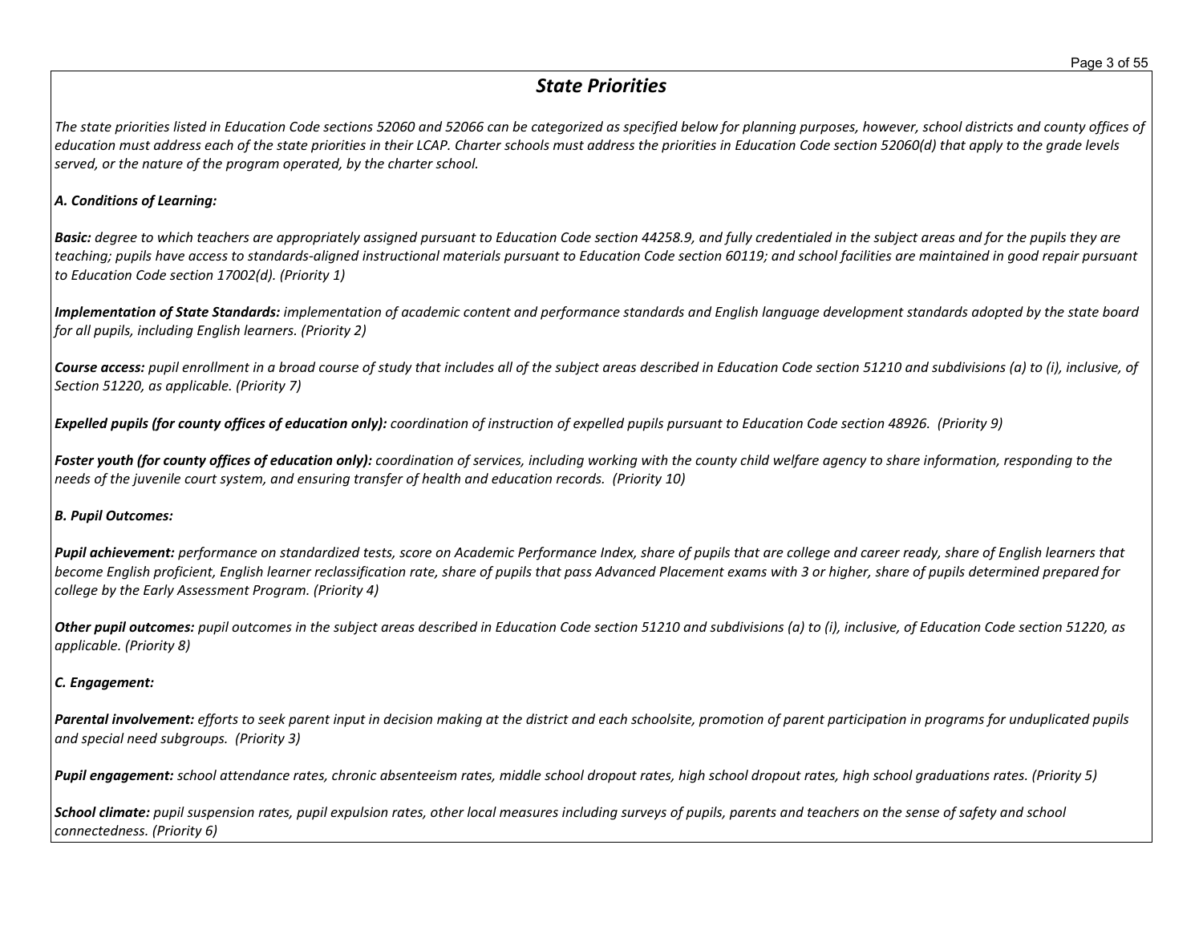## *State Priorities*

*The state priorities listed in Education Code sections 52060 and 52066 can be categorized as specified below for planning purposes, however, school districts and county offices of education must address each of the state priorities in their LCAP. Charter schools must address the priorities in Education Code section 52060(d) that apply to the grade levels served, or the nature of the program operated, by the charter school.*

***A. Conditions of Learning:***

***Basic:*** *degree to which teachers are appropriately assigned pursuant to Education Code section 44258.9, and fully credentialed in the subject areas and for the pupils they are teaching; pupils have access to standards-aligned instructional materials pursuant to Education Code section 60119; and school facilities are maintained in good repair pursuant to Education Code section 17002(d). (Priority 1)*

***Implementation of State Standards:*** *implementation of academic content and performance standards and English language development standards adopted by the state board for all pupils, including English learners. (Priority 2)*

***Course access:*** *pupil enrollment in a broad course of study that includes all of the subject areas described in Education Code section 51210 and subdivisions (a) to (i), inclusive, of Section 51220, as applicable. (Priority 7)*

***Expelled pupils (for county offices of education only):*** *coordination of instruction of expelled pupils pursuant to Education Code section 48926. (Priority 9)*

***Foster youth (for county offices of education only):*** *coordination of services, including working with the county child welfare agency to share information, responding to the needs of the juvenile court system, and ensuring transfer of health and education records. (Priority 10)*

***B. Pupil Outcomes:***

***Pupil achievement:*** *performance on standardized tests, score on Academic Performance Index, share of pupils that are college and career ready, share of English learners that become English proficient, English learner reclassification rate, share of pupils that pass Advanced Placement exams with 3 or higher, share of pupils determined prepared for college by the Early Assessment Program. (Priority 4)*

***Other pupil outcomes:*** *pupil outcomes in the subject areas described in Education Code section 51210 and subdivisions (a) to (i), inclusive, of Education Code section 51220, as applicable. (Priority 8)*

***C. Engagement:***

***Parental involvement:*** *efforts to seek parent input in decision making at the district and each schoolsite, promotion of parent participation in programs for unduplicated pupils and special need subgroups. (Priority 3)*

***Pupil engagement:*** *school attendance rates, chronic absenteeism rates, middle school dropout rates, high school dropout rates, high school graduations rates. (Priority 5)*

***School climate:*** *pupil suspension rates, pupil expulsion rates, other local measures including surveys of pupils, parents and teachers on the sense of safety and school connectedness. (Priority 6)*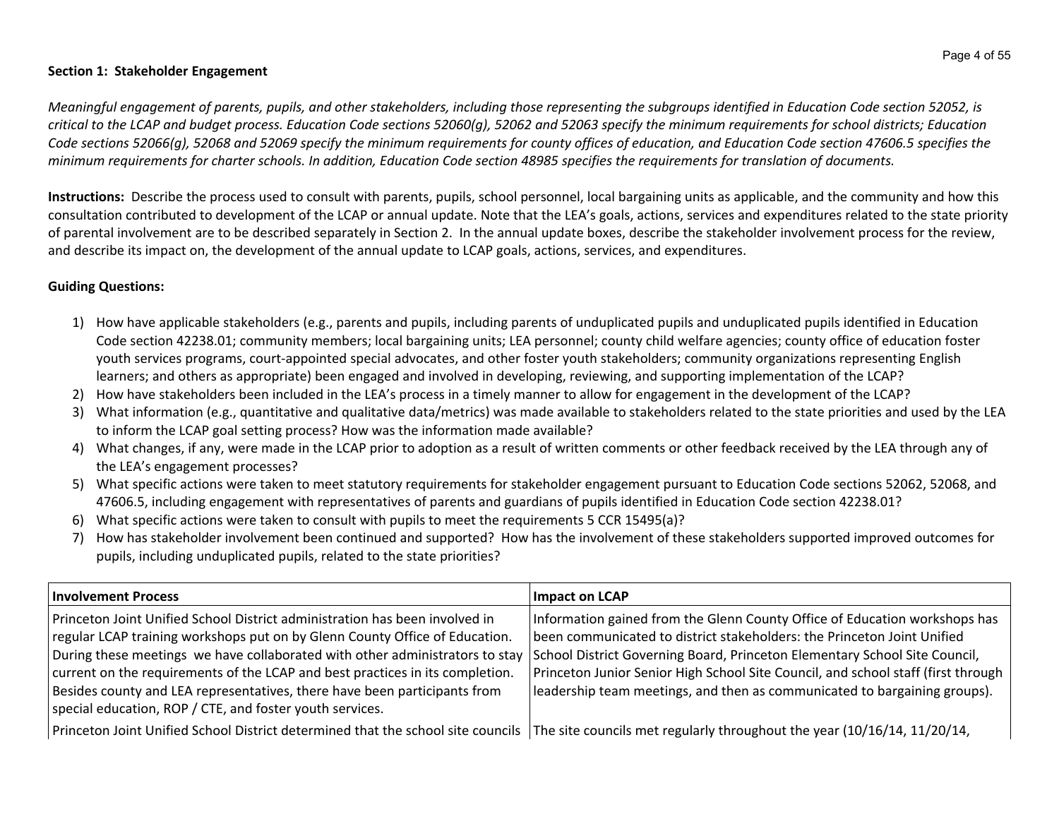**Section 1: Stakeholder Engagement**

*Meaningful engagement of parents, pupils, and other stakeholders, including those representing the subgroups identified in Education Code section 52052, is critical to the LCAP and budget process. Education Code sections 52060(g), 52062 and 52063 specify the minimum requirements for school districts; Education Code sections 52066(g), 52068 and 52069 specify the minimum requirements for county offices of education, and Education Code section 47606.5 specifies the minimum requirements for charter schools. In addition, Education Code section 48985 specifies the requirements for translation of documents.*

**Instructions:** Describe the process used to consult with parents, pupils, school personnel, local bargaining units as applicable, and the community and how this consultation contributed to development of the LCAP or annual update. Note that the LEA's goals, actions, services and expenditures related to the state priority of parental involvement are to be described separately in Section 2. In the annual update boxes, describe the stakeholder involvement process for the review, and describe its impact on, the development of the annual update to LCAP goals, actions, services, and expenditures.

**Guiding Questions:**

1) How have applicable stakeholders (e.g., parents and pupils, including parents of unduplicated pupils and unduplicated pupils identified in Education Code section 42238.01; community members; local bargaining units; LEA personnel; county child welfare agencies; county office of education foster youth services programs, court-appointed special advocates, and other foster youth stakeholders; community organizations representing English learners; and others as appropriate) been engaged and involved in developing, reviewing, and supporting implementation of the LCAP?
2) How have stakeholders been included in the LEA's process in a timely manner to allow for engagement in the development of the LCAP?
3) What information (e.g., quantitative and qualitative data/metrics) was made available to stakeholders related to the state priorities and used by the LEA to inform the LCAP goal setting process? How was the information made available?
4) What changes, if any, were made in the LCAP prior to adoption as a result of written comments or other feedback received by the LEA through any of the LEA's engagement processes?
5) What specific actions were taken to meet statutory requirements for stakeholder engagement pursuant to Education Code sections 52062, 52068, and 47606.5, including engagement with representatives of parents and guardians of pupils identified in Education Code section 42238.01?
6) What specific actions were taken to consult with pupils to meet the requirements 5 CCR 15495(a)?
7) How has stakeholder involvement been continued and supported? How has the involvement of these stakeholders supported improved outcomes for pupils, including unduplicated pupils, related to the state priorities?

| Involvement Process | Impact on LCAP |
|---|---|
| Princeton Joint Unified School District administration has been involved in regular LCAP training workshops put on by Glenn County Office of Education. During these meetings we have collaborated with other administrators to stay current on the requirements of the LCAP and best practices in its completion. Besides county and LEA representatives, there have been participants from special education, ROP / CTE, and foster youth services. | Information gained from the Glenn County Office of Education workshops has been communicated to district stakeholders: the Princeton Joint Unified School District Governing Board, Princeton Elementary School Site Council, Princeton Junior Senior High School Site Council, and school staff (first through leadership team meetings, and then as communicated to bargaining groups). |
| Princeton Joint Unified School District determined that the school site councils | The site councils met regularly throughout the year (10/16/14, 11/20/14, |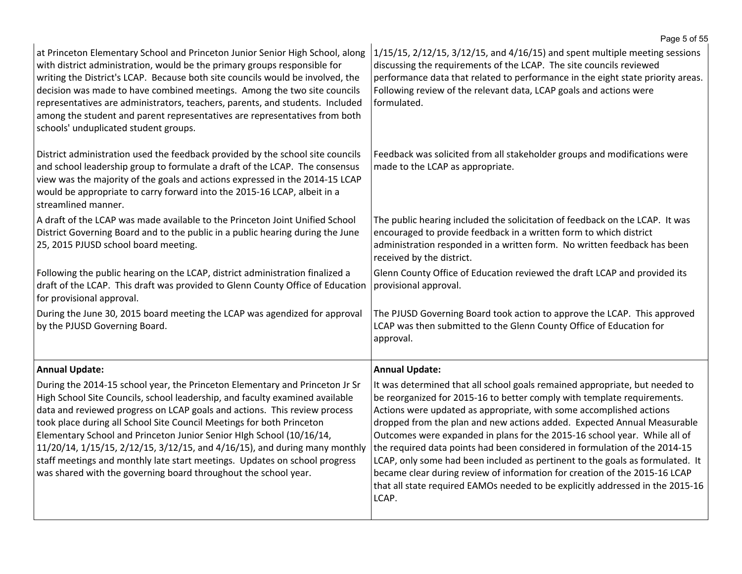| | |
|---|---|
| at Princeton Elementary School and Princeton Junior Senior High School, along with district administration, would be the primary groups responsible for writing the District's LCAP. Because both site councils would be involved, the decision was made to have combined meetings. Among the two site councils representatives are administrators, teachers, parents, and students. Included among the student and parent representatives are representatives from both schools' unduplicated student groups. | 1/15/15, 2/12/15, 3/12/15, and 4/16/15) and spent multiple meeting sessions discussing the requirements of the LCAP. The site councils reviewed performance data that related to performance in the eight state priority areas. Following review of the relevant data, LCAP goals and actions were formulated. |
| District administration used the feedback provided by the school site councils and school leadership group to formulate a draft of the LCAP. The consensus view was the majority of the goals and actions expressed in the 2014-15 LCAP would be appropriate to carry forward into the 2015-16 LCAP, albeit in a streamlined manner. | Feedback was solicited from all stakeholder groups and modifications were made to the LCAP as appropriate. |
| A draft of the LCAP was made available to the Princeton Joint Unified School District Governing Board and to the public in a public hearing during the June 25, 2015 PJUSD school board meeting. | The public hearing included the solicitation of feedback on the LCAP. It was encouraged to provide feedback in a written form to which district administration responded in a written form. No written feedback has been received by the district. |
| Following the public hearing on the LCAP, district administration finalized a draft of the LCAP. This draft was provided to Glenn County Office of Education for provisional approval. | Glenn County Office of Education reviewed the draft LCAP and provided its provisional approval. |
| During the June 30, 2015 board meeting the LCAP was agendized for approval by the PJUSD Governing Board. | The PJUSD Governing Board took action to approve the LCAP. This approved LCAP was then submitted to the Glenn County Office of Education for approval. |
| **Annual Update:**<br><br>During the 2014-15 school year, the Princeton Elementary and Princeton Jr Sr High School Site Councils, school leadership, and faculty examined available data and reviewed progress on LCAP goals and actions. This review process took place during all School Site Council Meetings for both Princeton Elementary School and Princeton Junior Senior HIgh School (10/16/14, 11/20/14, 1/15/15, 2/12/15, 3/12/15, and 4/16/15), and during many monthly staff meetings and monthly late start meetings. Updates on school progress was shared with the governing board throughout the school year. | **Annual Update:**<br><br>It was determined that all school goals remained appropriate, but needed to be reorganized for 2015-16 to better comply with template requirements. Actions were updated as appropriate, with some accomplished actions dropped from the plan and new actions added. Expected Annual Measurable Outcomes were expanded in plans for the 2015-16 school year. While all of the required data points had been considered in formulation of the 2014-15 LCAP, only some had been included as pertinent to the goals as formulated. It became clear during review of information for creation of the 2015-16 LCAP that all state required EAMOs needed to be explicitly addressed in the 2015-16 LCAP. |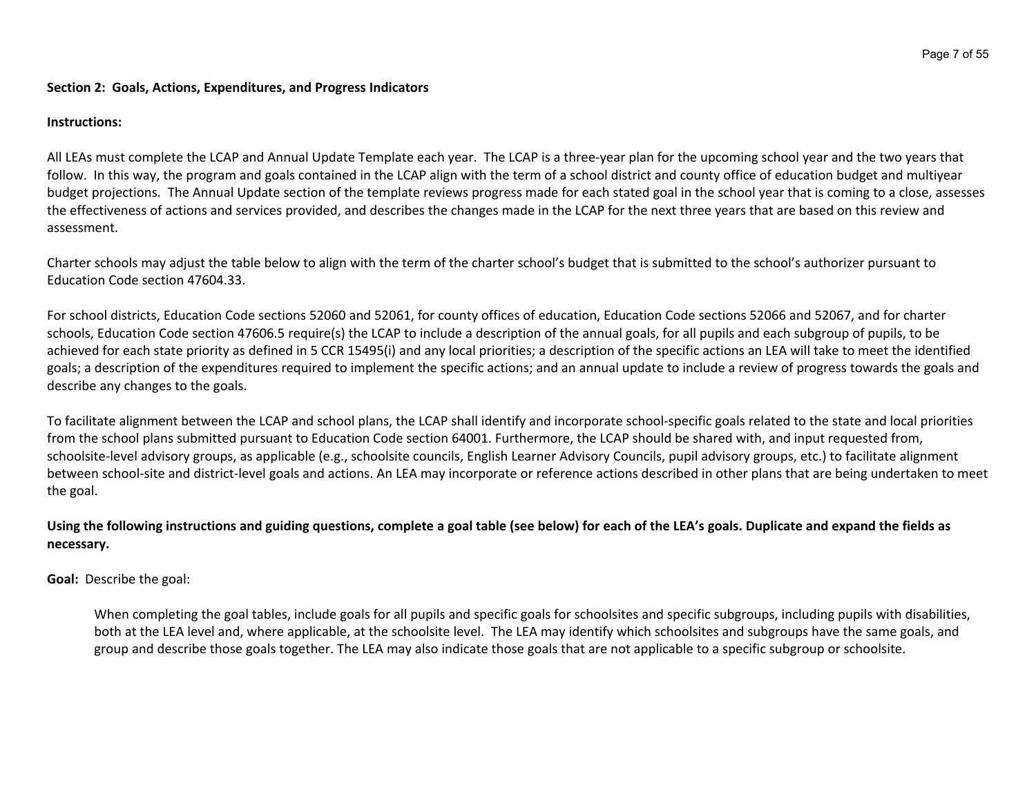**Section 2: Goals, Actions, Expenditures, and Progress Indicators**

**Instructions:**

All LEAs must complete the LCAP and Annual Update Template each year. The LCAP is a three-year plan for the upcoming school year and the two years that follow. In this way, the program and goals contained in the LCAP align with the term of a school district and county office of education budget and multiyear budget projections. The Annual Update section of the template reviews progress made for each stated goal in the school year that is coming to a close, assesses the effectiveness of actions and services provided, and describes the changes made in the LCAP for the next three years that are based on this review and assessment.

Charter schools may adjust the table below to align with the term of the charter school's budget that is submitted to the school's authorizer pursuant to Education Code section 47604.33.

For school districts, Education Code sections 52060 and 52061, for county offices of education, Education Code sections 52066 and 52067, and for charter schools, Education Code section 47606.5 require(s) the LCAP to include a description of the annual goals, for all pupils and each subgroup of pupils, to be achieved for each state priority as defined in 5 CCR 15495(i) and any local priorities; a description of the specific actions an LEA will take to meet the identified goals; a description of the expenditures required to implement the specific actions; and an annual update to include a review of progress towards the goals and describe any changes to the goals.

To facilitate alignment between the LCAP and school plans, the LCAP shall identify and incorporate school-specific goals related to the state and local priorities from the school plans submitted pursuant to Education Code section 64001. Furthermore, the LCAP should be shared with, and input requested from, schoolsite-level advisory groups, as applicable (e.g., schoolsite councils, English Learner Advisory Councils, pupil advisory groups, etc.) to facilitate alignment between school-site and district-level goals and actions. An LEA may incorporate or reference actions described in other plans that are being undertaken to meet the goal.

**Using the following instructions and guiding questions, complete a goal table (see below) for each of the LEA's goals. Duplicate and expand the fields as necessary.**

**Goal:** Describe the goal:

> When completing the goal tables, include goals for all pupils and specific goals for schoolsites and specific subgroups, including pupils with disabilities, both at the LEA level and, where applicable, at the schoolsite level. The LEA may identify which schoolsites and subgroups have the same goals, and group and describe those goals together. The LEA may also indicate those goals that are not applicable to a specific subgroup or schoolsite.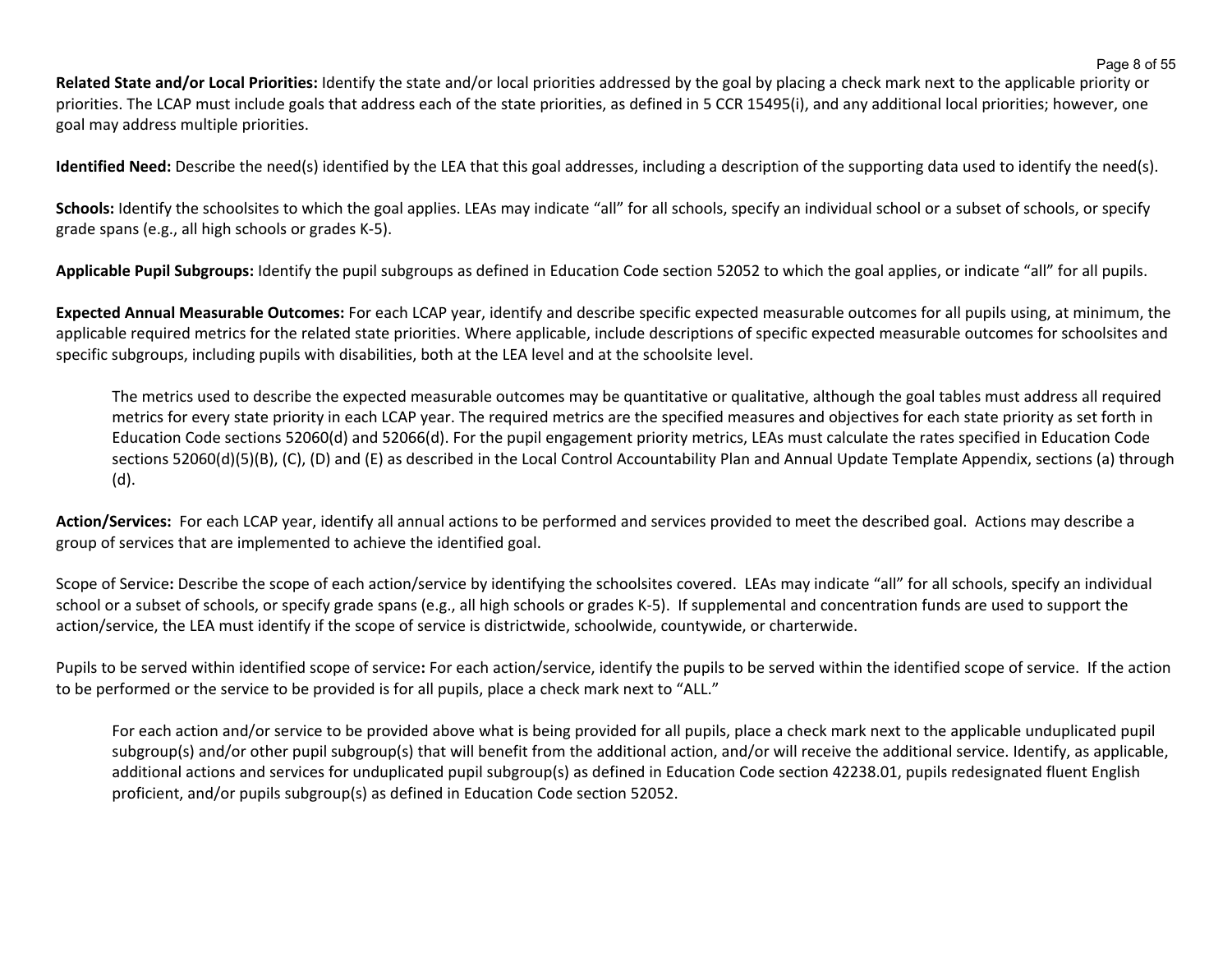**Related State and/or Local Priorities:** Identify the state and/or local priorities addressed by the goal by placing a check mark next to the applicable priority or priorities. The LCAP must include goals that address each of the state priorities, as defined in 5 CCR 15495(i), and any additional local priorities; however, one goal may address multiple priorities.

**Identified Need:** Describe the need(s) identified by the LEA that this goal addresses, including a description of the supporting data used to identify the need(s).

**Schools:** Identify the schoolsites to which the goal applies. LEAs may indicate "all" for all schools, specify an individual school or a subset of schools, or specify grade spans (e.g., all high schools or grades K-5).

**Applicable Pupil Subgroups:** Identify the pupil subgroups as defined in Education Code section 52052 to which the goal applies, or indicate "all" for all pupils.

**Expected Annual Measurable Outcomes:** For each LCAP year, identify and describe specific expected measurable outcomes for all pupils using, at minimum, the applicable required metrics for the related state priorities. Where applicable, include descriptions of specific expected measurable outcomes for schoolsites and specific subgroups, including pupils with disabilities, both at the LEA level and at the schoolsite level.

> The metrics used to describe the expected measurable outcomes may be quantitative or qualitative, although the goal tables must address all required metrics for every state priority in each LCAP year. The required metrics are the specified measures and objectives for each state priority as set forth in Education Code sections 52060(d) and 52066(d). For the pupil engagement priority metrics, LEAs must calculate the rates specified in Education Code sections 52060(d)(5)(B), (C), (D) and (E) as described in the Local Control Accountability Plan and Annual Update Template Appendix, sections (a) through (d).

**Action/Services:** For each LCAP year, identify all annual actions to be performed and services provided to meet the described goal. Actions may describe a group of services that are implemented to achieve the identified goal.

Scope of Service**:** Describe the scope of each action/service by identifying the schoolsites covered. LEAs may indicate "all" for all schools, specify an individual school or a subset of schools, or specify grade spans (e.g., all high schools or grades K-5). If supplemental and concentration funds are used to support the action/service, the LEA must identify if the scope of service is districtwide, schoolwide, countywide, or charterwide.

Pupils to be served within identified scope of service**:** For each action/service, identify the pupils to be served within the identified scope of service. If the action to be performed or the service to be provided is for all pupils, place a check mark next to "ALL."

> For each action and/or service to be provided above what is being provided for all pupils, place a check mark next to the applicable unduplicated pupil subgroup(s) and/or other pupil subgroup(s) that will benefit from the additional action, and/or will receive the additional service. Identify, as applicable, additional actions and services for unduplicated pupil subgroup(s) as defined in Education Code section 42238.01, pupils redesignated fluent English proficient, and/or pupils subgroup(s) as defined in Education Code section 52052.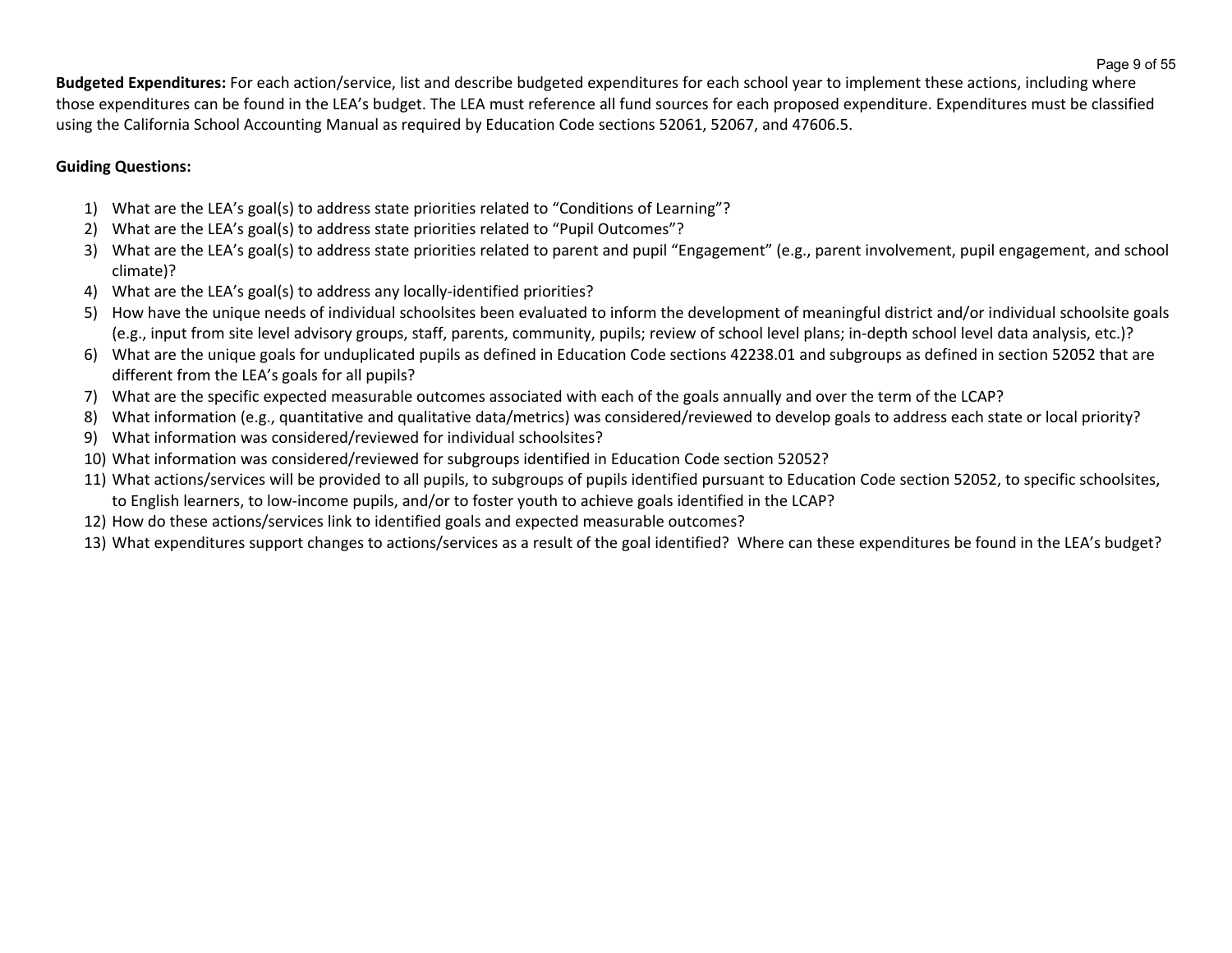**Budgeted Expenditures:** For each action/service, list and describe budgeted expenditures for each school year to implement these actions, including where those expenditures can be found in the LEA's budget. The LEA must reference all fund sources for each proposed expenditure. Expenditures must be classified using the California School Accounting Manual as required by Education Code sections 52061, 52067, and 47606.5.

**Guiding Questions:**

1) What are the LEA's goal(s) to address state priorities related to "Conditions of Learning"?
2) What are the LEA's goal(s) to address state priorities related to "Pupil Outcomes"?
3) What are the LEA's goal(s) to address state priorities related to parent and pupil "Engagement" (e.g., parent involvement, pupil engagement, and school climate)?
4) What are the LEA's goal(s) to address any locally-identified priorities?
5) How have the unique needs of individual schoolsites been evaluated to inform the development of meaningful district and/or individual schoolsite goals (e.g., input from site level advisory groups, staff, parents, community, pupils; review of school level plans; in-depth school level data analysis, etc.)?
6) What are the unique goals for unduplicated pupils as defined in Education Code sections 42238.01 and subgroups as defined in section 52052 that are different from the LEA's goals for all pupils?
7) What are the specific expected measurable outcomes associated with each of the goals annually and over the term of the LCAP?
8) What information (e.g., quantitative and qualitative data/metrics) was considered/reviewed to develop goals to address each state or local priority?
9) What information was considered/reviewed for individual schoolsites?
10) What information was considered/reviewed for subgroups identified in Education Code section 52052?
11) What actions/services will be provided to all pupils, to subgroups of pupils identified pursuant to Education Code section 52052, to specific schoolsites, to English learners, to low-income pupils, and/or to foster youth to achieve goals identified in the LCAP?
12) How do these actions/services link to identified goals and expected measurable outcomes?
13) What expenditures support changes to actions/services as a result of the goal identified? Where can these expenditures be found in the LEA's budget?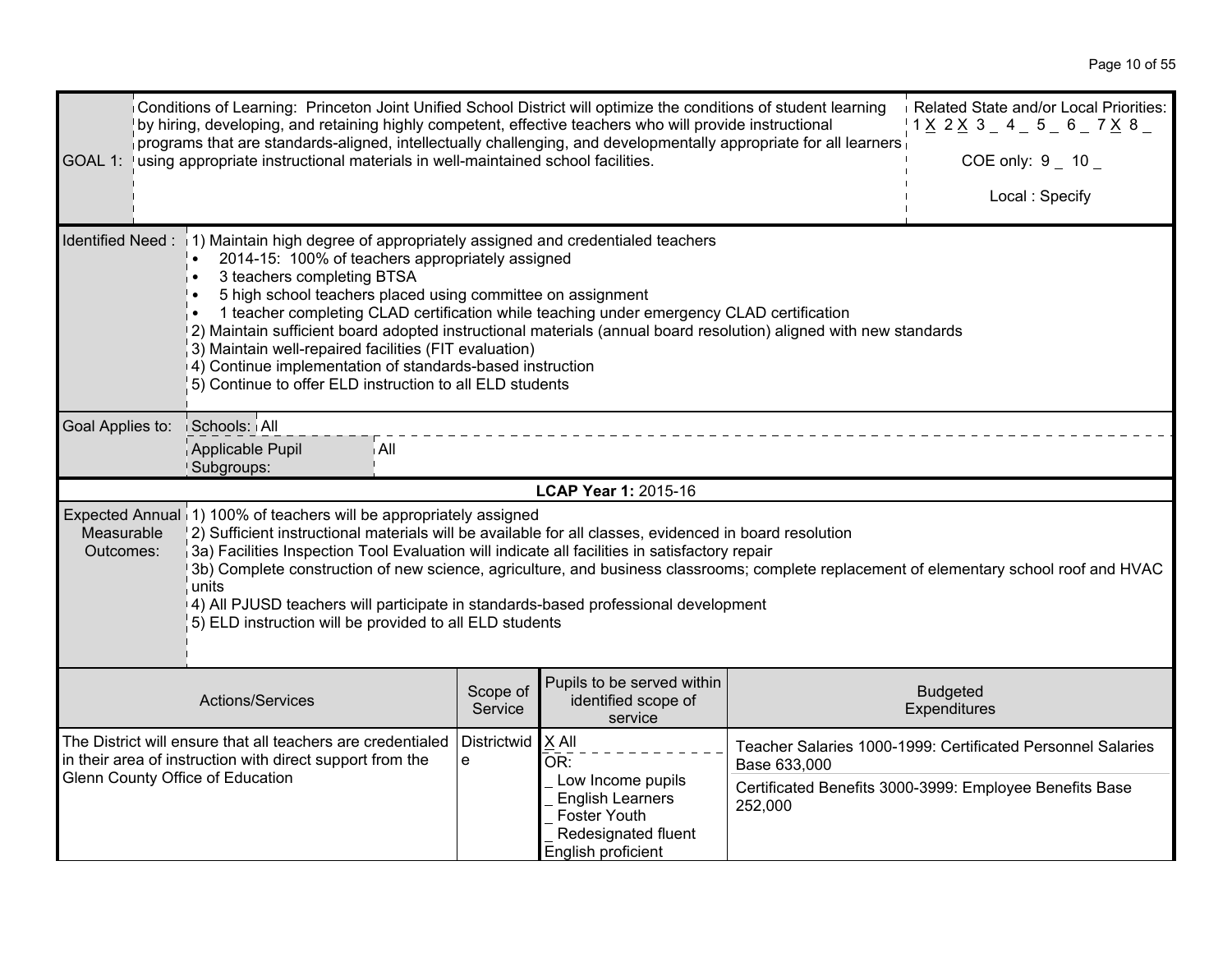| GOAL 1: | Conditions of Learning: Princeton Joint Unified School District will optimize the conditions of student learning by hiring, developing, and retaining highly competent, effective teachers who will provide instructional programs that are standards-aligned, intellectually challenging, and developmentally appropriate for all learners using appropriate instructional materials in well-maintained school facilities. | Related State and/or Local Priorities: 1 X 2 X 3 _ 4 _ 5 _ 6 _ 7 X 8 _ COE only: 9 _ 10 _ Local : Specify |
|---|---|---|

**Identified Need :**

1) Maintain high degree of appropriately assigned and credentialed teachers
   - 2014-15: 100% of teachers appropriately assigned
   - 3 teachers completing BTSA
   - 5 high school teachers placed using committee on assignment
   - 1 teacher completing CLAD certification while teaching under emergency CLAD certification

2) Maintain sufficient board adopted instructional materials (annual board resolution) aligned with new standards
3) Maintain well-repaired facilities (FIT evaluation)
4) Continue implementation of standards-based instruction
5) Continue to offer ELD instruction to all ELD students

| Goal Applies to: | Schools: | All |
|---|---|---|
| | Applicable Pupil Subgroups: | All |

**LCAP Year 1:** 2015-16

**Expected Annual Measurable Outcomes:**

1) 100% of teachers will be appropriately assigned
2) Sufficient instructional materials will be available for all classes, evidenced in board resolution
3a) Facilities Inspection Tool Evaluation will indicate all facilities in satisfactory repair
3b) Complete construction of new science, agriculture, and business classrooms; complete replacement of elementary school roof and HVAC units
4) All PJUSD teachers will participate in standards-based professional development
5) ELD instruction will be provided to all ELD students

| Actions/Services | Scope of Service | Pupils to be served within identified scope of service | Budgeted Expenditures |
|---|---|---|---|
| The District will ensure that all teachers are credentialed in their area of instruction with direct support from the Glenn County Office of Education | Districtwide | X All<br>OR:<br>_ Low Income pupils<br>_ English Learners<br>_ Foster Youth<br>_ Redesignated fluent English proficient | Teacher Salaries 1000-1999: Certificated Personnel Salaries Base 633,000<br>Certificated Benefits 3000-3999: Employee Benefits Base 252,000 |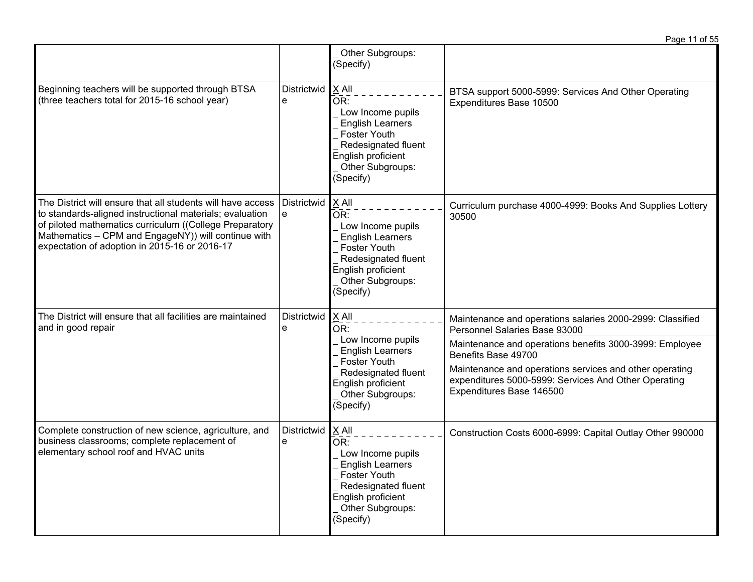| | | | |
|---|---|---|---|
| | | _ Other Subgroups: (Specify) | |
| Beginning teachers will be supported through BTSA (three teachers total for 2015-16 school year) | Districtwide | X All<br>OR:<br>_ Low Income pupils<br>_ English Learners<br>_ Foster Youth<br>_ Redesignated fluent English proficient<br>_ Other Subgroups: (Specify) | BTSA support 5000-5999: Services And Other Operating Expenditures Base 10500 |
| The District will ensure that all students will have access to standards-aligned instructional materials; evaluation of piloted mathematics curriculum ((College Preparatory Mathematics – CPM and EngageNY)) will continue with expectation of adoption in 2015-16 or 2016-17 | Districtwide | X All<br>OR:<br>_ Low Income pupils<br>_ English Learners<br>_ Foster Youth<br>_ Redesignated fluent English proficient<br>_ Other Subgroups: (Specify) | Curriculum purchase 4000-4999: Books And Supplies Lottery 30500 |
| The District will ensure that all facilities are maintained and in good repair | Districtwide | X All<br>OR:<br>_ Low Income pupils<br>_ English Learners<br>_ Foster Youth<br>_ Redesignated fluent English proficient<br>_ Other Subgroups: (Specify) | Maintenance and operations salaries 2000-2999: Classified Personnel Salaries Base 93000<br>Maintenance and operations benefits 3000-3999: Employee Benefits Base 49700<br>Maintenance and operations services and other operating expenditures 5000-5999: Services And Other Operating Expenditures Base 146500 |
| Complete construction of new science, agriculture, and business classrooms; complete replacement of elementary school roof and HVAC units | Districtwide | X All<br>OR:<br>_ Low Income pupils<br>_ English Learners<br>_ Foster Youth<br>_ Redesignated fluent English proficient<br>_ Other Subgroups: (Specify) | Construction Costs 6000-6999: Capital Outlay Other 990000 |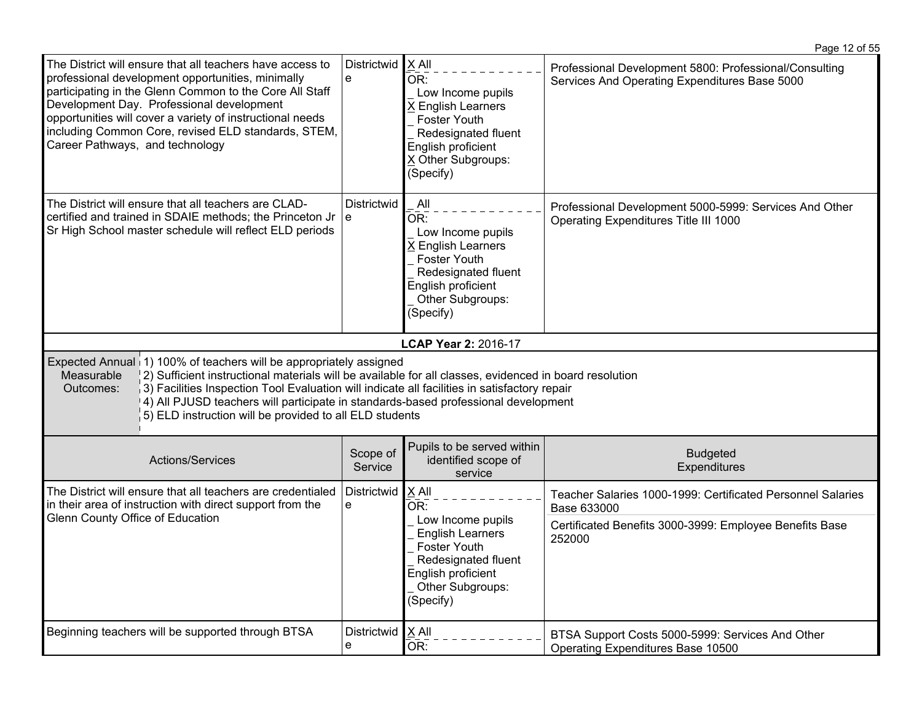| Actions/Services | Scope of Service | Pupils to be served within identified scope of service | Budgeted Expenditures |
|---|---|---|---|
| The District will ensure that all teachers have access to professional development opportunities, minimally participating in the Glenn Common to the Core All Staff Development Day. Professional development opportunities will cover a variety of instructional needs including Common Core, revised ELD standards, STEM, Career Pathways, and technology | Districtwide | X All<br>OR:<br>_ Low Income pupils<br>X English Learners<br>_ Foster Youth<br>_ Redesignated fluent English proficient<br>X Other Subgroups: (Specify) | Professional Development 5800: Professional/Consulting Services And Operating Expenditures Base 5000 |
| The District will ensure that all teachers are CLAD-certified and trained in SDAIE methods; the Princeton Jr Sr High School master schedule will reflect ELD periods | Districtwide | _ All<br>OR:<br>_ Low Income pupils<br>X English Learners<br>_ Foster Youth<br>_ Redesignated fluent English proficient<br>_ Other Subgroups: (Specify) | Professional Development 5000-5999: Services And Other Operating Expenditures Title III 1000 |

**LCAP Year 2:** 2016-17

| Expected Annual Measurable Outcomes: | 1) 100% of teachers will be appropriately assigned<br>2) Sufficient instructional materials will be available for all classes, evidenced in board resolution<br>3) Facilities Inspection Tool Evaluation will indicate all facilities in satisfactory repair<br>4) All PJUSD teachers will participate in standards-based professional development<br>5) ELD instruction will be provided to all ELD students |
|---|---|

| Actions/Services | Scope of Service | Pupils to be served within identified scope of service | Budgeted Expenditures |
|---|---|---|---|
| The District will ensure that all teachers are credentialed in their area of instruction with direct support from the Glenn County Office of Education | Districtwide | X All<br>OR:<br>_ Low Income pupils<br>_ English Learners<br>_ Foster Youth<br>_ Redesignated fluent English proficient<br>_ Other Subgroups: (Specify) | Teacher Salaries 1000-1999: Certificated Personnel Salaries Base 633000<br>Certificated Benefits 3000-3999: Employee Benefits Base 252000 |
| Beginning teachers will be supported through BTSA | Districtwide | X All<br>OR: | BTSA Support Costs 5000-5999: Services And Other Operating Expenditures Base 10500 |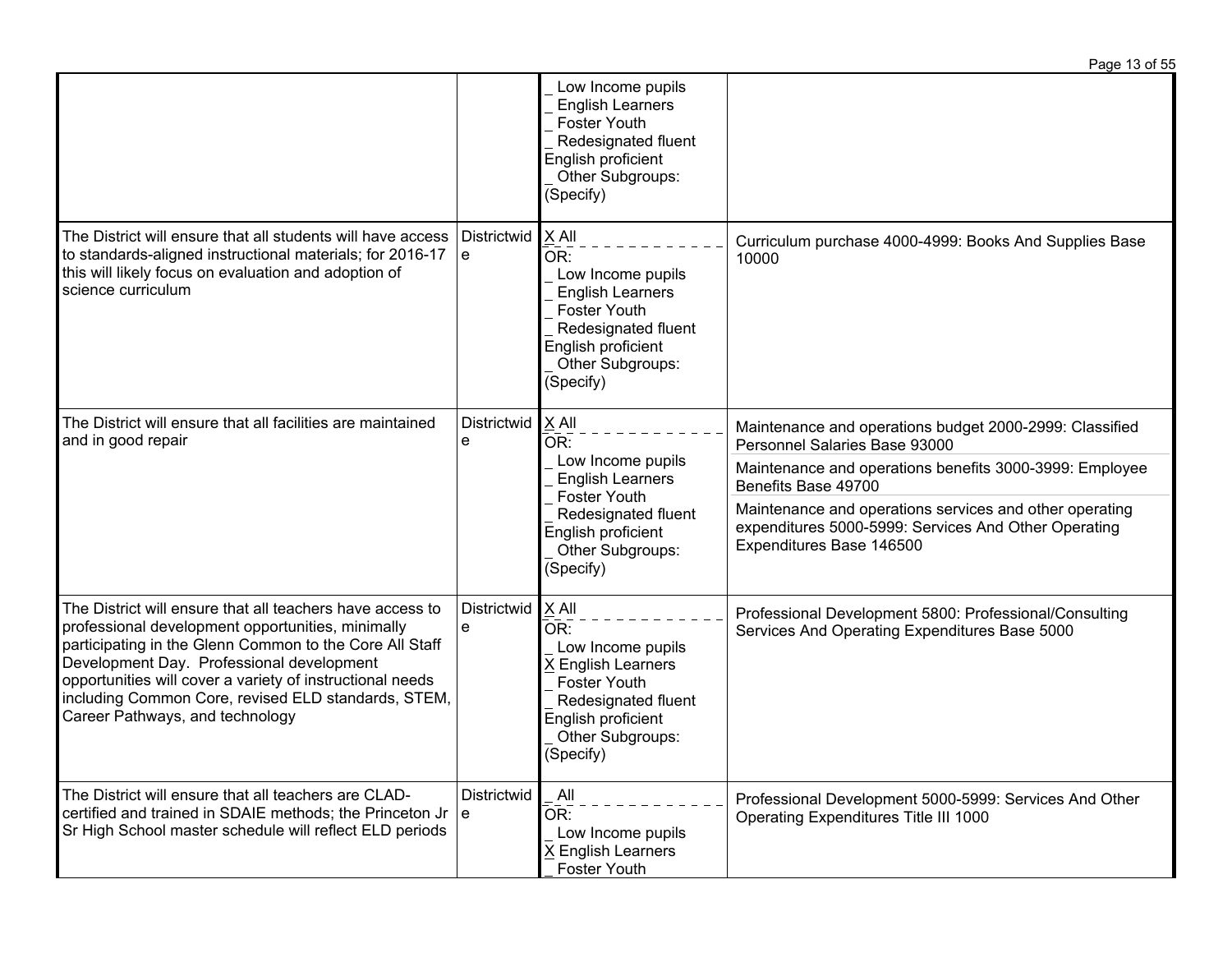| | | | |
|---|---|---|---|
| | | _ Low Income pupils<br>_ English Learners<br>_ Foster Youth<br>_ Redesignated fluent English proficient<br>_ Other Subgroups: (Specify) | |
| The District will ensure that all students will have access to standards-aligned instructional materials; for 2016-17 this will likely focus on evaluation and adoption of science curriculum | Districtwide | X All<br>OR:<br>_ Low Income pupils<br>_ English Learners<br>_ Foster Youth<br>_ Redesignated fluent English proficient<br>_ Other Subgroups: (Specify) | Curriculum purchase 4000-4999: Books And Supplies Base 10000 |
| The District will ensure that all facilities are maintained and in good repair | Districtwide | X All<br>OR:<br>_ Low Income pupils<br>_ English Learners<br>_ Foster Youth<br>_ Redesignated fluent English proficient<br>_ Other Subgroups: (Specify) | Maintenance and operations budget 2000-2999: Classified Personnel Salaries Base 93000<br>Maintenance and operations benefits 3000-3999: Employee Benefits Base 49700<br>Maintenance and operations services and other operating expenditures 5000-5999: Services And Other Operating Expenditures Base 146500 |
| The District will ensure that all teachers have access to professional development opportunities, minimally participating in the Glenn Common to the Core All Staff Development Day. Professional development opportunities will cover a variety of instructional needs including Common Core, revised ELD standards, STEM, Career Pathways, and technology | Districtwide | X All<br>OR:<br>_ Low Income pupils<br>X English Learners<br>_ Foster Youth<br>_ Redesignated fluent English proficient<br>_ Other Subgroups: (Specify) | Professional Development 5800: Professional/Consulting Services And Operating Expenditures Base 5000 |
| The District will ensure that all teachers are CLAD-certified and trained in SDAIE methods; the Princeton Jr Sr High School master schedule will reflect ELD periods | Districtwide | _ All<br>OR:<br>_ Low Income pupils<br>X English Learners<br>_ Foster Youth | Professional Development 5000-5999: Services And Other Operating Expenditures Title III 1000 |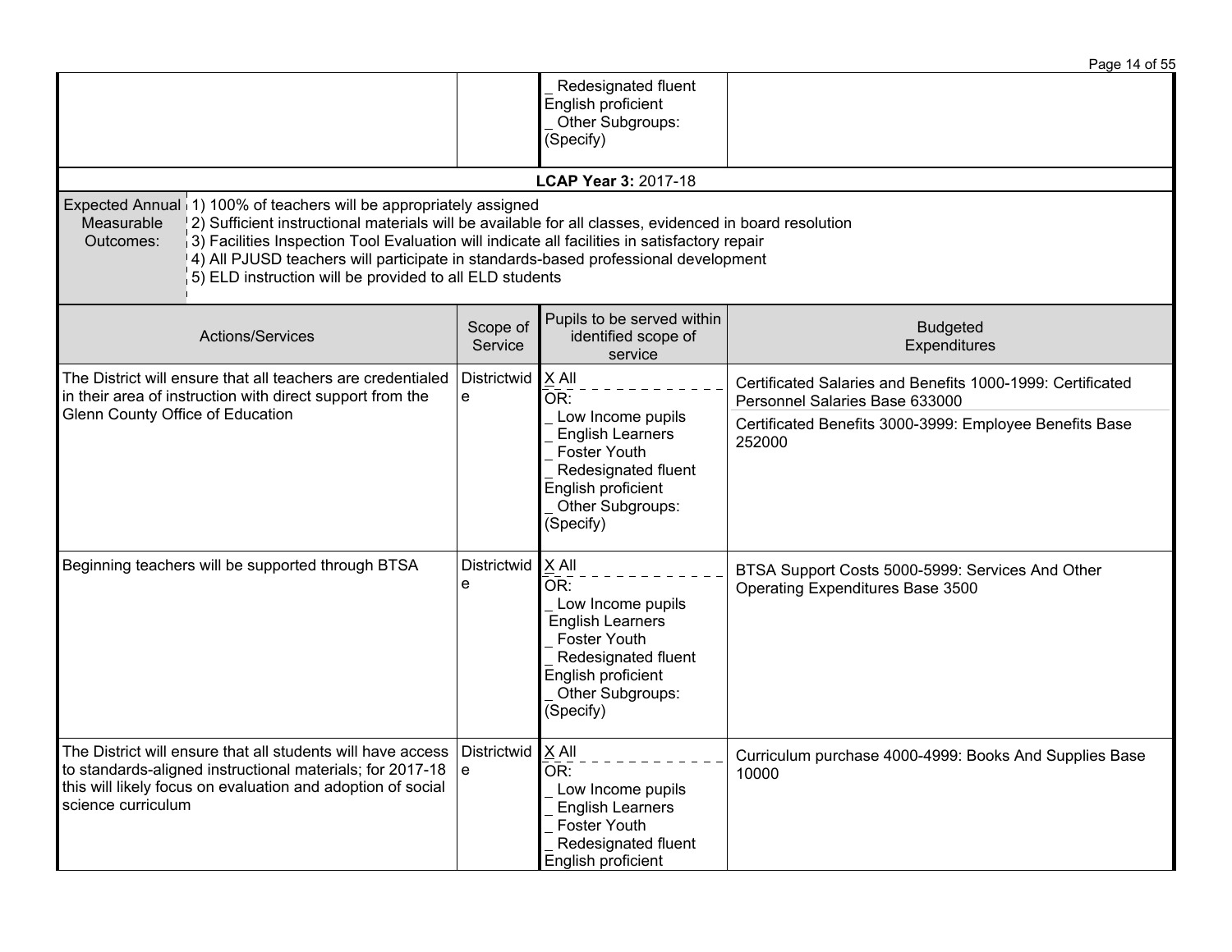| | | | |
|---|---|---|---|
| | | _ Redesignated fluent English proficient<br>_ Other Subgroups: (Specify) | |

**LCAP Year 3:** 2017-18

| | |
|---|---|
| Expected Annual Measurable Outcomes: | 1) 100% of teachers will be appropriately assigned<br>2) Sufficient instructional materials will be available for all classes, evidenced in board resolution<br>3) Facilities Inspection Tool Evaluation will indicate all facilities in satisfactory repair<br>4) All PJUSD teachers will participate in standards-based professional development<br>5) ELD instruction will be provided to all ELD students |

| Actions/Services | Scope of Service | Pupils to be served within identified scope of service | Budgeted Expenditures |
|---|---|---|---|
| The District will ensure that all teachers are credentialed in their area of instruction with direct support from the Glenn County Office of Education | Districtwide | X All<br>OR:<br>_ Low Income pupils<br>_ English Learners<br>_ Foster Youth<br>_ Redesignated fluent English proficient<br>_ Other Subgroups: (Specify) | Certificated Salaries and Benefits 1000-1999: Certificated Personnel Salaries Base 633000<br>Certificated Benefits 3000-3999: Employee Benefits Base 252000 |
| Beginning teachers will be supported through BTSA | Districtwide | X All<br>OR:<br>_ Low Income pupils<br>English Learners<br>_ Foster Youth<br>_ Redesignated fluent English proficient<br>_ Other Subgroups: (Specify) | BTSA Support Costs 5000-5999: Services And Other Operating Expenditures Base 3500 |
| The District will ensure that all students will have access to standards-aligned instructional materials; for 2017-18 this will likely focus on evaluation and adoption of social science curriculum | Districtwide | X All<br>OR:<br>_ Low Income pupils<br>_ English Learners<br>_ Foster Youth<br>_ Redesignated fluent English proficient | Curriculum purchase 4000-4999: Books And Supplies Base 10000 |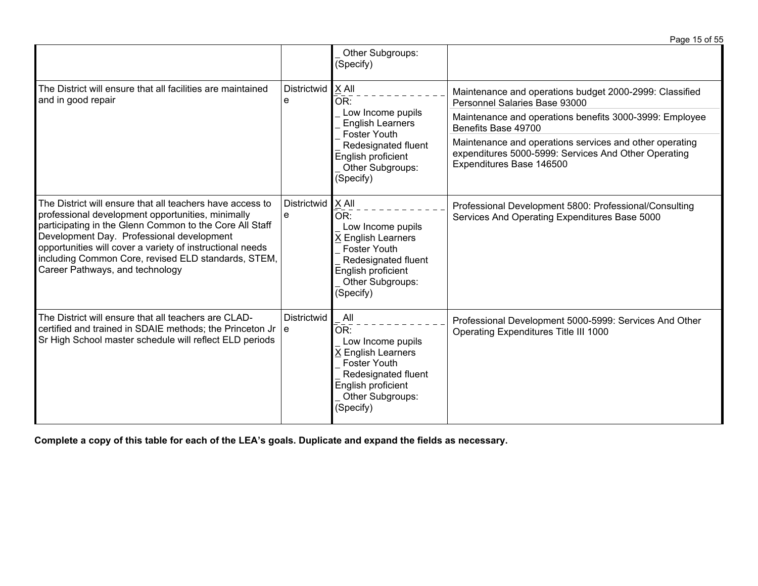| | | | |
|---|---|---|---|
| | | _ Other Subgroups: (Specify) | |
| The District will ensure that all facilities are maintained and in good repair | Districtwide | X All<br>OR:<br>_ Low Income pupils<br>_ English Learners<br>_ Foster Youth<br>_ Redesignated fluent English proficient<br>_ Other Subgroups: (Specify) | Maintenance and operations budget 2000-2999: Classified Personnel Salaries Base 93000<br><br>Maintenance and operations benefits 3000-3999: Employee Benefits Base 49700<br><br>Maintenance and operations services and other operating expenditures 5000-5999: Services And Other Operating Expenditures Base 146500 |
| The District will ensure that all teachers have access to professional development opportunities, minimally participating in the Glenn Common to the Core All Staff Development Day. Professional development opportunities will cover a variety of instructional needs including Common Core, revised ELD standards, STEM, Career Pathways, and technology | Districtwide | X All<br>OR:<br>_ Low Income pupils<br>X English Learners<br>_ Foster Youth<br>_ Redesignated fluent English proficient<br>_ Other Subgroups: (Specify) | Professional Development 5800: Professional/Consulting Services And Operating Expenditures Base 5000 |
| The District will ensure that all teachers are CLAD-certified and trained in SDAIE methods; the Princeton Jr Sr High School master schedule will reflect ELD periods | Districtwide | _ All<br>OR:<br>_ Low Income pupils<br>X English Learners<br>_ Foster Youth<br>_ Redesignated fluent English proficient<br>_ Other Subgroups: (Specify) | Professional Development 5000-5999: Services And Other Operating Expenditures Title III 1000 |

**Complete a copy of this table for each of the LEA's goals. Duplicate and expand the fields as necessary.**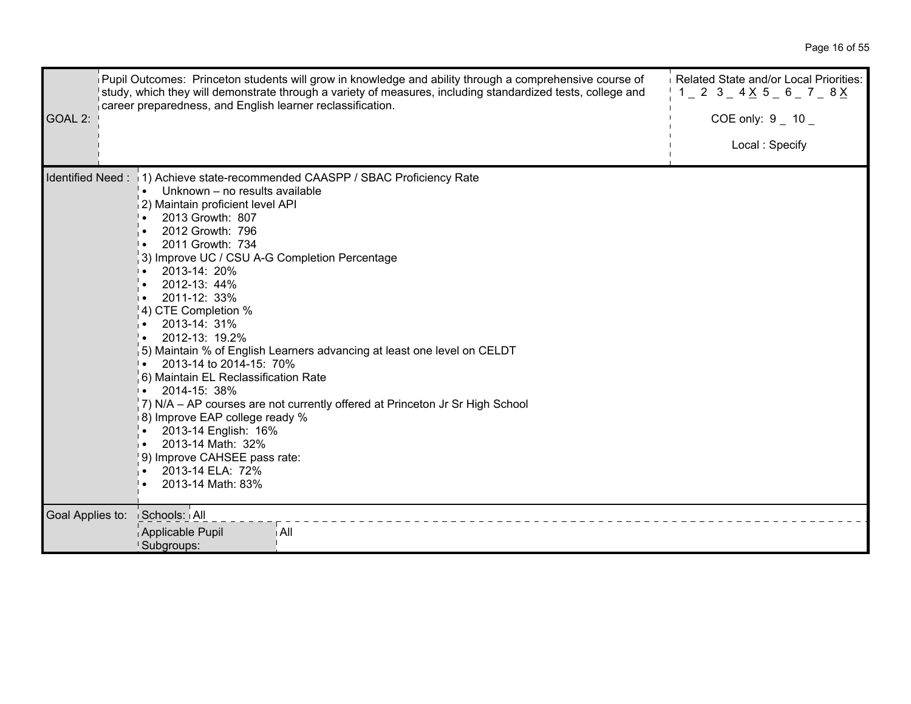| | | |
|---|---|---|
| **GOAL 2:** | Pupil Outcomes: Princeton students will grow in knowledge and ability through a comprehensive course of study, which they will demonstrate through a variety of measures, including standardized tests, college and career preparedness, and English learner reclassification. | Related State and/or Local Priorities:<br>1 _ 2 3 _ 4 X 5 _ 6 _ 7 _ 8 X<br><br>COE only: 9 _ 10 _<br><br>Local : Specify |

**Identified Need :**

1) Achieve state-recommended CAASPP / SBAC Proficiency Rate
   - Unknown – no results available
2) Maintain proficient level API
   - 2013 Growth: 807
   - 2012 Growth: 796
   - 2011 Growth: 734
3) Improve UC / CSU A-G Completion Percentage
   - 2013-14: 20%
   - 2012-13: 44%
   - 2011-12: 33%
4) CTE Completion %
   - 2013-14: 31%
   - 2012-13: 19.2%
5) Maintain % of English Learners advancing at least one level on CELDT
   - 2013-14 to 2014-15: 70%
6) Maintain EL Reclassification Rate
   - 2014-15: 38%
7) N/A – AP courses are not currently offered at Princeton Jr Sr High School
8) Improve EAP college ready %
   - 2013-14 English: 16%
   - 2013-14 Math: 32%
9) Improve CAHSEE pass rate:
   - 2013-14 ELA: 72%
   - 2013-14 Math: 83%

| Goal Applies to: | | |
|---|---|---|
| | Schools: | All |
| | Applicable Pupil Subgroups: | All |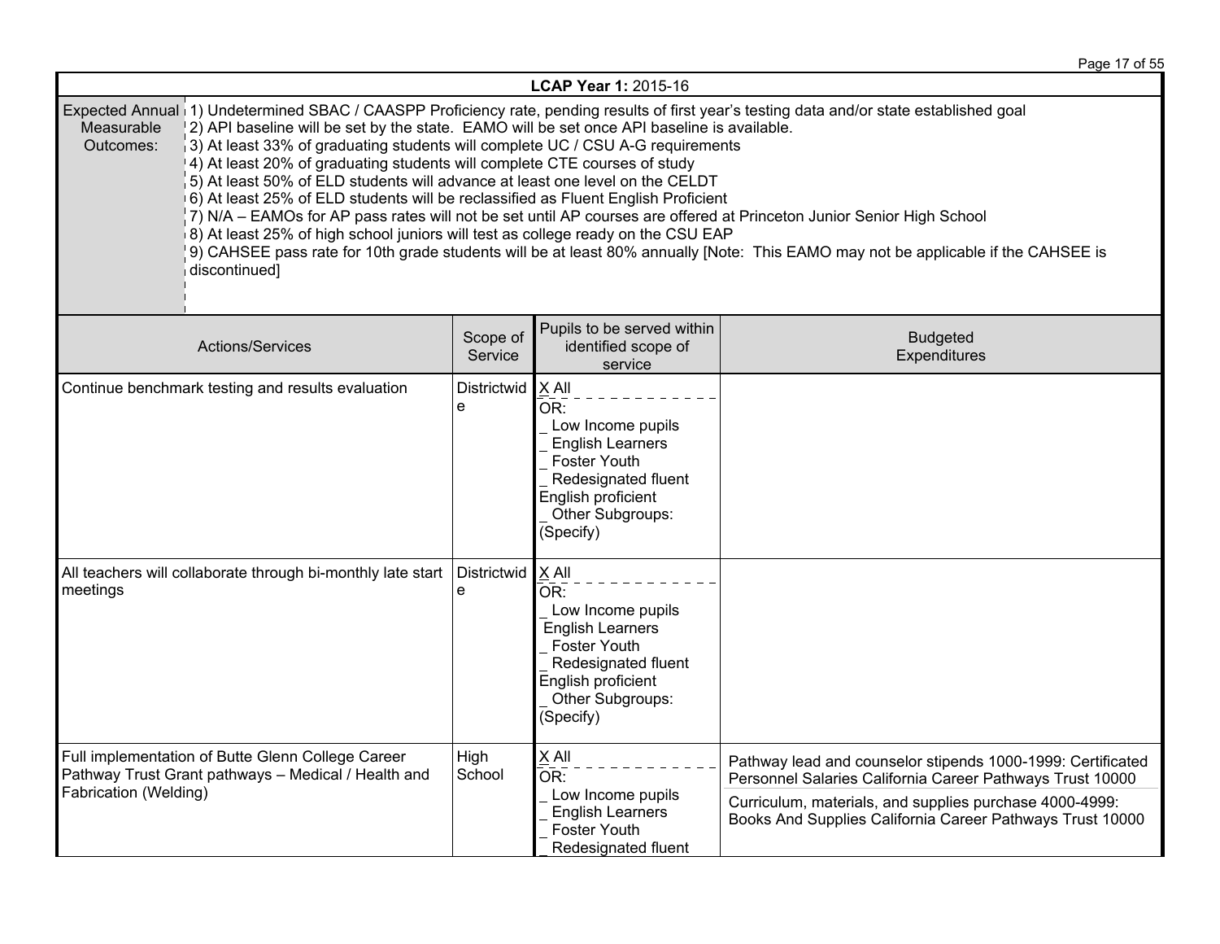| LCAP Year 1: 2015-16 | | | |
|---|---|---|---|
| Expected Annual Measurable Outcomes: | 1) Undetermined SBAC / CAASPP Proficiency rate, pending results of first year's testing data and/or state established goal<br>2) API baseline will be set by the state. EAMO will be set once API baseline is available.<br>3) At least 33% of graduating students will complete UC / CSU A-G requirements<br>4) At least 20% of graduating students will complete CTE courses of study<br>5) At least 50% of ELD students will advance at least one level on the CELDT<br>6) At least 25% of ELD students will be reclassified as Fluent English Proficient<br>7) N/A – EAMOs for AP pass rates will not be set until AP courses are offered at Princeton Junior Senior High School<br>8) At least 25% of high school juniors will test as college ready on the CSU EAP<br>9) CAHSEE pass rate for 10th grade students will be at least 80% annually [Note: This EAMO may not be applicable if the CAHSEE is discontinued] | | |

| Actions/Services | Scope of Service | Pupils to be served within identified scope of service | Budgeted Expenditures |
|---|---|---|---|
| Continue benchmark testing and results evaluation | Districtwide | X All<br>OR:<br>_ Low Income pupils<br>_ English Learners<br>_ Foster Youth<br>_ Redesignated fluent English proficient<br>_ Other Subgroups: (Specify) | |
| All teachers will collaborate through bi-monthly late start meetings | Districtwide | X All<br>OR:<br>_ Low Income pupils<br>English Learners<br>_ Foster Youth<br>_ Redesignated fluent English proficient<br>_ Other Subgroups: (Specify) | |
| Full implementation of Butte Glenn College Career Pathway Trust Grant pathways – Medical / Health and Fabrication (Welding) | High School | X All<br>OR:<br>_ Low Income pupils<br>_ English Learners<br>_ Foster Youth<br>_ Redesignated fluent | Pathway lead and counselor stipends 1000-1999: Certificated Personnel Salaries California Career Pathways Trust 10000<br>Curriculum, materials, and supplies purchase 4000-4999: Books And Supplies California Career Pathways Trust 10000 |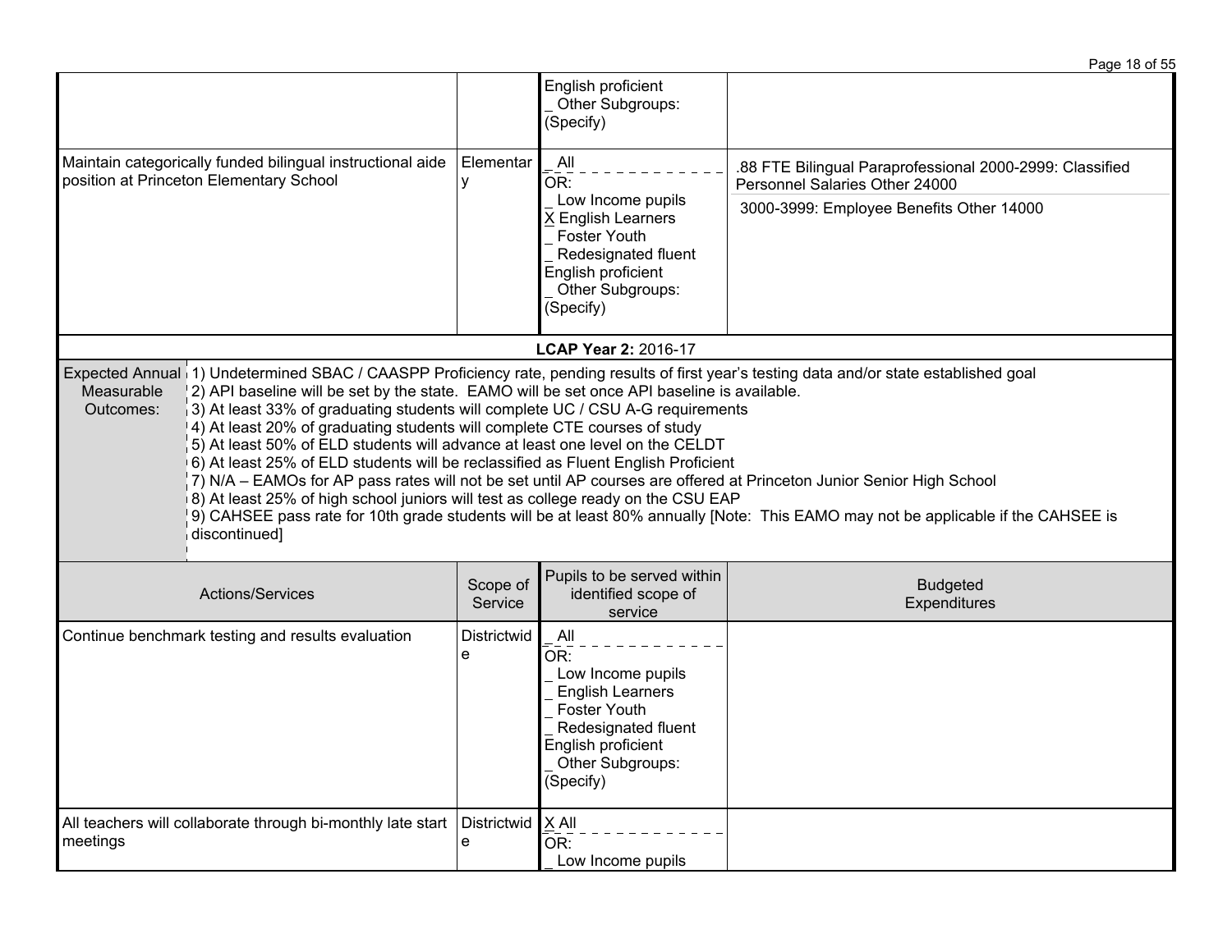| | | | |
|---|---|---|---|
| | | English proficient<br>_ Other Subgroups: (Specify) | |
| Maintain categorically funded bilingual instructional aide position at Princeton Elementary School | Elementary | _ All<br>OR:<br>_ Low Income pupils<br>X English Learners<br>_ Foster Youth<br>_ Redesignated fluent English proficient<br>_ Other Subgroups: (Specify) | .88 FTE Bilingual Paraprofessional 2000-2999: Classified Personnel Salaries Other 24000<br>3000-3999: Employee Benefits Other 14000 |

**LCAP Year 2:** 2016-17

**Expected Annual Measurable Outcomes:**

1) Undetermined SBAC / CAASPP Proficiency rate, pending results of first year's testing data and/or state established goal
2) API baseline will be set by the state. EAMO will be set once API baseline is available.
3) At least 33% of graduating students will complete UC / CSU A-G requirements
4) At least 20% of graduating students will complete CTE courses of study
5) At least 50% of ELD students will advance at least one level on the CELDT
6) At least 25% of ELD students will be reclassified as Fluent English Proficient
7) N/A – EAMOs for AP pass rates will not be set until AP courses are offered at Princeton Junior Senior High School
8) At least 25% of high school juniors will test as college ready on the CSU EAP
9) CAHSEE pass rate for 10th grade students will be at least 80% annually [Note: This EAMO may not be applicable if the CAHSEE is discontinued]

| Actions/Services | Scope of Service | Pupils to be served within identified scope of service | Budgeted Expenditures |
|---|---|---|---|
| Continue benchmark testing and results evaluation | Districtwide | _ All<br>OR:<br>_ Low Income pupils<br>_ English Learners<br>_ Foster Youth<br>_ Redesignated fluent English proficient<br>_ Other Subgroups: (Specify) | |
| All teachers will collaborate through bi-monthly late start meetings | Districtwide | X All<br>OR:<br>_ Low Income pupils | |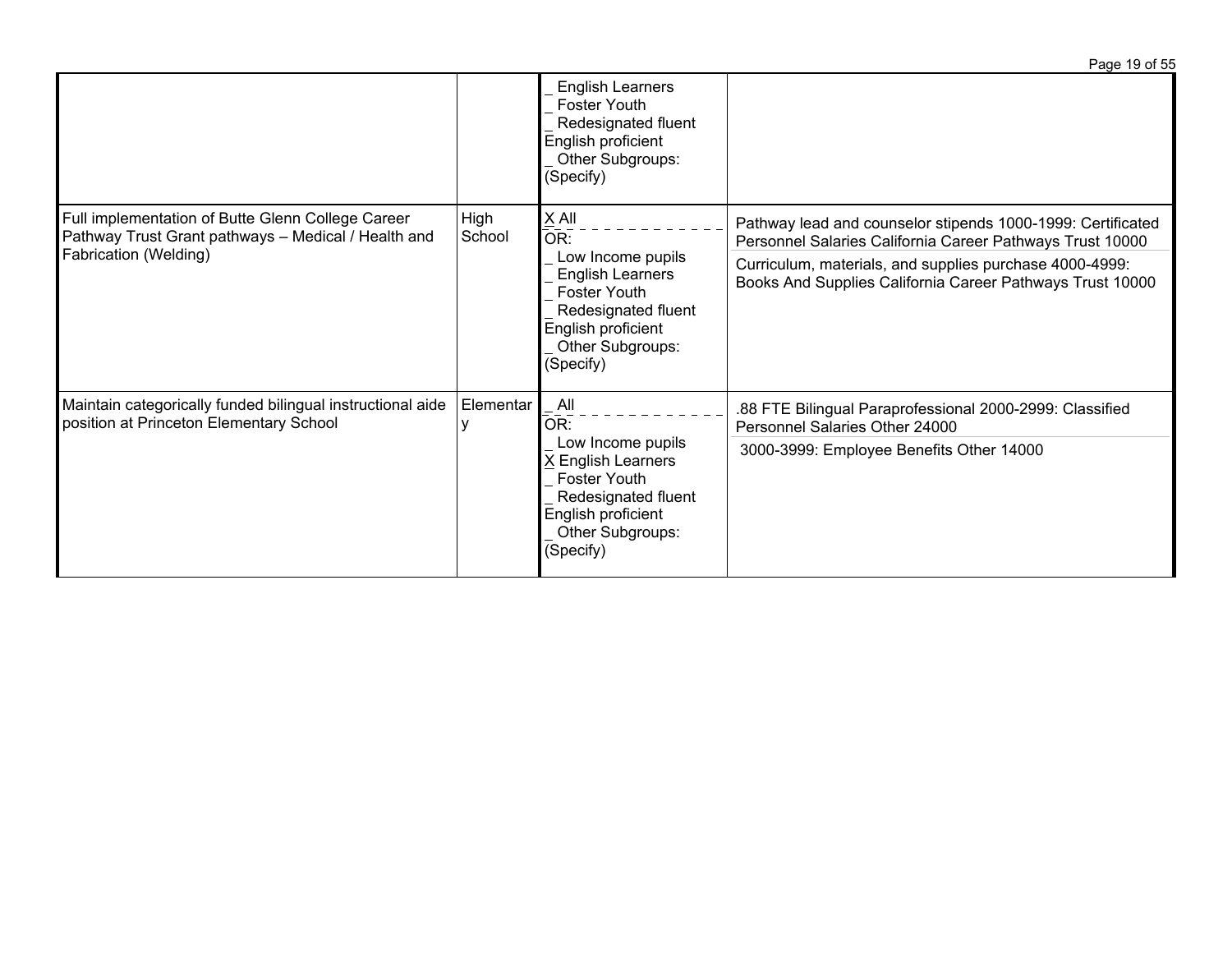| | | | |
|---|---|---|---|
| | | _ English Learners<br>_ Foster Youth<br>_ Redesignated fluent English proficient<br>_ Other Subgroups: (Specify) | |
| Full implementation of Butte Glenn College Career Pathway Trust Grant pathways – Medical / Health and Fabrication (Welding) | High School | X All<br>OR:<br>_ Low Income pupils<br>_ English Learners<br>_ Foster Youth<br>_ Redesignated fluent English proficient<br>_ Other Subgroups: (Specify) | Pathway lead and counselor stipends 1000-1999: Certificated Personnel Salaries California Career Pathways Trust 10000<br>Curriculum, materials, and supplies purchase 4000-4999: Books And Supplies California Career Pathways Trust 10000 |
| Maintain categorically funded bilingual instructional aide position at Princeton Elementary School | Elementary | _ All<br>OR:<br>_ Low Income pupils<br>X English Learners<br>_ Foster Youth<br>_ Redesignated fluent English proficient<br>_ Other Subgroups: (Specify) | .88 FTE Bilingual Paraprofessional 2000-2999: Classified Personnel Salaries Other 24000<br>3000-3999: Employee Benefits Other 14000 |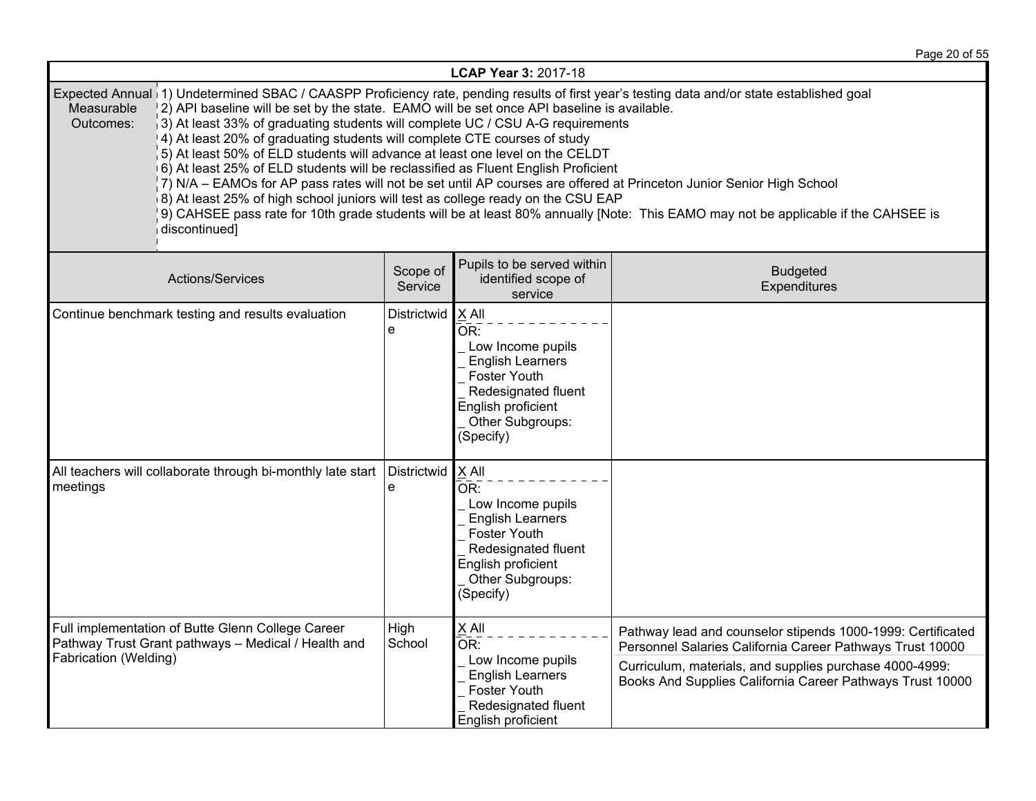| LCAP Year 3: 2017-18 | |
|---|---|
| Expected Annual Measurable Outcomes: | 1) Undetermined SBAC / CAASPP Proficiency rate, pending results of first year's testing data and/or state established goal<br>2) API baseline will be set by the state. EAMO will be set once API baseline is available.<br>3) At least 33% of graduating students will complete UC / CSU A-G requirements<br>4) At least 20% of graduating students will complete CTE courses of study<br>5) At least 50% of ELD students will advance at least one level on the CELDT<br>6) At least 25% of ELD students will be reclassified as Fluent English Proficient<br>7) N/A – EAMOs for AP pass rates will not be set until AP courses are offered at Princeton Junior Senior High School<br>8) At least 25% of high school juniors will test as college ready on the CSU EAP<br>9) CAHSEE pass rate for 10th grade students will be at least 80% annually [Note: This EAMO may not be applicable if the CAHSEE is discontinued] |

| Actions/Services | Scope of Service | Pupils to be served within identified scope of service | Budgeted Expenditures |
|---|---|---|---|
| Continue benchmark testing and results evaluation | Districtwide | X All<br>OR:<br>_ Low Income pupils<br>_ English Learners<br>_ Foster Youth<br>_ Redesignated fluent English proficient<br>_ Other Subgroups: (Specify) | |
| All teachers will collaborate through bi-monthly late start meetings | Districtwide | X All<br>OR:<br>_ Low Income pupils<br>_ English Learners<br>_ Foster Youth<br>_ Redesignated fluent English proficient<br>_ Other Subgroups: (Specify) | |
| Full implementation of Butte Glenn College Career Pathway Trust Grant pathways – Medical / Health and Fabrication (Welding) | High School | X All<br>OR:<br>_ Low Income pupils<br>_ English Learners<br>_ Foster Youth<br>_ Redesignated fluent English proficient | Pathway lead and counselor stipends 1000-1999: Certificated Personnel Salaries California Career Pathways Trust 10000<br>Curriculum, materials, and supplies purchase 4000-4999: Books And Supplies California Career Pathways Trust 10000 |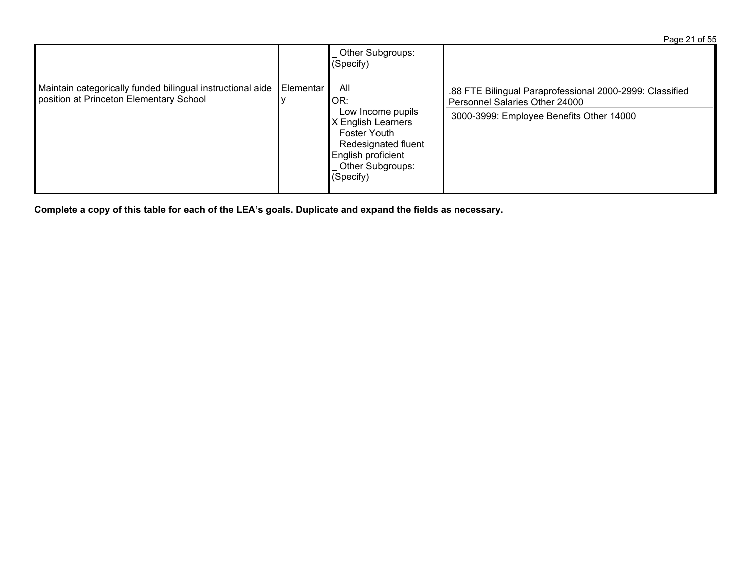| | | | |
|---|---|---|---|
| | | _ Other Subgroups: (Specify) | |
| Maintain categorically funded bilingual instructional aide position at Princeton Elementary School | Elementary | _ All<br>OR:<br>_ Low Income pupils<br>X English Learners<br>_ Foster Youth<br>_ Redesignated fluent English proficient<br>_ Other Subgroups: (Specify) | .88 FTE Bilingual Paraprofessional 2000-2999: Classified Personnel Salaries Other 24000<br>3000-3999: Employee Benefits Other 14000 |

**Complete a copy of this table for each of the LEA's goals. Duplicate and expand the fields as necessary.**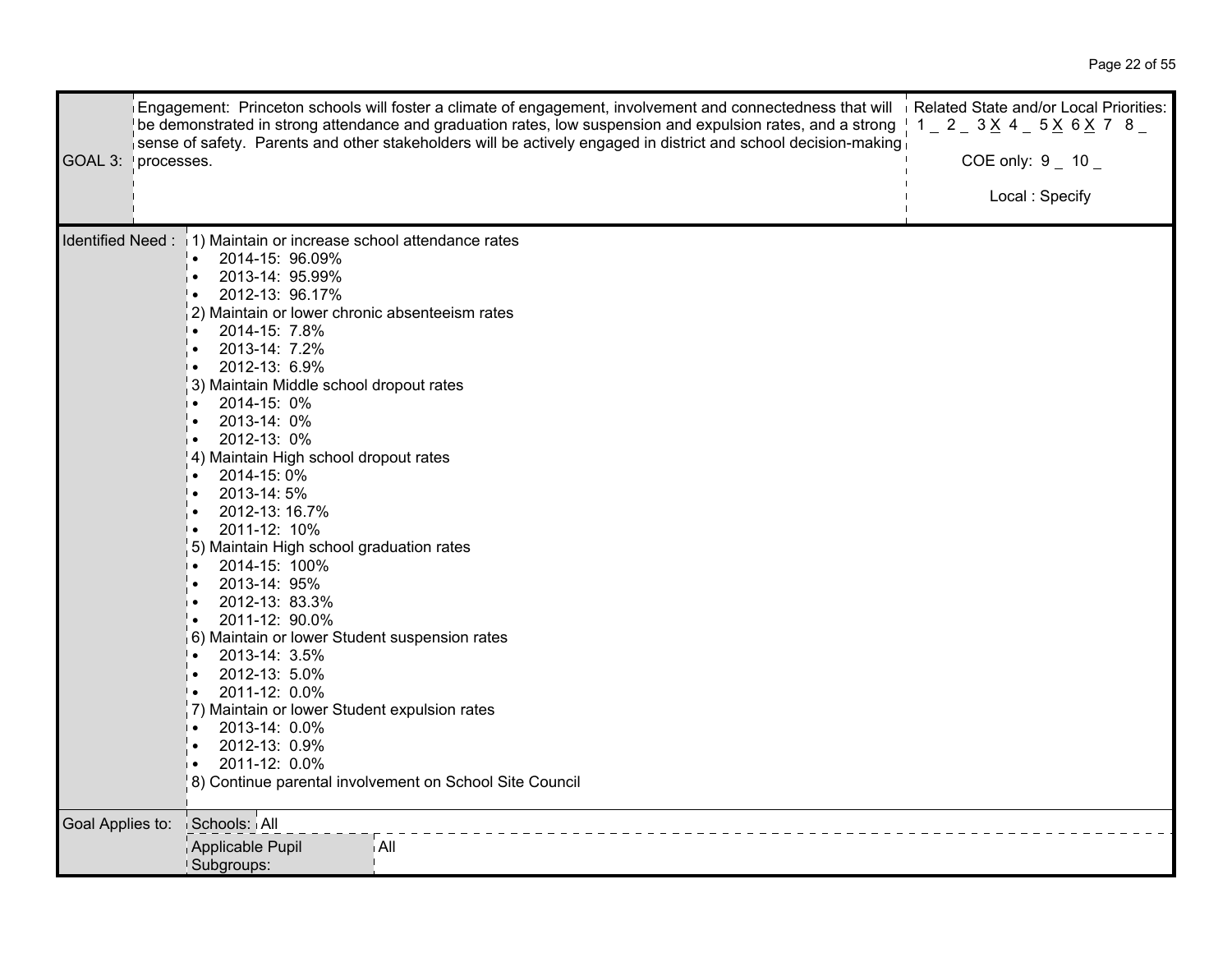| GOAL 3: | Engagement: Princeton schools will foster a climate of engagement, involvement and connectedness that will be demonstrated in strong attendance and graduation rates, low suspension and expulsion rates, and a strong sense of safety. Parents and other stakeholders will be actively engaged in district and school decision-making processes. | Related State and/or Local Priorities: 1 _ 2 _ 3 X 4 _ 5 X 6 X 7 8 _ <br> COE only: 9 _ 10 _ <br> Local : Specify |
|---|---|---|

**Identified Need :**

1) Maintain or increase school attendance rates
   - 2014-15: 96.09%
   - 2013-14: 95.99%
   - 2012-13: 96.17%
2) Maintain or lower chronic absenteeism rates
   - 2014-15: 7.8%
   - 2013-14: 7.2%
   - 2012-13: 6.9%
3) Maintain Middle school dropout rates
   - 2014-15: 0%
   - 2013-14: 0%
   - 2012-13: 0%
4) Maintain High school dropout rates
   - 2014-15: 0%
   - 2013-14: 5%
   - 2012-13: 16.7%
   - 2011-12: 10%
5) Maintain High school graduation rates
   - 2014-15: 100%
   - 2013-14: 95%
   - 2012-13: 83.3%
   - 2011-12: 90.0%
6) Maintain or lower Student suspension rates
   - 2013-14: 3.5%
   - 2012-13: 5.0%
   - 2011-12: 0.0%
7) Maintain or lower Student expulsion rates
   - 2013-14: 0.0%
   - 2012-13: 0.9%
   - 2011-12: 0.0%
8) Continue parental involvement on School Site Council

| Goal Applies to: | Schools: | All |
|---|---|---|
| | Applicable Pupil Subgroups: | All |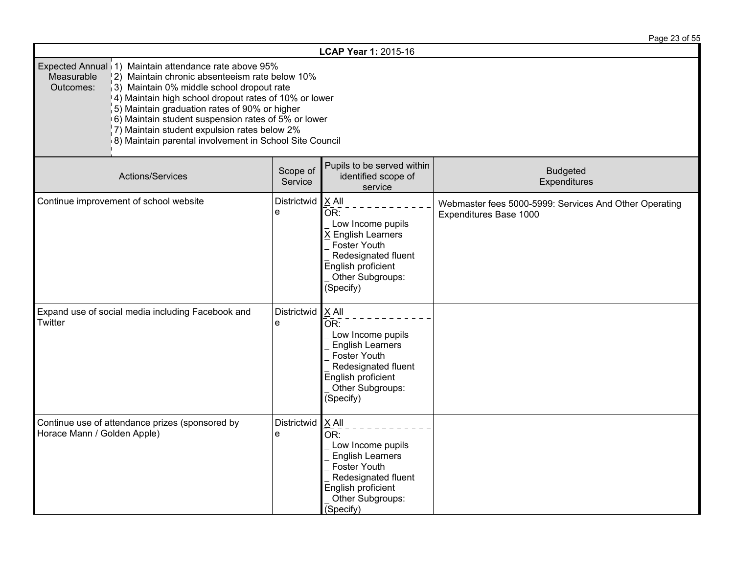| **LCAP Year 1:** 2015-16 | | | |
|---|---|---|---|
| Expected Annual Measurable Outcomes: | 1) Maintain attendance rate above 95%<br>2) Maintain chronic absenteeism rate below 10%<br>3) Maintain 0% middle school dropout rate<br>4) Maintain high school dropout rates of 10% or lower<br>5) Maintain graduation rates of 90% or higher<br>6) Maintain student suspension rates of 5% or lower<br>7) Maintain student expulsion rates below 2%<br>8) Maintain parental involvement in School Site Council | | |

| Actions/Services | Scope of Service | Pupils to be served within identified scope of service | Budgeted Expenditures |
|---|---|---|---|
| Continue improvement of school website | Districtwide | X All<br>OR:<br>_ Low Income pupils<br>X English Learners<br>_ Foster Youth<br>_ Redesignated fluent English proficient<br>_ Other Subgroups: (Specify) | Webmaster fees 5000-5999: Services And Other Operating Expenditures Base 1000 |
| Expand use of social media including Facebook and Twitter | Districtwide | X All<br>OR:<br>_ Low Income pupils<br>_ English Learners<br>_ Foster Youth<br>_ Redesignated fluent English proficient<br>_ Other Subgroups: (Specify) | |
| Continue use of attendance prizes (sponsored by Horace Mann / Golden Apple) | Districtwide | X All<br>OR:<br>_ Low Income pupils<br>_ English Learners<br>_ Foster Youth<br>_ Redesignated fluent English proficient<br>_ Other Subgroups: (Specify) | |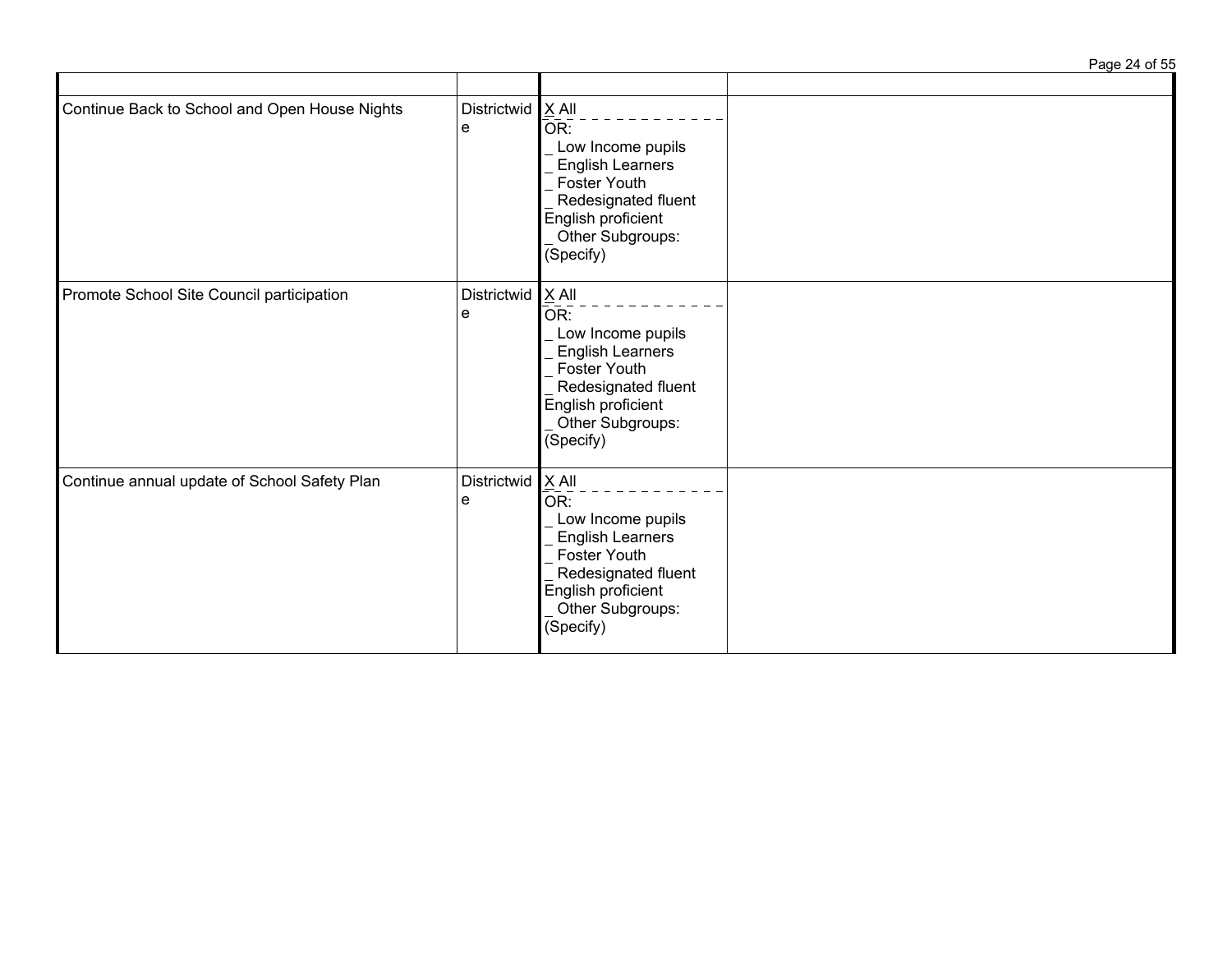| | | | |
|---|---|---|---|
| Continue Back to School and Open House Nights | Districtwide | X All<br>OR:<br>_ Low Income pupils<br>_ English Learners<br>_ Foster Youth<br>_ Redesignated fluent English proficient<br>_ Other Subgroups: (Specify) | |
| Promote School Site Council participation | Districtwide | X All<br>OR:<br>_ Low Income pupils<br>_ English Learners<br>_ Foster Youth<br>_ Redesignated fluent English proficient<br>_ Other Subgroups: (Specify) | |
| Continue annual update of School Safety Plan | Districtwide | X All<br>OR:<br>_ Low Income pupils<br>_ English Learners<br>_ Foster Youth<br>_ Redesignated fluent English proficient<br>_ Other Subgroups: (Specify) | |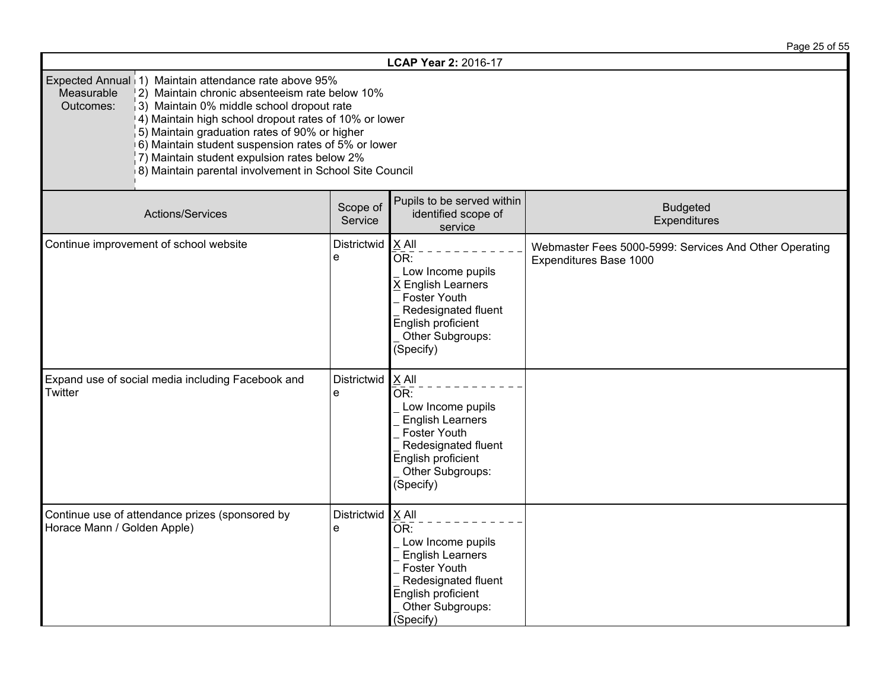**LCAP Year 2:** 2016-17

| Expected Annual Measurable Outcomes: | 1) Maintain attendance rate above 95%<br>2) Maintain chronic absenteeism rate below 10%<br>3) Maintain 0% middle school dropout rate<br>4) Maintain high school dropout rates of 10% or lower<br>5) Maintain graduation rates of 90% or higher<br>6) Maintain student suspension rates of 5% or lower<br>7) Maintain student expulsion rates below 2%<br>8) Maintain parental involvement in School Site Council |
|---|---|

| Actions/Services | Scope of Service | Pupils to be served within identified scope of service | Budgeted Expenditures |
|---|---|---|---|
| Continue improvement of school website | Districtwide | X All<br>OR:<br>_ Low Income pupils<br>X English Learners<br>_ Foster Youth<br>_ Redesignated fluent English proficient<br>_ Other Subgroups: (Specify) | Webmaster Fees 5000-5999: Services And Other Operating Expenditures Base 1000 |
| Expand use of social media including Facebook and Twitter | Districtwide | X All<br>OR:<br>_ Low Income pupils<br>_ English Learners<br>_ Foster Youth<br>_ Redesignated fluent English proficient<br>_ Other Subgroups: (Specify) | |
| Continue use of attendance prizes (sponsored by Horace Mann / Golden Apple) | Districtwide | X All<br>OR:<br>_ Low Income pupils<br>_ English Learners<br>_ Foster Youth<br>_ Redesignated fluent English proficient<br>_ Other Subgroups: (Specify) | |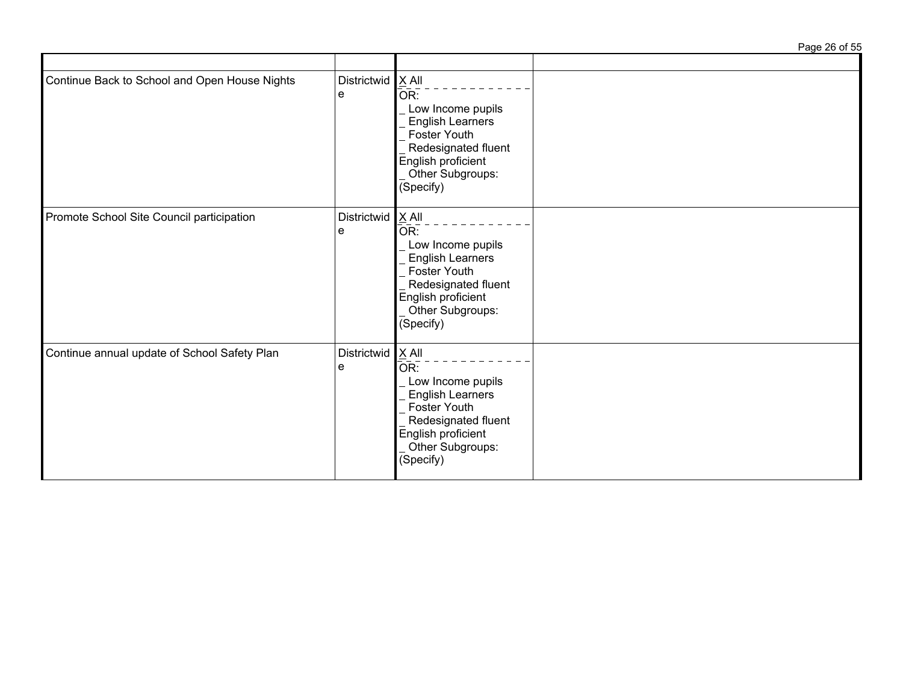| | | | |
|---|---|---|---|
| Continue Back to School and Open House Nights | Districtwide | X All<br>OR:<br>_ Low Income pupils<br>_ English Learners<br>_ Foster Youth<br>_ Redesignated fluent English proficient<br>_ Other Subgroups: (Specify) | |
| Promote School Site Council participation | Districtwide | X All<br>OR:<br>_ Low Income pupils<br>_ English Learners<br>_ Foster Youth<br>_ Redesignated fluent English proficient<br>_ Other Subgroups: (Specify) | |
| Continue annual update of School Safety Plan | Districtwide | X All<br>OR:<br>_ Low Income pupils<br>_ English Learners<br>_ Foster Youth<br>_ Redesignated fluent English proficient<br>_ Other Subgroups: (Specify) | |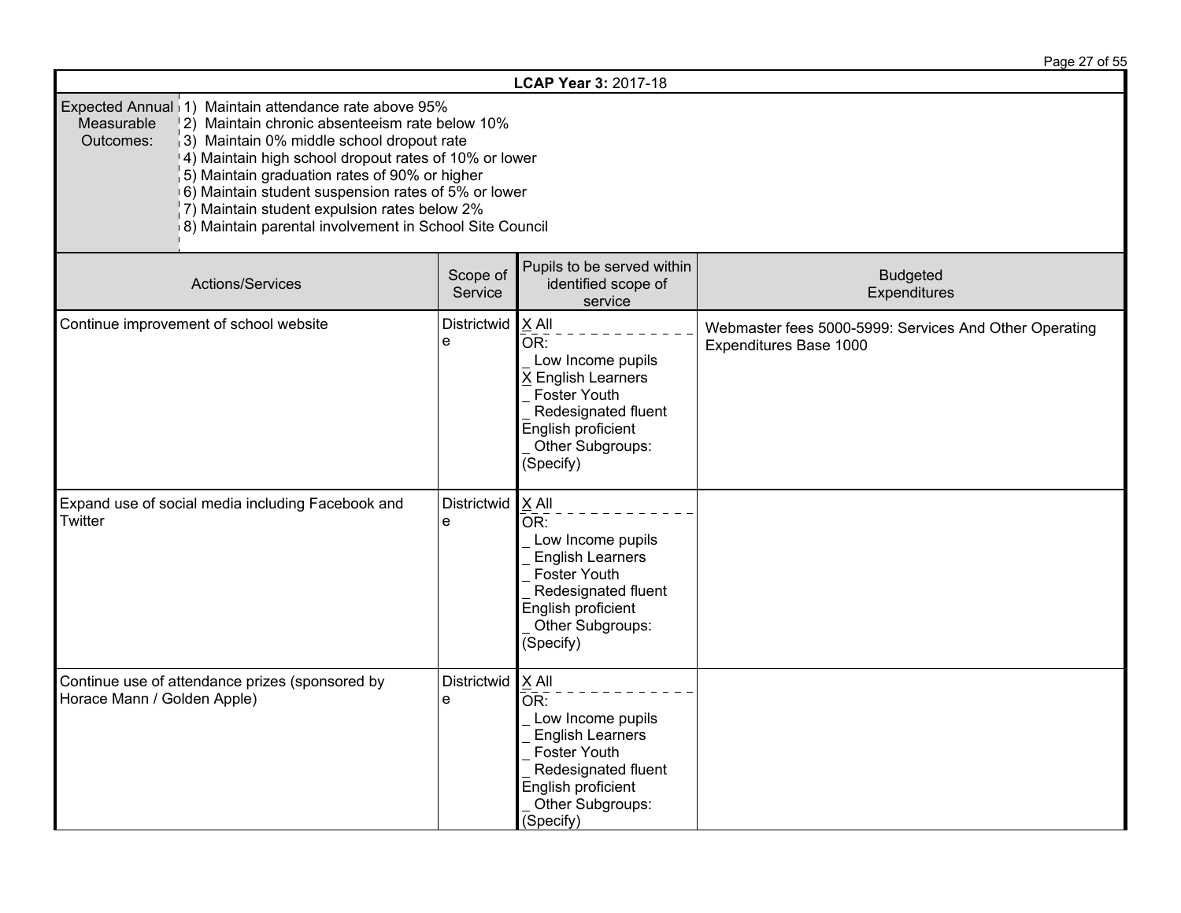| **LCAP Year 3:** 2017-18 | | | |
|---|---|---|---|
| Expected Annual Measurable Outcomes: | 1) Maintain attendance rate above 95%<br>2) Maintain chronic absenteeism rate below 10%<br>3) Maintain 0% middle school dropout rate<br>4) Maintain high school dropout rates of 10% or lower<br>5) Maintain graduation rates of 90% or higher<br>6) Maintain student suspension rates of 5% or lower<br>7) Maintain student expulsion rates below 2%<br>8) Maintain parental involvement in School Site Council | | |

| Actions/Services | Scope of Service | Pupils to be served within identified scope of service | Budgeted Expenditures |
|---|---|---|---|
| Continue improvement of school website | Districtwide | X All<br>OR:<br>_ Low Income pupils<br>X English Learners<br>_ Foster Youth<br>_ Redesignated fluent English proficient<br>_ Other Subgroups: (Specify) | Webmaster fees 5000-5999: Services And Other Operating Expenditures Base 1000 |
| Expand use of social media including Facebook and Twitter | Districtwide | X All<br>OR:<br>_ Low Income pupils<br>_ English Learners<br>_ Foster Youth<br>_ Redesignated fluent English proficient<br>_ Other Subgroups: (Specify) | |
| Continue use of attendance prizes (sponsored by Horace Mann / Golden Apple) | Districtwide | X All<br>OR:<br>_ Low Income pupils<br>_ English Learners<br>_ Foster Youth<br>_ Redesignated fluent English proficient<br>_ Other Subgroups: (Specify) | |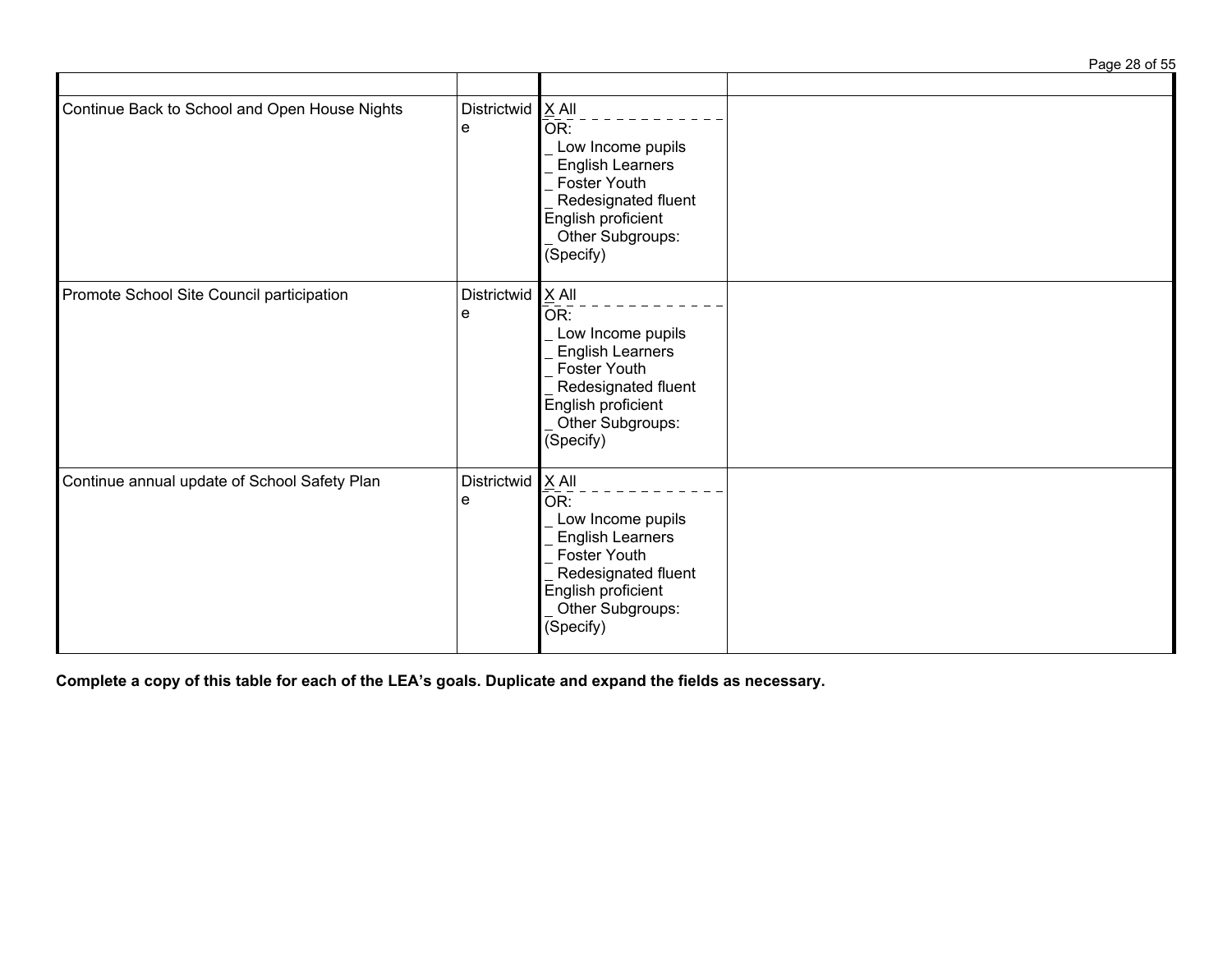| | | | |
|---|---|---|---|
| Continue Back to School and Open House Nights | Districtwide | X All<br>OR:<br>_ Low Income pupils<br>_ English Learners<br>_ Foster Youth<br>_ Redesignated fluent English proficient<br>_ Other Subgroups: (Specify) | |
| Promote School Site Council participation | Districtwide | X All<br>OR:<br>_ Low Income pupils<br>_ English Learners<br>_ Foster Youth<br>_ Redesignated fluent English proficient<br>_ Other Subgroups: (Specify) | |
| Continue annual update of School Safety Plan | Districtwide | X All<br>OR:<br>_ Low Income pupils<br>_ English Learners<br>_ Foster Youth<br>_ Redesignated fluent English proficient<br>_ Other Subgroups: (Specify) | |

**Complete a copy of this table for each of the LEA's goals. Duplicate and expand the fields as necessary.**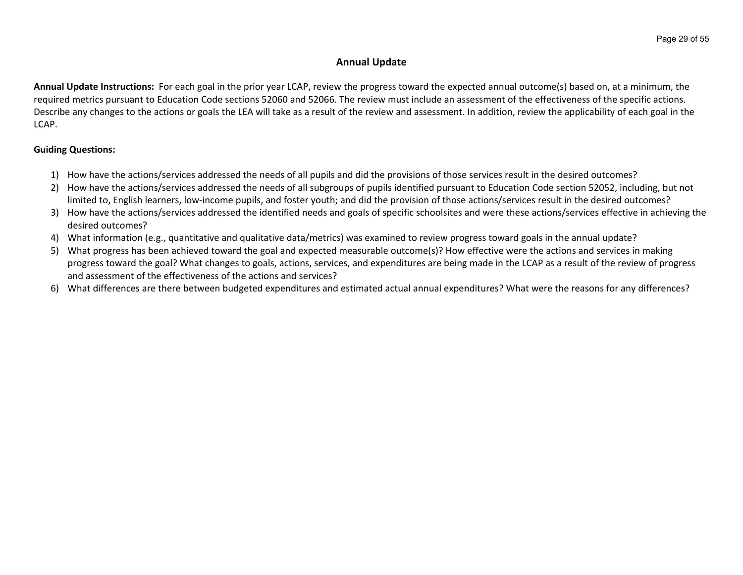# Annual Update

**Annual Update Instructions:** For each goal in the prior year LCAP, review the progress toward the expected annual outcome(s) based on, at a minimum, the required metrics pursuant to Education Code sections 52060 and 52066. The review must include an assessment of the effectiveness of the specific actions. Describe any changes to the actions or goals the LEA will take as a result of the review and assessment. In addition, review the applicability of each goal in the LCAP.

**Guiding Questions:**

1) How have the actions/services addressed the needs of all pupils and did the provisions of those services result in the desired outcomes?
2) How have the actions/services addressed the needs of all subgroups of pupils identified pursuant to Education Code section 52052, including, but not limited to, English learners, low-income pupils, and foster youth; and did the provision of those actions/services result in the desired outcomes?
3) How have the actions/services addressed the identified needs and goals of specific schoolsites and were these actions/services effective in achieving the desired outcomes?
4) What information (e.g., quantitative and qualitative data/metrics) was examined to review progress toward goals in the annual update?
5) What progress has been achieved toward the goal and expected measurable outcome(s)? How effective were the actions and services in making progress toward the goal? What changes to goals, actions, services, and expenditures are being made in the LCAP as a result of the review of progress and assessment of the effectiveness of the actions and services?
6) What differences are there between budgeted expenditures and estimated actual annual expenditures? What were the reasons for any differences?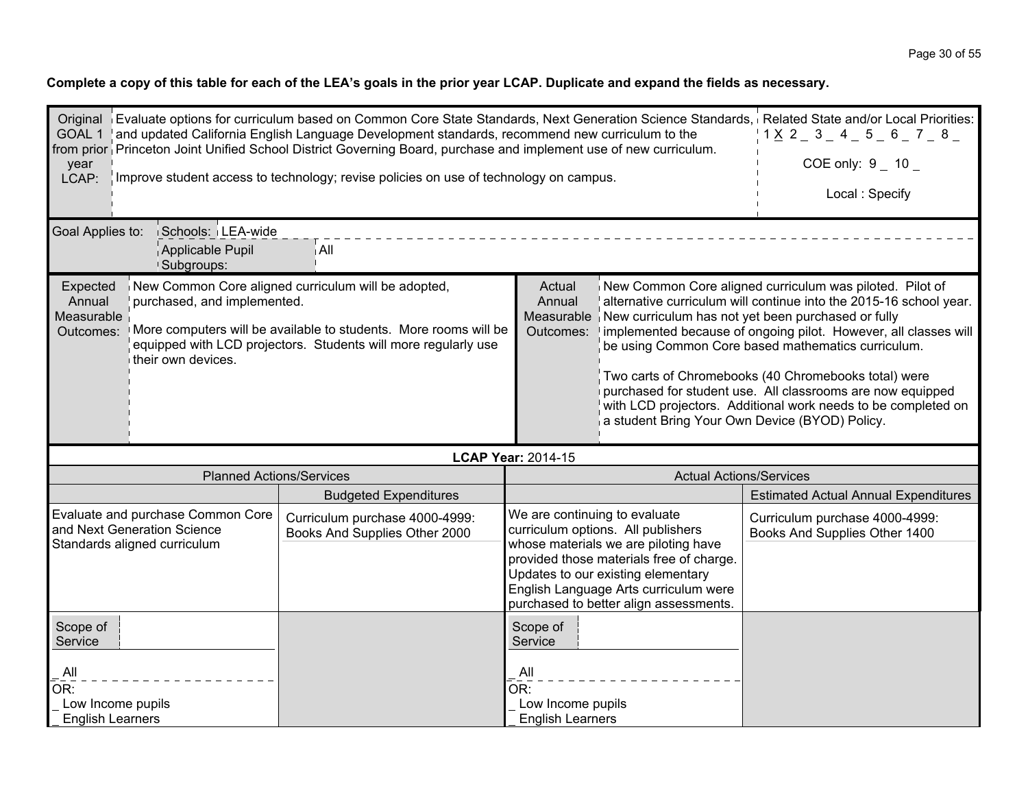**Complete a copy of this table for each of the LEA's goals in the prior year LCAP. Duplicate and expand the fields as necessary.**

| Original GOAL 1 from prior year LCAP: | Evaluate options for curriculum based on Common Core State Standards, Next Generation Science Standards, and updated California English Language Development standards, recommend new curriculum to the Princeton Joint Unified School District Governing Board, purchase and implement use of new curriculum.<br><br>Improve student access to technology; revise policies on use of technology on campus. | Related State and/or Local Priorities:<br>1 X 2 _ 3 _ 4 _ 5 _ 6 _ 7 _ 8 _<br><br>COE only: 9 _ 10 _<br><br>Local : Specify |
|---|---|---|

| Goal Applies to: | Schools: | LEA-wide |
|---|---|---|
| | Applicable Pupil Subgroups: | All |

| Expected Annual Measurable Outcomes: | New Common Core aligned curriculum will be adopted, purchased, and implemented.<br><br>More computers will be available to students. More rooms will be equipped with LCD projectors. Students will more regularly use their own devices. | Actual Annual Measurable Outcomes: | New Common Core aligned curriculum was piloted. Pilot of alternative curriculum will continue into the 2015-16 school year. New curriculum has not yet been purchased or fully implemented because of ongoing pilot. However, all classes will be using Common Core based mathematics curriculum.<br><br>Two carts of Chromebooks (40 Chromebooks total) were purchased for student use. All classrooms are now equipped with LCD projectors. Additional work needs to be completed on a student Bring Your Own Device (BYOD) Policy. |
|---|---|---|---|

**LCAP Year:** 2014-15

| Planned Actions/Services | | Actual Actions/Services | |
|---|---|---|---|
| | Budgeted Expenditures | | Estimated Actual Annual Expenditures |
| Evaluate and purchase Common Core and Next Generation Science Standards aligned curriculum | Curriculum purchase 4000-4999: Books And Supplies Other 2000 | We are continuing to evaluate curriculum options. All publishers whose materials we are piloting have provided those materials free of charge. Updates to our existing elementary English Language Arts curriculum were purchased to better align assessments. | Curriculum purchase 4000-4999: Books And Supplies Other 1400 |
| Scope of Service<br><br>_ All<br>OR:<br>_ Low Income pupils<br>_ English Learners | | Scope of Service<br><br>_ All<br>OR:<br>_ Low Income pupils<br>_ English Learners | |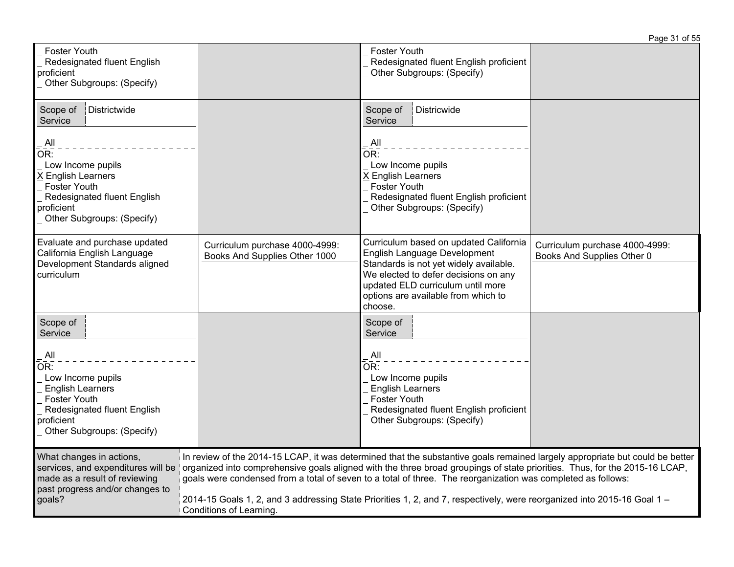| | | | |
|---|---|---|---|
| _ Foster Youth<br>_ Redesignated fluent English proficient<br>_ Other Subgroups: (Specify) | | _ Foster Youth<br>_ Redesignated fluent English proficient<br>_ Other Subgroups: (Specify) | |
| Scope of Service: Districtwide<br><br>_ All<br>OR:<br>_ Low Income pupils<br>X English Learners<br>_ Foster Youth<br>_ Redesignated fluent English proficient<br>_ Other Subgroups: (Specify) | | Scope of Service: Districwide<br><br>_ All<br>OR:<br>_ Low Income pupils<br>X English Learners<br>_ Foster Youth<br>_ Redesignated fluent English proficient<br>_ Other Subgroups: (Specify) | |
| Evaluate and purchase updated California English Language Development Standards aligned curriculum | Curriculum purchase 4000-4999: Books And Supplies Other 1000 | Curriculum based on updated California English Language Development Standards is not yet widely available. We elected to defer decisions on any updated ELD curriculum until more options are available from which to choose. | Curriculum purchase 4000-4999: Books And Supplies Other 0 |
| Scope of Service:<br><br>_ All<br>OR:<br>_ Low Income pupils<br>_ English Learners<br>_ Foster Youth<br>_ Redesignated fluent English proficient<br>_ Other Subgroups: (Specify) | | Scope of Service:<br><br>_ All<br>OR:<br>_ Low Income pupils<br>_ English Learners<br>_ Foster Youth<br>_ Redesignated fluent English proficient<br>_ Other Subgroups: (Specify) | |

| What changes in actions, services, and expenditures will be made as a result of reviewing past progress and/or changes to goals? | In review of the 2014-15 LCAP, it was determined that the substantive goals remained largely appropriate but could be better organized into comprehensive goals aligned with the three broad groupings of state priorities. Thus, for the 2015-16 LCAP, goals were condensed from a total of seven to a total of three. The reorganization was completed as follows:<br><br>2014-15 Goals 1, 2, and 3 addressing State Priorities 1, 2, and 7, respectively, were reorganized into 2015-16 Goal 1 – Conditions of Learning. |
|---|---|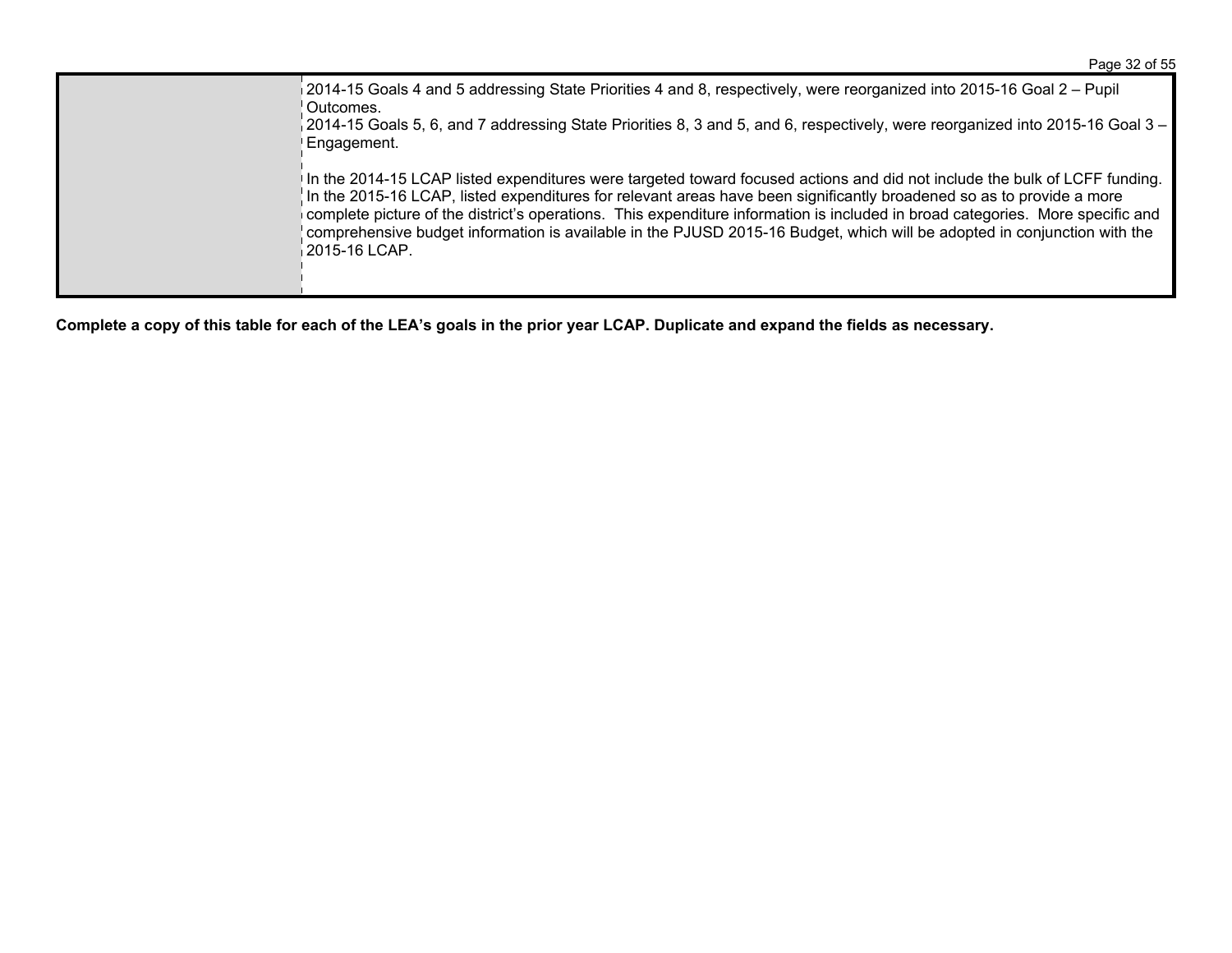| | |
|---|---|
| | 2014-15 Goals 4 and 5 addressing State Priorities 4 and 8, respectively, were reorganized into 2015-16 Goal 2 – Pupil Outcomes.<br>2014-15 Goals 5, 6, and 7 addressing State Priorities 8, 3 and 5, and 6, respectively, were reorganized into 2015-16 Goal 3 – Engagement.<br><br>In the 2014-15 LCAP listed expenditures were targeted toward focused actions and did not include the bulk of LCFF funding. In the 2015-16 LCAP, listed expenditures for relevant areas have been significantly broadened so as to provide a more complete picture of the district's operations. This expenditure information is included in broad categories. More specific and comprehensive budget information is available in the PJUSD 2015-16 Budget, which will be adopted in conjunction with the 2015-16 LCAP. |

**Complete a copy of this table for each of the LEA's goals in the prior year LCAP. Duplicate and expand the fields as necessary.**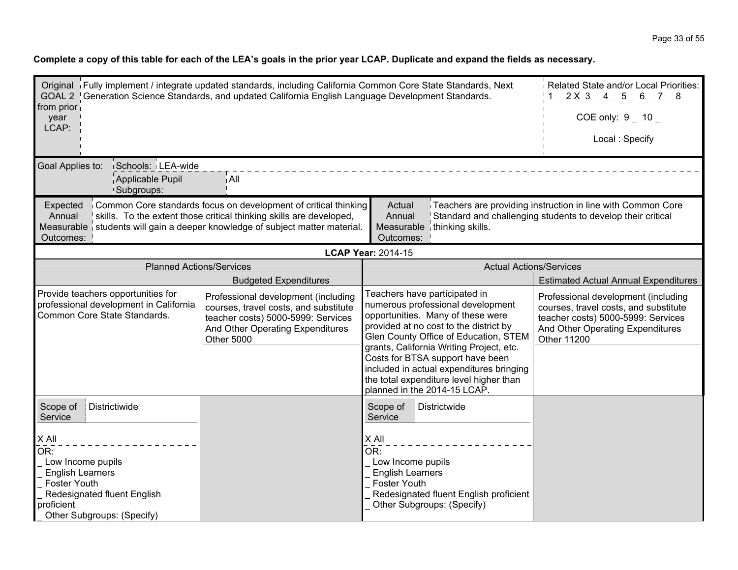**Complete a copy of this table for each of the LEA's goals in the prior year LCAP. Duplicate and expand the fields as necessary.**

| Original GOAL 2 from prior year LCAP: | Fully implement / integrate updated standards, including California Common Core State Standards, Next Generation Science Standards, and updated California English Language Development Standards. | Related State and/or Local Priorities: 1 _ 2 X 3 _ 4 _ 5 _ 6 _ 7 _ 8 _ COE only: 9 _ 10 _ Local : Specify |
|---|---|---|

| Goal Applies to: | Schools: | LEA-wide |
|---|---|---|
| | Applicable Pupil Subgroups: | All |

| Expected Annual Measurable Outcomes: | Common Core standards focus on development of critical thinking skills. To the extent those critical thinking skills are developed, students will gain a deeper knowledge of subject matter material. | Actual Annual Measurable Outcomes: | Teachers are providing instruction in line with Common Core Standard and challenging students to develop their critical thinking skills. |
|---|---|---|---|

**LCAP Year:** 2014-15

| Planned Actions/Services | | Actual Actions/Services | |
|---|---|---|---|
| | Budgeted Expenditures | | Estimated Actual Annual Expenditures |
| Provide teachers opportunities for professional development in California Common Core State Standards. | Professional development (including courses, travel costs, and substitute teacher costs) 5000-5999: Services And Other Operating Expenditures Other 5000 | Teachers have participated in numerous professional development opportunities. Many of these were provided at no cost to the district by Glen County Office of Education, STEM grants, California Writing Project, etc. Costs for BTSA support have been included in actual expenditures bringing the total expenditure level higher than planned in the 2014-15 LCAP. | Professional development (including courses, travel costs, and substitute teacher costs) 5000-5999: Services And Other Operating Expenditures Other 11200 |
| Scope of Service: Districtiwide<br><br>X All<br>OR:<br>_ Low Income pupils<br>_ English Learners<br>_ Foster Youth<br>_ Redesignated fluent English proficient<br>_ Other Subgroups: (Specify) | | Scope of Service: Districtwide<br><br>X All<br>OR:<br>_ Low Income pupils<br>_ English Learners<br>_ Foster Youth<br>_ Redesignated fluent English proficient<br>_ Other Subgroups: (Specify) | |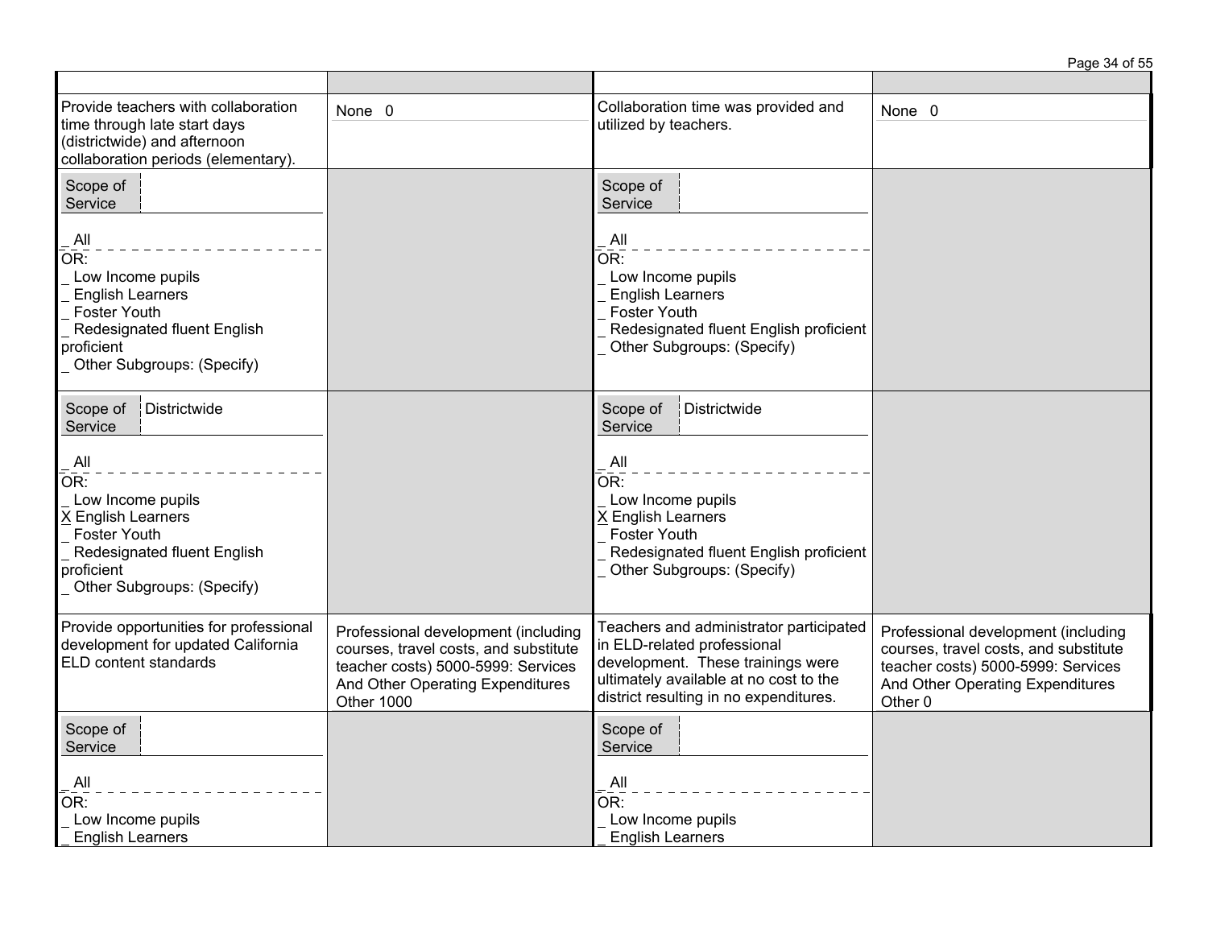| | | | |
|---|---|---|---|
| Provide teachers with collaboration time through late start days (districtwide) and afternoon collaboration periods (elementary). | None 0 | Collaboration time was provided and utilized by teachers. | None 0 |
| Scope of Service<br><br>_ All<br>OR:<br>_ Low Income pupils<br>_ English Learners<br>_ Foster Youth<br>_ Redesignated fluent English proficient<br>_ Other Subgroups: (Specify) | | Scope of Service<br><br>_ All<br>OR:<br>_ Low Income pupils<br>_ English Learners<br>_ Foster Youth<br>_ Redesignated fluent English proficient<br>_ Other Subgroups: (Specify) | |
| Scope of Service: Districtwide<br><br>_ All<br>OR:<br>_ Low Income pupils<br>X English Learners<br>_ Foster Youth<br>_ Redesignated fluent English proficient<br>_ Other Subgroups: (Specify) | | Scope of Service: Districtwide<br><br>_ All<br>OR:<br>_ Low Income pupils<br>X English Learners<br>_ Foster Youth<br>_ Redesignated fluent English proficient<br>_ Other Subgroups: (Specify) | |
| Provide opportunities for professional development for updated California ELD content standards | Professional development (including courses, travel costs, and substitute teacher costs) 5000-5999: Services And Other Operating Expenditures Other 1000 | Teachers and administrator participated in ELD-related professional development. These trainings were ultimately available at no cost to the district resulting in no expenditures. | Professional development (including courses, travel costs, and substitute teacher costs) 5000-5999: Services And Other Operating Expenditures Other 0 |
| Scope of Service<br><br>_ All<br>OR:<br>_ Low Income pupils<br>_ English Learners | | Scope of Service<br><br>_ All<br>OR:<br>_ Low Income pupils<br>_ English Learners | |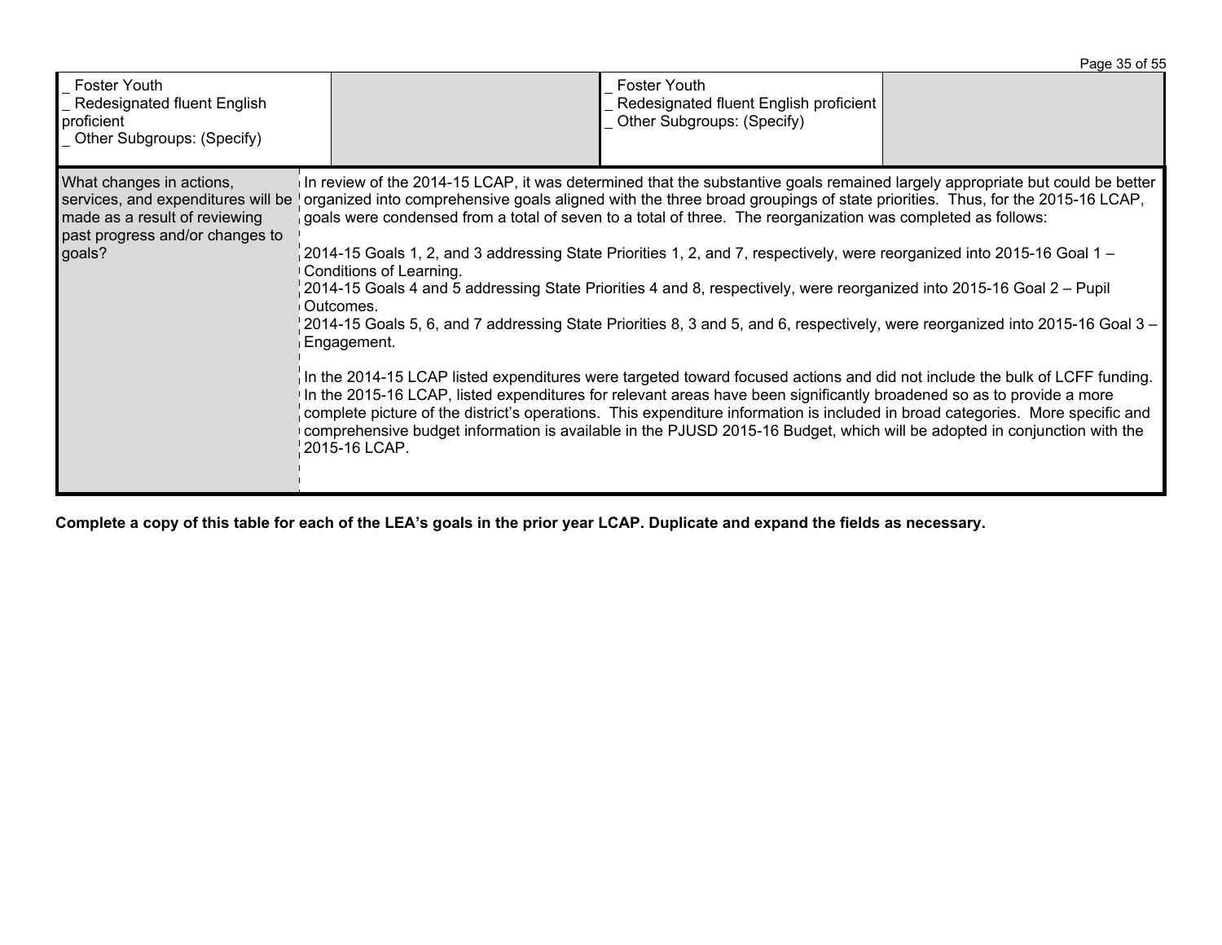| _ Foster Youth<br>_ Redesignated fluent English proficient<br>_ Other Subgroups: (Specify) | | _ Foster Youth<br>_ Redesignated fluent English proficient<br>_ Other Subgroups: (Specify) | |
|---|---|---|---|

| What changes in actions, services, and expenditures will be made as a result of reviewing past progress and/or changes to goals? | In review of the 2014-15 LCAP, it was determined that the substantive goals remained largely appropriate but could be better organized into comprehensive goals aligned with the three broad groupings of state priorities. Thus, for the 2015-16 LCAP, goals were condensed from a total of seven to a total of three. The reorganization was completed as follows:<br><br>2014-15 Goals 1, 2, and 3 addressing State Priorities 1, 2, and 7, respectively, were reorganized into 2015-16 Goal 1 – Conditions of Learning.<br>2014-15 Goals 4 and 5 addressing State Priorities 4 and 8, respectively, were reorganized into 2015-16 Goal 2 – Pupil Outcomes.<br>2014-15 Goals 5, 6, and 7 addressing State Priorities 8, 3 and 5, and 6, respectively, were reorganized into 2015-16 Goal 3 – Engagement.<br><br>In the 2014-15 LCAP listed expenditures were targeted toward focused actions and did not include the bulk of LCFF funding. In the 2015-16 LCAP, listed expenditures for relevant areas have been significantly broadened so as to provide a more complete picture of the district's operations. This expenditure information is included in broad categories. More specific and comprehensive budget information is available in the PJUSD 2015-16 Budget, which will be adopted in conjunction with the 2015-16 LCAP. |
|---|---|

**Complete a copy of this table for each of the LEA's goals in the prior year LCAP. Duplicate and expand the fields as necessary.**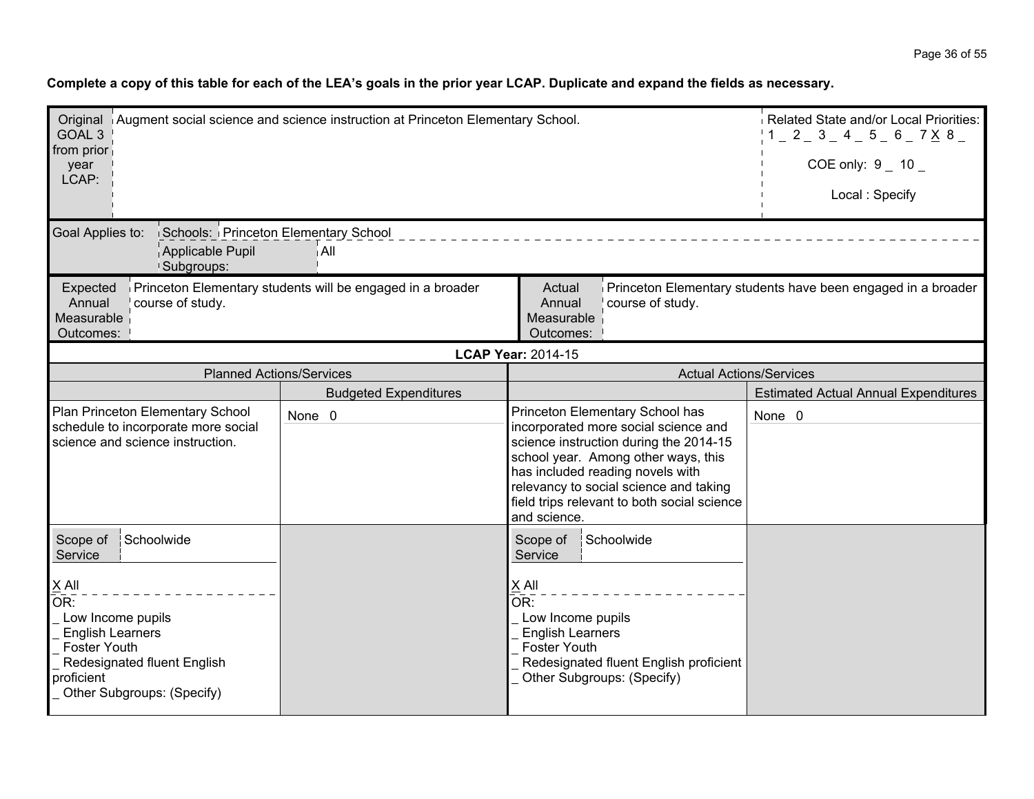**Complete a copy of this table for each of the LEA's goals in the prior year LCAP. Duplicate and expand the fields as necessary.**

| Original GOAL 3 from prior year LCAP: | Augment social science and science instruction at Princeton Elementary School. | Related State and/or Local Priorities: 1 _ 2 _ 3 _ 4 _ 5 _ 6 _ 7 X 8 _ <br> COE only: 9 _ 10 _ <br> Local : Specify |
|---|---|---|

| Goal Applies to: | Schools: | Princeton Elementary School |
|---|---|---|
| | Applicable Pupil Subgroups: | All |

| Expected Annual Measurable Outcomes: | Princeton Elementary students will be engaged in a broader course of study. | Actual Annual Measurable Outcomes: | Princeton Elementary students have been engaged in a broader course of study. |
|---|---|---|---|

**LCAP Year:** 2014-15

| Planned Actions/Services | | Actual Actions/Services | |
|---|---|---|---|
| | Budgeted Expenditures | | Estimated Actual Annual Expenditures |
| Plan Princeton Elementary School schedule to incorporate more social science and science instruction. | None 0 | Princeton Elementary School has incorporated more social science and science instruction during the 2014-15 school year. Among other ways, this has included reading novels with relevancy to social science and taking field trips relevant to both social science and science. | None 0 |
| Scope of Service: Schoolwide <br> X All <br> OR: <br> _ Low Income pupils <br> _ English Learners <br> _ Foster Youth <br> _ Redesignated fluent English proficient <br> _ Other Subgroups: (Specify) | | Scope of Service: Schoolwide <br> X All <br> OR: <br> _ Low Income pupils <br> _ English Learners <br> _ Foster Youth <br> _ Redesignated fluent English proficient <br> _ Other Subgroups: (Specify) | |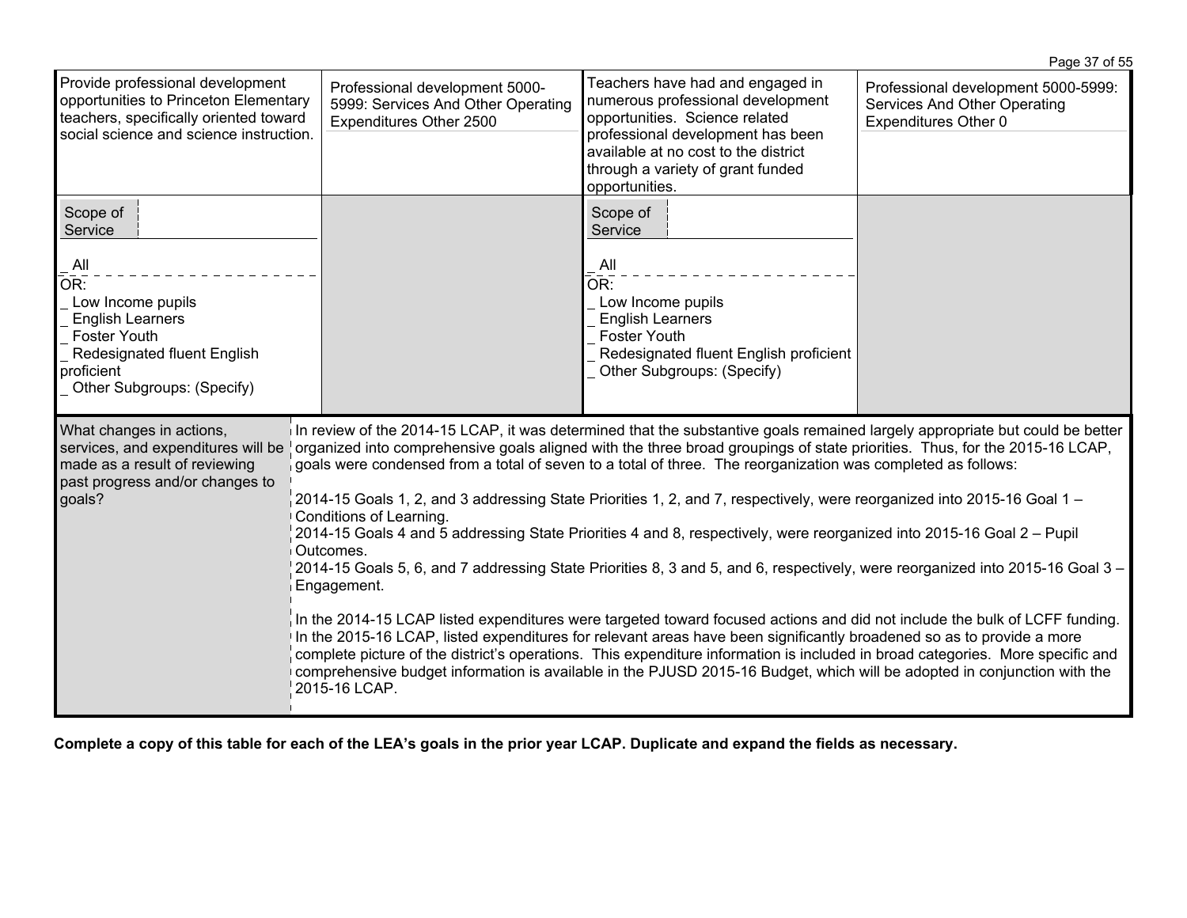| | | | |
|---|---|---|---|
| Provide professional development opportunities to Princeton Elementary teachers, specifically oriented toward social science and science instruction. | Professional development 5000-5999: Services And Other Operating Expenditures Other 2500 | Teachers have had and engaged in numerous professional development opportunities. Science related professional development has been available at no cost to the district through a variety of grant funded opportunities. | Professional development 5000-5999: Services And Other Operating Expenditures Other 0 |
| Scope of Service<br><br>_ All<br>OR:<br>_ Low Income pupils<br>_ English Learners<br>_ Foster Youth<br>_ Redesignated fluent English proficient<br>_ Other Subgroups: (Specify) | | Scope of Service<br><br>_ All<br>OR:<br>_ Low Income pupils<br>_ English Learners<br>_ Foster Youth<br>_ Redesignated fluent English proficient<br>_ Other Subgroups: (Specify) | |

| | |
|---|---|
| What changes in actions, services, and expenditures will be made as a result of reviewing past progress and/or changes to goals? | In review of the 2014-15 LCAP, it was determined that the substantive goals remained largely appropriate but could be better organized into comprehensive goals aligned with the three broad groupings of state priorities. Thus, for the 2015-16 LCAP, goals were condensed from a total of seven to a total of three. The reorganization was completed as follows:<br><br>2014-15 Goals 1, 2, and 3 addressing State Priorities 1, 2, and 7, respectively, were reorganized into 2015-16 Goal 1 – Conditions of Learning.<br>2014-15 Goals 4 and 5 addressing State Priorities 4 and 8, respectively, were reorganized into 2015-16 Goal 2 – Pupil Outcomes.<br>2014-15 Goals 5, 6, and 7 addressing State Priorities 8, 3 and 5, and 6, respectively, were reorganized into 2015-16 Goal 3 – Engagement.<br><br>In the 2014-15 LCAP listed expenditures were targeted toward focused actions and did not include the bulk of LCFF funding. In the 2015-16 LCAP, listed expenditures for relevant areas have been significantly broadened so as to provide a more complete picture of the district's operations. This expenditure information is included in broad categories. More specific and comprehensive budget information is available in the PJUSD 2015-16 Budget, which will be adopted in conjunction with the 2015-16 LCAP. |

**Complete a copy of this table for each of the LEA's goals in the prior year LCAP. Duplicate and expand the fields as necessary.**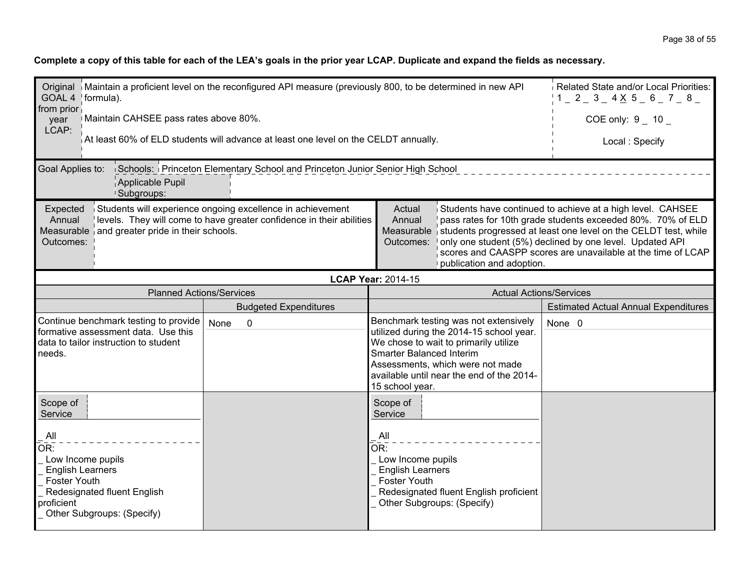**Complete a copy of this table for each of the LEA's goals in the prior year LCAP. Duplicate and expand the fields as necessary.**

| Original GOAL 4 from prior year LCAP: | Maintain a proficient level on the reconfigured API measure (previously 800, to be determined in new API formula).<br><br>Maintain CAHSEE pass rates above 80%.<br><br>At least 60% of ELD students will advance at least one level on the CELDT annually. | Related State and/or Local Priorities:<br>1 _ 2 _ 3 _ 4 X 5 _ 6 _ 7 _ 8 _<br><br>COE only: 9 _ 10 _<br><br>Local : Specify |
|---|---|---|

| Goal Applies to: | Schools: | Princeton Elementary School and Princeton Junior Senior High School |
|---|---|---|
| | Applicable Pupil Subgroups: | |

| Expected Annual Measurable Outcomes: | Students will experience ongoing excellence in achievement levels. They will come to have greater confidence in their abilities and greater pride in their schools. | Actual Annual Measurable Outcomes: | Students have continued to achieve at a high level. CAHSEE pass rates for 10th grade students exceeded 80%. 70% of ELD students progressed at least one level on the CELDT test, while only one student (5%) declined by one level. Updated API scores and CAASPP scores are unavailable at the time of LCAP publication and adoption. |
|---|---|---|---|

**LCAP Year:** 2014-15

| Planned Actions/Services | | Actual Actions/Services | |
|---|---|---|---|
| | Budgeted Expenditures | | Estimated Actual Annual Expenditures |
| Continue benchmark testing to provide formative assessment data. Use this data to tailor instruction to student needs. | None 0 | Benchmark testing was not extensively utilized during the 2014-15 school year. We chose to wait to primarily utilize Smarter Balanced Interim Assessments, which were not made available until near the end of the 2014-15 school year. | None 0 |
| Scope of Service<br><br>_ All<br>OR:<br>_ Low Income pupils<br>_ English Learners<br>_ Foster Youth<br>_ Redesignated fluent English proficient<br>_ Other Subgroups: (Specify) | | Scope of Service<br><br>_ All<br>OR:<br>_ Low Income pupils<br>_ English Learners<br>_ Foster Youth<br>_ Redesignated fluent English proficient<br>_ Other Subgroups: (Specify) | |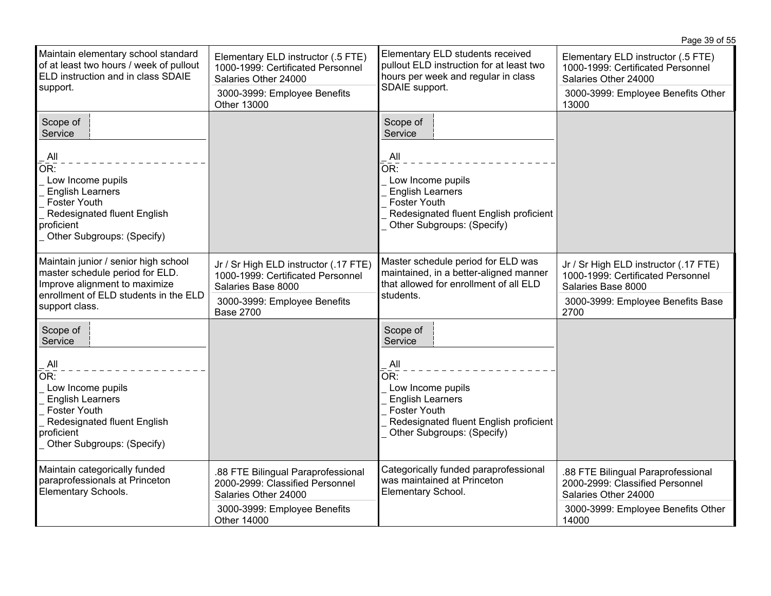| | | | |
|---|---|---|---|
| Maintain elementary school standard of at least two hours / week of pullout ELD instruction and in class SDAIE support. | Elementary ELD instructor (.5 FTE) 1000-1999: Certificated Personnel Salaries Other 24000<br>3000-3999: Employee Benefits Other 13000 | Elementary ELD students received pullout ELD instruction for at least two hours per week and regular in class SDAIE support. | Elementary ELD instructor (.5 FTE) 1000-1999: Certificated Personnel Salaries Other 24000<br>3000-3999: Employee Benefits Other 13000 |
| Scope of Service<br>_ All<br>OR:<br>_ Low Income pupils<br>_ English Learners<br>_ Foster Youth<br>_ Redesignated fluent English proficient<br>_ Other Subgroups: (Specify) | | Scope of Service<br>_ All<br>OR:<br>_ Low Income pupils<br>_ English Learners<br>_ Foster Youth<br>_ Redesignated fluent English proficient<br>_ Other Subgroups: (Specify) | |
| Maintain junior / senior high school master schedule period for ELD. Improve alignment to maximize enrollment of ELD students in the ELD support class. | Jr / Sr High ELD instructor (.17 FTE) 1000-1999: Certificated Personnel Salaries Base 8000<br>3000-3999: Employee Benefits Base 2700 | Master schedule period for ELD was maintained, in a better-aligned manner that allowed for enrollment of all ELD students. | Jr / Sr High ELD instructor (.17 FTE) 1000-1999: Certificated Personnel Salaries Base 8000<br>3000-3999: Employee Benefits Base 2700 |
| Scope of Service<br>_ All<br>OR:<br>_ Low Income pupils<br>_ English Learners<br>_ Foster Youth<br>_ Redesignated fluent English proficient<br>_ Other Subgroups: (Specify) | | Scope of Service<br>_ All<br>OR:<br>_ Low Income pupils<br>_ English Learners<br>_ Foster Youth<br>_ Redesignated fluent English proficient<br>_ Other Subgroups: (Specify) | |
| Maintain categorically funded paraprofessionals at Princeton Elementary Schools. | .88 FTE Bilingual Paraprofessional 2000-2999: Classified Personnel Salaries Other 24000<br>3000-3999: Employee Benefits Other 14000 | Categorically funded paraprofessional was maintained at Princeton Elementary School. | .88 FTE Bilingual Paraprofessional 2000-2999: Classified Personnel Salaries Other 24000<br>3000-3999: Employee Benefits Other 14000 |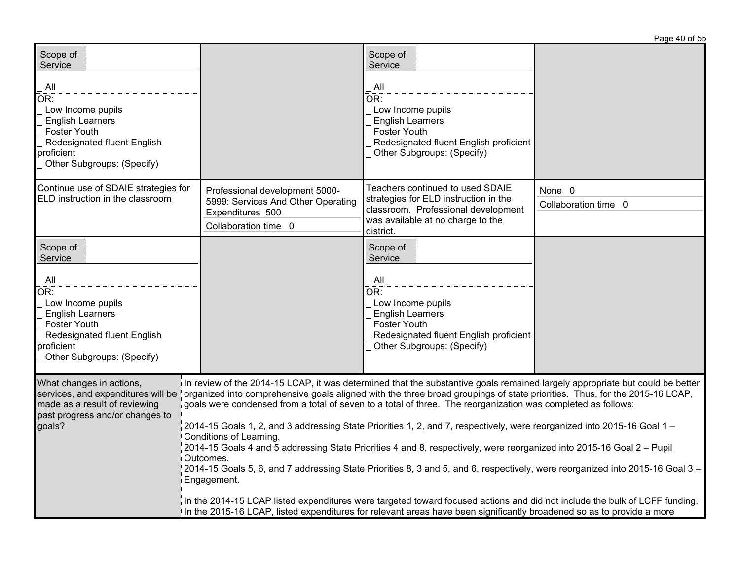| Scope of Service<br><br>_ All<br>OR:<br>_ Low Income pupils<br>_ English Learners<br>_ Foster Youth<br>_ Redesignated fluent English proficient<br>_ Other Subgroups: (Specify) | | Scope of Service<br><br>_ All<br>OR:<br>_ Low Income pupils<br>_ English Learners<br>_ Foster Youth<br>_ Redesignated fluent English proficient<br>_ Other Subgroups: (Specify) | |
|---|---|---|---|
| Continue use of SDAIE strategies for ELD instruction in the classroom | Professional development 5000-5999: Services And Other Operating Expenditures 500<br>Collaboration time 0 | Teachers continued to used SDAIE strategies for ELD instruction in the classroom. Professional development was available at no charge to the district. | None 0<br>Collaboration time 0 |
| Scope of Service<br><br>_ All<br>OR:<br>_ Low Income pupils<br>_ English Learners<br>_ Foster Youth<br>_ Redesignated fluent English proficient<br>_ Other Subgroups: (Specify) | | Scope of Service<br><br>_ All<br>OR:<br>_ Low Income pupils<br>_ English Learners<br>_ Foster Youth<br>_ Redesignated fluent English proficient<br>_ Other Subgroups: (Specify) | |

| What changes in actions, services, and expenditures will be made as a result of reviewing past progress and/or changes to goals? | In review of the 2014-15 LCAP, it was determined that the substantive goals remained largely appropriate but could be better organized into comprehensive goals aligned with the three broad groupings of state priorities. Thus, for the 2015-16 LCAP, goals were condensed from a total of seven to a total of three. The reorganization was completed as follows:<br><br>2014-15 Goals 1, 2, and 3 addressing State Priorities 1, 2, and 7, respectively, were reorganized into 2015-16 Goal 1 – Conditions of Learning.<br>2014-15 Goals 4 and 5 addressing State Priorities 4 and 8, respectively, were reorganized into 2015-16 Goal 2 – Pupil Outcomes.<br>2014-15 Goals 5, 6, and 7 addressing State Priorities 8, 3 and 5, and 6, respectively, were reorganized into 2015-16 Goal 3 – Engagement.<br><br>In the 2014-15 LCAP listed expenditures were targeted toward focused actions and did not include the bulk of LCFF funding. In the 2015-16 LCAP, listed expenditures for relevant areas have been significantly broadened so as to provide a more |
|---|---|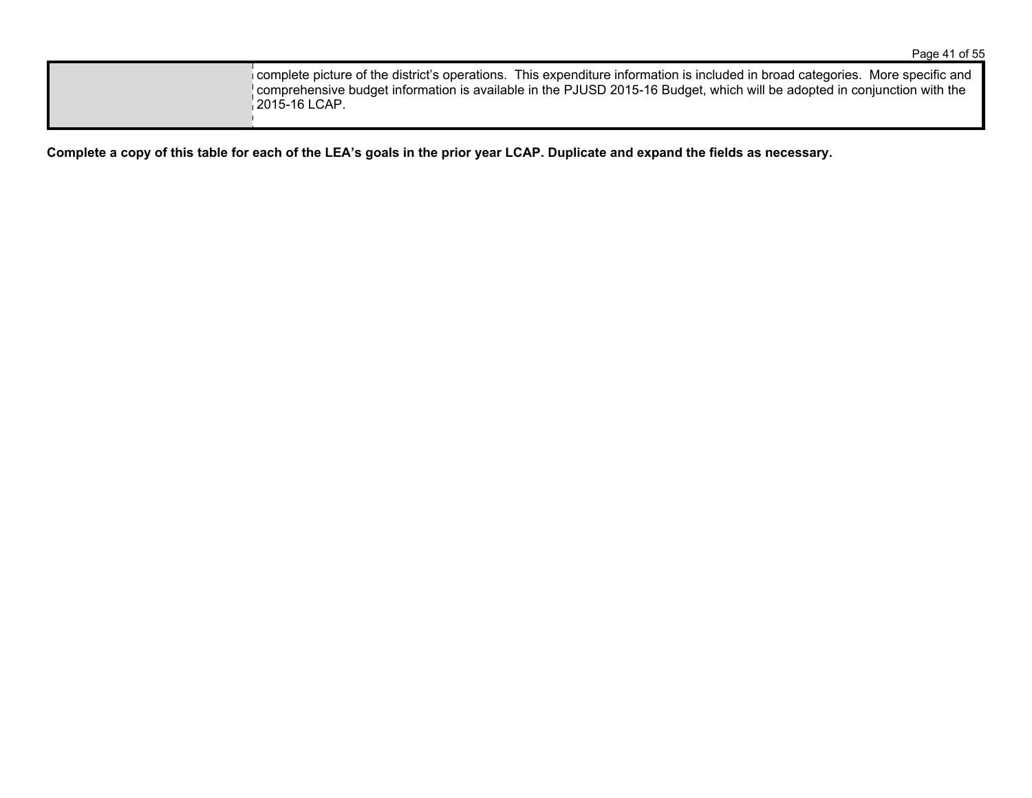| | |
|---|---|
| | complete picture of the district's operations. This expenditure information is included in broad categories. More specific and comprehensive budget information is available in the PJUSD 2015-16 Budget, which will be adopted in conjunction with the 2015-16 LCAP. |

**Complete a copy of this table for each of the LEA's goals in the prior year LCAP. Duplicate and expand the fields as necessary.**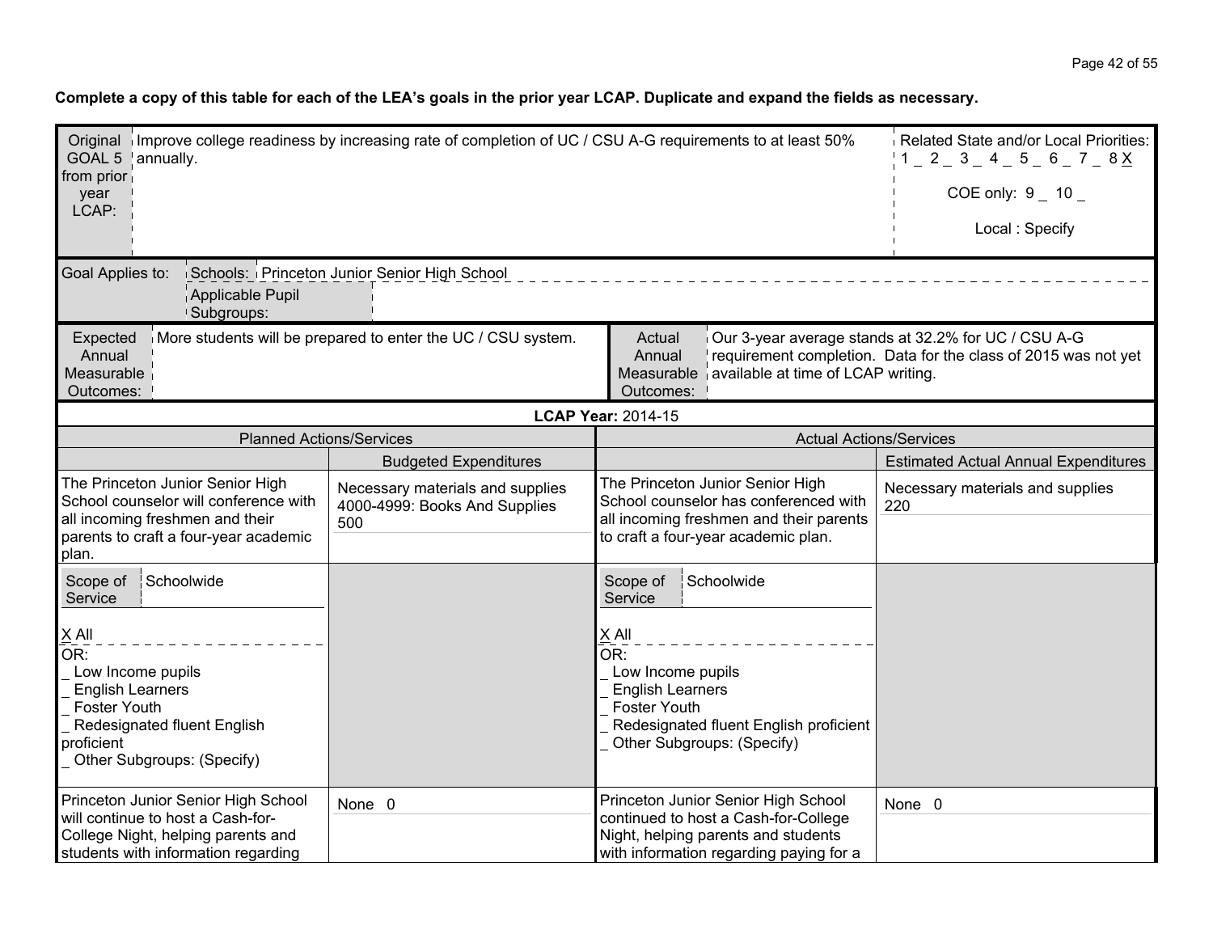**Complete a copy of this table for each of the LEA's goals in the prior year LCAP. Duplicate and expand the fields as necessary.**

| Original GOAL 5 from prior year LCAP: | Improve college readiness by increasing rate of completion of UC / CSU A-G requirements to at least 50% annually. | Related State and/or Local Priorities: 1 _ 2 _ 3 _ 4 _ 5 _ 6 _ 7 _ 8 X<br><br>COE only: 9 _ 10 _<br><br>Local : Specify |
|---|---|---|

| Goal Applies to: | Schools: Princeton Junior Senior High School |
|---|---|
| | Applicable Pupil Subgroups: |

| Expected Annual Measurable Outcomes: | More students will be prepared to enter the UC / CSU system. | Actual Annual Measurable Outcomes: | Our 3-year average stands at 32.2% for UC / CSU A-G requirement completion. Data for the class of 2015 was not yet available at time of LCAP writing. |
|---|---|---|---|

**LCAP Year:** 2014-15

| Planned Actions/Services | | Actual Actions/Services | |
|---|---|---|---|
| | Budgeted Expenditures | | Estimated Actual Annual Expenditures |
| The Princeton Junior Senior High School counselor will conference with all incoming freshmen and their parents to craft a four-year academic plan. | Necessary materials and supplies 4000-4999: Books And Supplies 500 | The Princeton Junior Senior High School counselor has conferenced with all incoming freshmen and their parents to craft a four-year academic plan. | Necessary materials and supplies 220 |
| Scope of Service: Schoolwide<br><br>X All<br>OR:<br>_ Low Income pupils<br>_ English Learners<br>_ Foster Youth<br>_ Redesignated fluent English proficient<br>_ Other Subgroups: (Specify) | | Scope of Service: Schoolwide<br><br>X All<br>OR:<br>_ Low Income pupils<br>_ English Learners<br>_ Foster Youth<br>_ Redesignated fluent English proficient<br>_ Other Subgroups: (Specify) | |
| Princeton Junior Senior High School will continue to host a Cash-for-College Night, helping parents and students with information regarding | None 0 | Princeton Junior Senior High School continued to host a Cash-for-College Night, helping parents and students with information regarding paying for a | None 0 |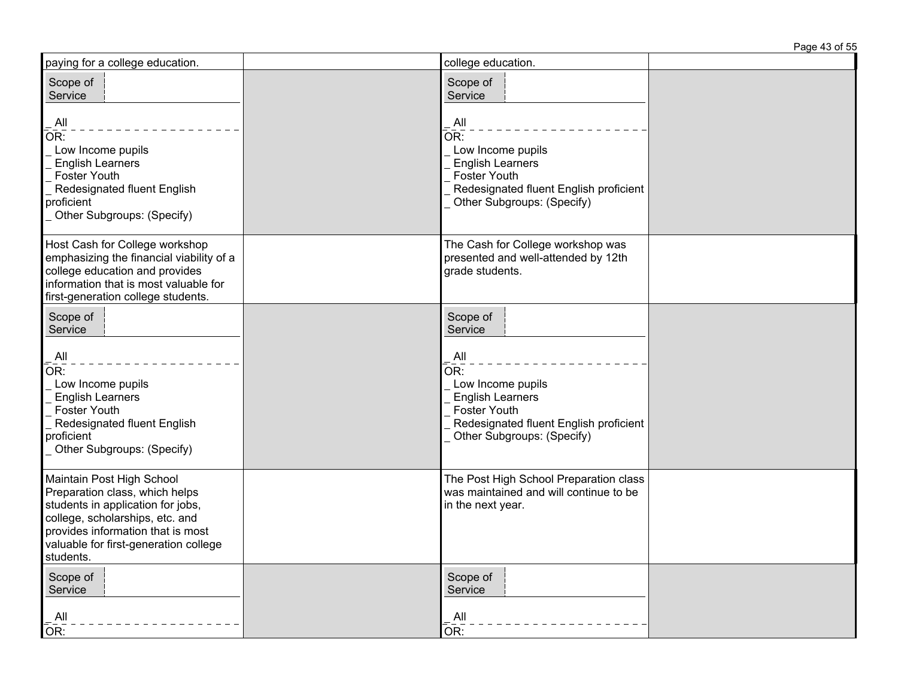| | | | |
|---|---|---|---|
| paying for a college education. | | college education. | |
| Scope of Service<br><br>_ All<br>OR:<br>_ Low Income pupils<br>_ English Learners<br>_ Foster Youth<br>_ Redesignated fluent English proficient<br>_ Other Subgroups: (Specify) | | Scope of Service<br><br>_ All<br>OR:<br>_ Low Income pupils<br>_ English Learners<br>_ Foster Youth<br>_ Redesignated fluent English proficient<br>_ Other Subgroups: (Specify) | |
| Host Cash for College workshop emphasizing the financial viability of a college education and provides information that is most valuable for first-generation college students. | | The Cash for College workshop was presented and well-attended by 12th grade students. | |
| Scope of Service<br><br>_ All<br>OR:<br>_ Low Income pupils<br>_ English Learners<br>_ Foster Youth<br>_ Redesignated fluent English proficient<br>_ Other Subgroups: (Specify) | | Scope of Service<br><br>_ All<br>OR:<br>_ Low Income pupils<br>_ English Learners<br>_ Foster Youth<br>_ Redesignated fluent English proficient<br>_ Other Subgroups: (Specify) | |
| Maintain Post High School Preparation class, which helps students in application for jobs, college, scholarships, etc. and provides information that is most valuable for first-generation college students. | | The Post High School Preparation class was maintained and will continue to be in the next year. | |
| Scope of Service<br><br>_ All<br>OR: | | Scope of Service<br><br>_ All<br>OR: | |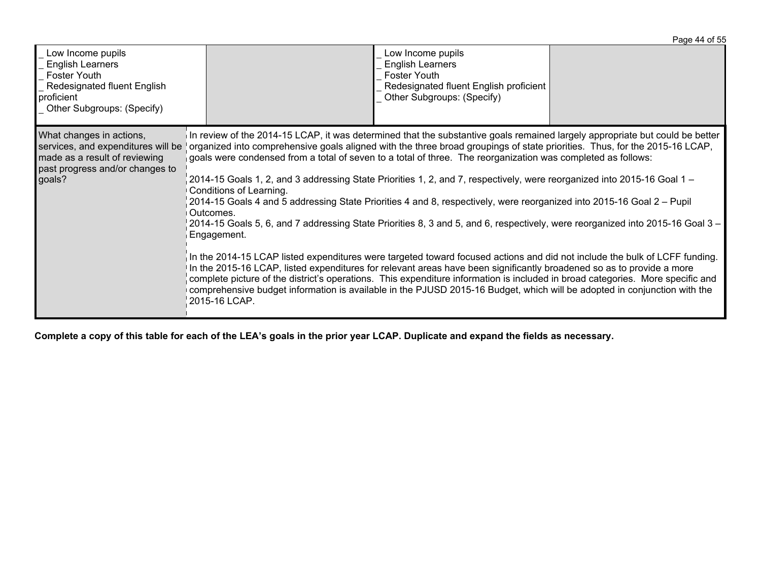| _ Low Income pupils<br>_ English Learners<br>_ Foster Youth<br>_ Redesignated fluent English proficient<br>_ Other Subgroups: (Specify) | | _ Low Income pupils<br>_ English Learners<br>_ Foster Youth<br>_ Redesignated fluent English proficient<br>_ Other Subgroups: (Specify) | |
|---|---|---|---|

| What changes in actions, services, and expenditures will be made as a result of reviewing past progress and/or changes to goals? | In review of the 2014-15 LCAP, it was determined that the substantive goals remained largely appropriate but could be better organized into comprehensive goals aligned with the three broad groupings of state priorities. Thus, for the 2015-16 LCAP, goals were condensed from a total of seven to a total of three. The reorganization was completed as follows:<br><br>2014-15 Goals 1, 2, and 3 addressing State Priorities 1, 2, and 7, respectively, were reorganized into 2015-16 Goal 1 – Conditions of Learning.<br>2014-15 Goals 4 and 5 addressing State Priorities 4 and 8, respectively, were reorganized into 2015-16 Goal 2 – Pupil Outcomes.<br>2014-15 Goals 5, 6, and 7 addressing State Priorities 8, 3 and 5, and 6, respectively, were reorganized into 2015-16 Goal 3 – Engagement.<br><br>In the 2014-15 LCAP listed expenditures were targeted toward focused actions and did not include the bulk of LCFF funding. In the 2015-16 LCAP, listed expenditures for relevant areas have been significantly broadened so as to provide a more complete picture of the district's operations. This expenditure information is included in broad categories. More specific and comprehensive budget information is available in the PJUSD 2015-16 Budget, which will be adopted in conjunction with the 2015-16 LCAP. |
|---|---|

**Complete a copy of this table for each of the LEA's goals in the prior year LCAP. Duplicate and expand the fields as necessary.**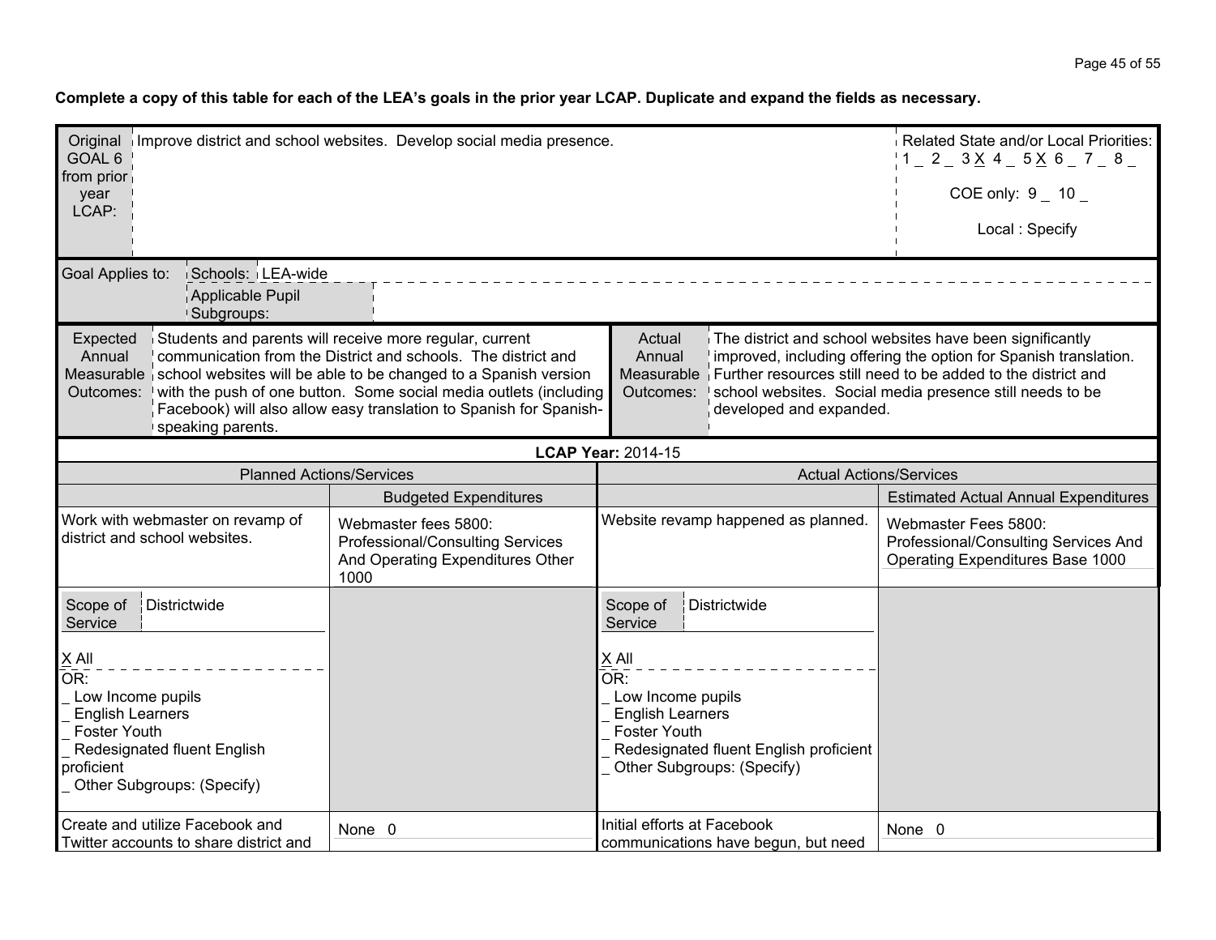**Complete a copy of this table for each of the LEA's goals in the prior year LCAP. Duplicate and expand the fields as necessary.**

| Original GOAL 6 from prior year LCAP: | Improve district and school websites. Develop social media presence. | Related State and/or Local Priorities: 1 _ 2 _ 3 X 4 _ 5 X 6 _ 7 _ 8 _ COE only: 9 _ 10 _ Local : Specify |
|---|---|---|

| Goal Applies to: | Schools: | LEA-wide |
|---|---|---|
| | Applicable Pupil Subgroups: | |

| Expected Annual Measurable Outcomes: | Students and parents will receive more regular, current communication from the District and schools. The district and school websites will be able to be changed to a Spanish version with the push of one button. Some social media outlets (including Facebook) will also allow easy translation to Spanish for Spanish-speaking parents. | Actual Annual Measurable Outcomes: | The district and school websites have been significantly improved, including offering the option for Spanish translation. Further resources still need to be added to the district and school websites. Social media presence still needs to be developed and expanded. |
|---|---|---|---|

**LCAP Year:** 2014-15

| Planned Actions/Services | | Actual Actions/Services | |
|---|---|---|---|
| | Budgeted Expenditures | | Estimated Actual Annual Expenditures |
| Work with webmaster on revamp of district and school websites. | Webmaster fees 5800: Professional/Consulting Services And Operating Expenditures Other 1000 | Website revamp happened as planned. | Webmaster Fees 5800: Professional/Consulting Services And Operating Expenditures Base 1000 |
| Scope of Service: Districtwide<br>X All<br>OR:<br>_ Low Income pupils<br>_ English Learners<br>_ Foster Youth<br>_ Redesignated fluent English proficient<br>_ Other Subgroups: (Specify) | | Scope of Service: Districtwide<br>X All<br>OR:<br>_ Low Income pupils<br>_ English Learners<br>_ Foster Youth<br>_ Redesignated fluent English proficient<br>_ Other Subgroups: (Specify) | |
| Create and utilize Facebook and Twitter accounts to share district and | None 0 | Initial efforts at Facebook communications have begun, but need | None 0 |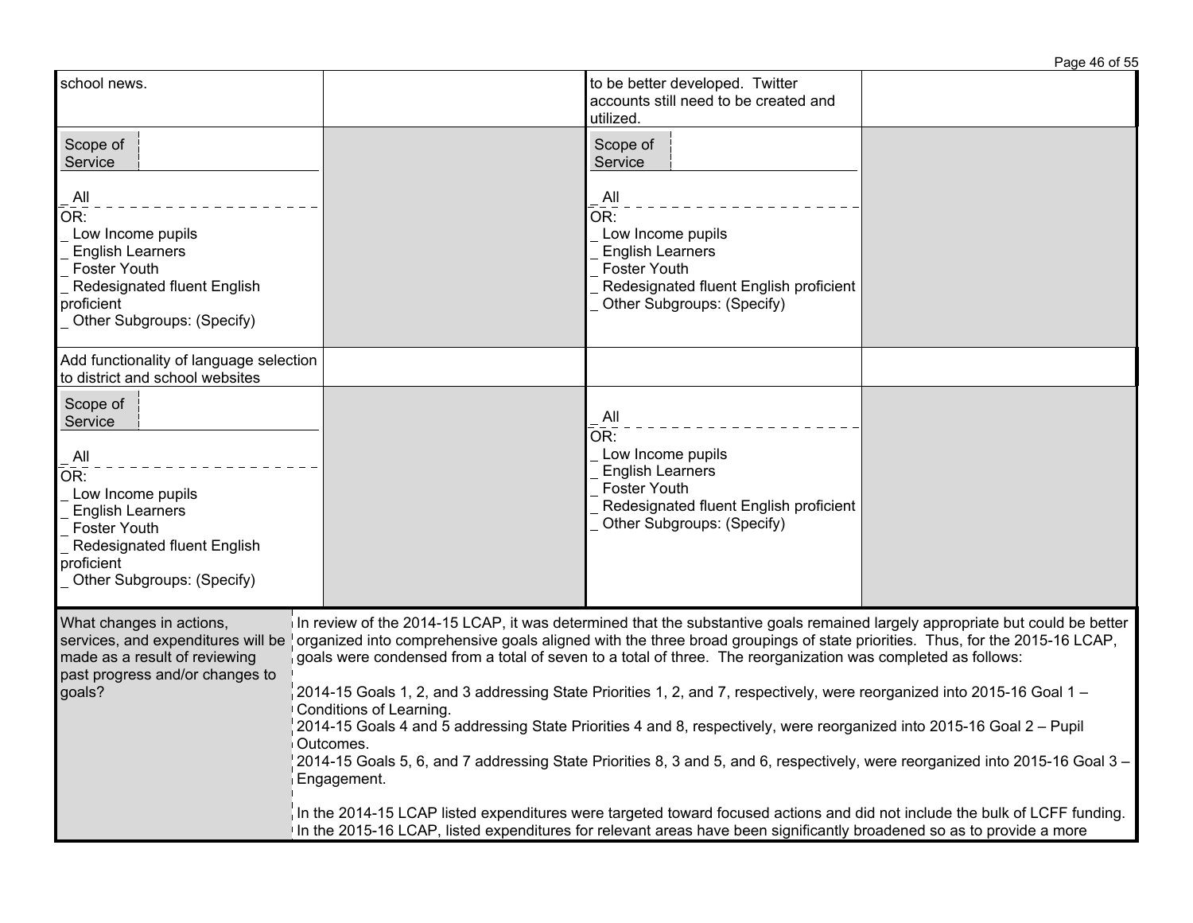| | | | |
|---|---|---|---|
| school news. | | to be better developed. Twitter accounts still need to be created and utilized. | |
| Scope of Service<br><br>_ All<br>OR:<br>_ Low Income pupils<br>_ English Learners<br>_ Foster Youth<br>_ Redesignated fluent English proficient<br>_ Other Subgroups: (Specify) | | Scope of Service<br><br>_ All<br>OR:<br>_ Low Income pupils<br>_ English Learners<br>_ Foster Youth<br>_ Redesignated fluent English proficient<br>_ Other Subgroups: (Specify) | |
| Add functionality of language selection to district and school websites | | | |
| Scope of Service<br><br>_ All<br>OR:<br>_ Low Income pupils<br>_ English Learners<br>_ Foster Youth<br>_ Redesignated fluent English proficient<br>_ Other Subgroups: (Specify) | | _ All<br>OR:<br>_ Low Income pupils<br>_ English Learners<br>_ Foster Youth<br>_ Redesignated fluent English proficient<br>_ Other Subgroups: (Specify) | |

| | |
|---|---|
| What changes in actions, services, and expenditures will be made as a result of reviewing past progress and/or changes to goals? | In review of the 2014-15 LCAP, it was determined that the substantive goals remained largely appropriate but could be better organized into comprehensive goals aligned with the three broad groupings of state priorities. Thus, for the 2015-16 LCAP, goals were condensed from a total of seven to a total of three. The reorganization was completed as follows:<br><br>2014-15 Goals 1, 2, and 3 addressing State Priorities 1, 2, and 7, respectively, were reorganized into 2015-16 Goal 1 – Conditions of Learning.<br>2014-15 Goals 4 and 5 addressing State Priorities 4 and 8, respectively, were reorganized into 2015-16 Goal 2 – Pupil Outcomes.<br>2014-15 Goals 5, 6, and 7 addressing State Priorities 8, 3 and 5, and 6, respectively, were reorganized into 2015-16 Goal 3 – Engagement.<br><br>In the 2014-15 LCAP listed expenditures were targeted toward focused actions and did not include the bulk of LCFF funding. In the 2015-16 LCAP, listed expenditures for relevant areas have been significantly broadened so as to provide a more |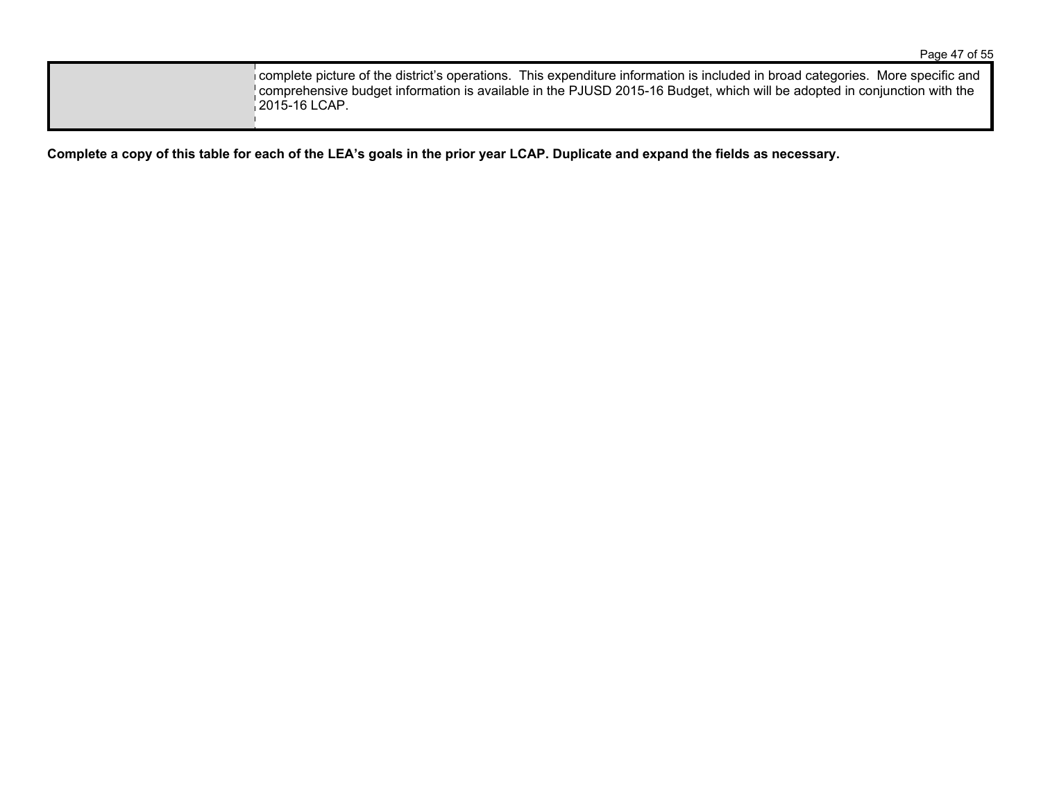| | |
|---|---|
| | complete picture of the district's operations. This expenditure information is included in broad categories. More specific and comprehensive budget information is available in the PJUSD 2015-16 Budget, which will be adopted in conjunction with the 2015-16 LCAP. |

**Complete a copy of this table for each of the LEA's goals in the prior year LCAP. Duplicate and expand the fields as necessary.**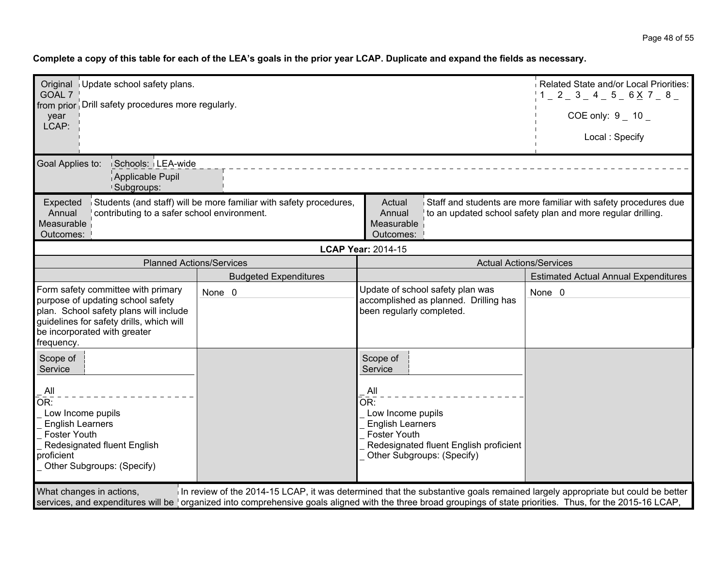**Complete a copy of this table for each of the LEA's goals in the prior year LCAP. Duplicate and expand the fields as necessary.**

| Original GOAL 7 from prior year LCAP: | Update school safety plans.<br><br>Drill safety procedures more regularly. | Related State and/or Local Priorities:<br>1 _ 2 _ 3 _ 4 _ 5 _ 6 X 7 _ 8 _<br><br>COE only: 9 _ 10 _<br><br>Local : Specify |
|---|---|---|

| Goal Applies to: | Schools: | LEA-wide |
|---|---|---|
| | Applicable Pupil Subgroups: | |

| Expected Annual Measurable Outcomes: | Students (and staff) will be more familiar with safety procedures, contributing to a safer school environment. | Actual Annual Measurable Outcomes: | Staff and students are more familiar with safety procedures due to an updated school safety plan and more regular drilling. |
|---|---|---|---|

**LCAP Year:** 2014-15

| Planned Actions/Services | | Actual Actions/Services | |
|---|---|---|---|
| | Budgeted Expenditures | | Estimated Actual Annual Expenditures |
| Form safety committee with primary purpose of updating school safety plan. School safety plans will include guidelines for safety drills, which will be incorporated with greater frequency. | None 0 | Update of school safety plan was accomplished as planned. Drilling has been regularly completed. | None 0 |
| Scope of Service<br><br>_ All<br>OR:<br>_ Low Income pupils<br>_ English Learners<br>_ Foster Youth<br>_ Redesignated fluent English proficient<br>_ Other Subgroups: (Specify) | | Scope of Service<br><br>_ All<br>OR:<br>_ Low Income pupils<br>_ English Learners<br>_ Foster Youth<br>_ Redesignated fluent English proficient<br>_ Other Subgroups: (Specify) | |

| What changes in actions, services, and expenditures will be | In review of the 2014-15 LCAP, it was determined that the substantive goals remained largely appropriate but could be better organized into comprehensive goals aligned with the three broad groupings of state priorities. Thus, for the 2015-16 LCAP, |
|---|---|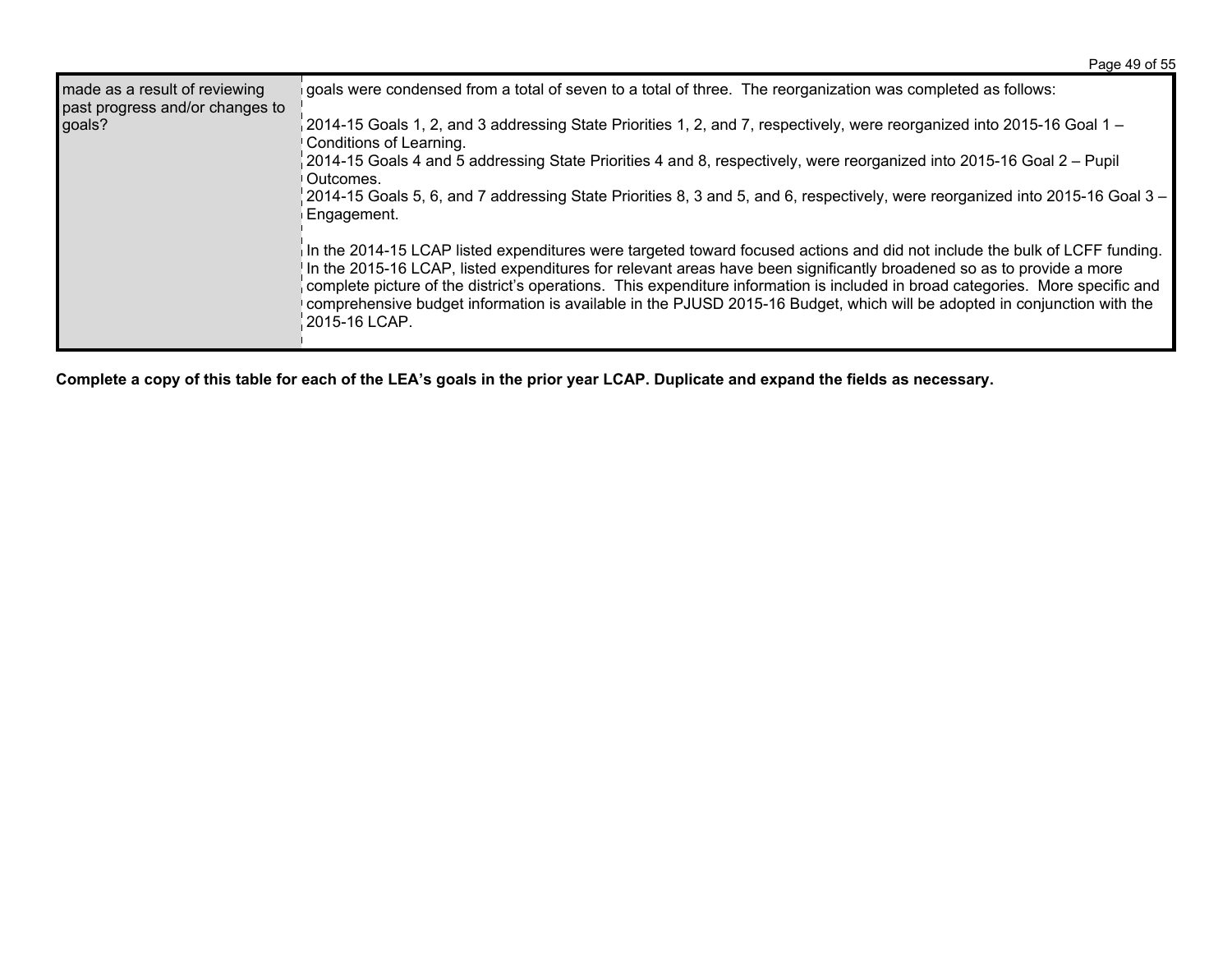| made as a result of reviewing past progress and/or changes to goals? | goals were condensed from a total of seven to a total of three. The reorganization was completed as follows:<br><br>2014-15 Goals 1, 2, and 3 addressing State Priorities 1, 2, and 7, respectively, were reorganized into 2015-16 Goal 1 – Conditions of Learning.<br>2014-15 Goals 4 and 5 addressing State Priorities 4 and 8, respectively, were reorganized into 2015-16 Goal 2 – Pupil Outcomes.<br>2014-15 Goals 5, 6, and 7 addressing State Priorities 8, 3 and 5, and 6, respectively, were reorganized into 2015-16 Goal 3 – Engagement.<br><br>In the 2014-15 LCAP listed expenditures were targeted toward focused actions and did not include the bulk of LCFF funding. In the 2015-16 LCAP, listed expenditures for relevant areas have been significantly broadened so as to provide a more complete picture of the district's operations. This expenditure information is included in broad categories. More specific and comprehensive budget information is available in the PJUSD 2015-16 Budget, which will be adopted in conjunction with the 2015-16 LCAP. |
|---|---|

**Complete a copy of this table for each of the LEA's goals in the prior year LCAP. Duplicate and expand the fields as necessary.**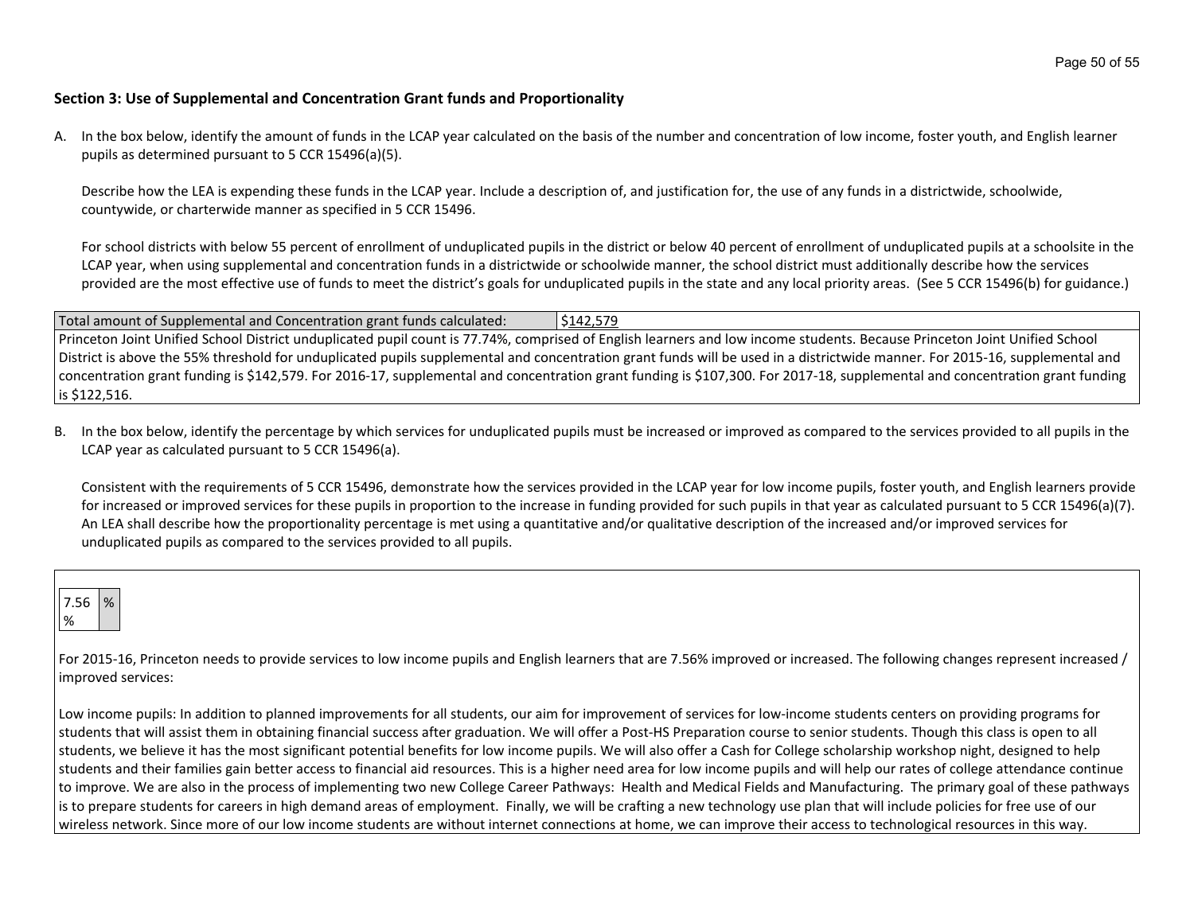## Section 3: Use of Supplemental and Concentration Grant funds and Proportionality

A. In the box below, identify the amount of funds in the LCAP year calculated on the basis of the number and concentration of low income, foster youth, and English learner pupils as determined pursuant to 5 CCR 15496(a)(5).

Describe how the LEA is expending these funds in the LCAP year. Include a description of, and justification for, the use of any funds in a districtwide, schoolwide, countywide, or charterwide manner as specified in 5 CCR 15496.

For school districts with below 55 percent of enrollment of unduplicated pupils in the district or below 40 percent of enrollment of unduplicated pupils at a schoolsite in the LCAP year, when using supplemental and concentration funds in a districtwide or schoolwide manner, the school district must additionally describe how the services provided are the most effective use of funds to meet the district's goals for unduplicated pupils in the state and any local priority areas. (See 5 CCR 15496(b) for guidance.)

| Total amount of Supplemental and Concentration grant funds calculated: | $142,579 |
|---|---|
| Princeton Joint Unified School District unduplicated pupil count is 77.74%, comprised of English learners and low income students. Because Princeton Joint Unified School District is above the 55% threshold for unduplicated pupils supplemental and concentration grant funds will be used in a districtwide manner. For 2015-16, supplemental and concentration grant funding is $142,579. For 2016-17, supplemental and concentration grant funding is $107,300. For 2017-18, supplemental and concentration grant funding is $122,516. | |

B. In the box below, identify the percentage by which services for unduplicated pupils must be increased or improved as compared to the services provided to all pupils in the LCAP year as calculated pursuant to 5 CCR 15496(a).

Consistent with the requirements of 5 CCR 15496, demonstrate how the services provided in the LCAP year for low income pupils, foster youth, and English learners provide for increased or improved services for these pupils in proportion to the increase in funding provided for such pupils in that year as calculated pursuant to 5 CCR 15496(a)(7). An LEA shall describe how the proportionality percentage is met using a quantitative and/or qualitative description of the increased and/or improved services for unduplicated pupils as compared to the services provided to all pupils.

| 7.56 % | % |
|---|---|

For 2015-16, Princeton needs to provide services to low income pupils and English learners that are 7.56% improved or increased. The following changes represent increased / improved services:

Low income pupils: In addition to planned improvements for all students, our aim for improvement of services for low-income students centers on providing programs for students that will assist them in obtaining financial success after graduation. We will offer a Post-HS Preparation course to senior students. Though this class is open to all students, we believe it has the most significant potential benefits for low income pupils. We will also offer a Cash for College scholarship workshop night, designed to help students and their families gain better access to financial aid resources. This is a higher need area for low income pupils and will help our rates of college attendance continue to improve. We are also in the process of implementing two new College Career Pathways: Health and Medical Fields and Manufacturing. The primary goal of these pathways is to prepare students for careers in high demand areas of employment. Finally, we will be crafting a new technology use plan that will include policies for free use of our wireless network. Since more of our low income students are without internet connections at home, we can improve their access to technological resources in this way.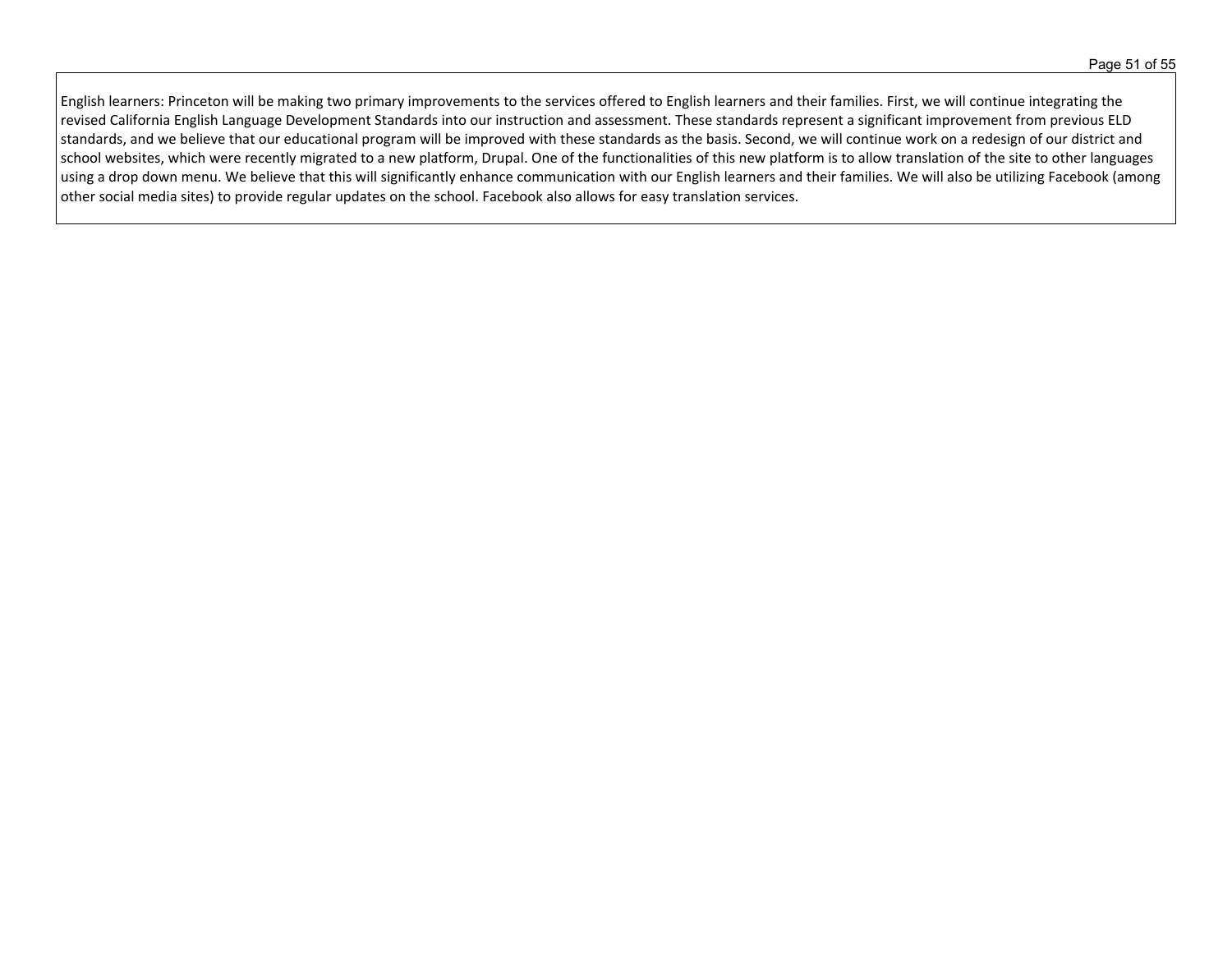English learners: Princeton will be making two primary improvements to the services offered to English learners and their families. First, we will continue integrating the revised California English Language Development Standards into our instruction and assessment. These standards represent a significant improvement from previous ELD standards, and we believe that our educational program will be improved with these standards as the basis. Second, we will continue work on a redesign of our district and school websites, which were recently migrated to a new platform, Drupal. One of the functionalities of this new platform is to allow translation of the site to other languages using a drop down menu. We believe that this will significantly enhance communication with our English learners and their families. We will also be utilizing Facebook (among other social media sites) to provide regular updates on the school. Facebook also allows for easy translation services.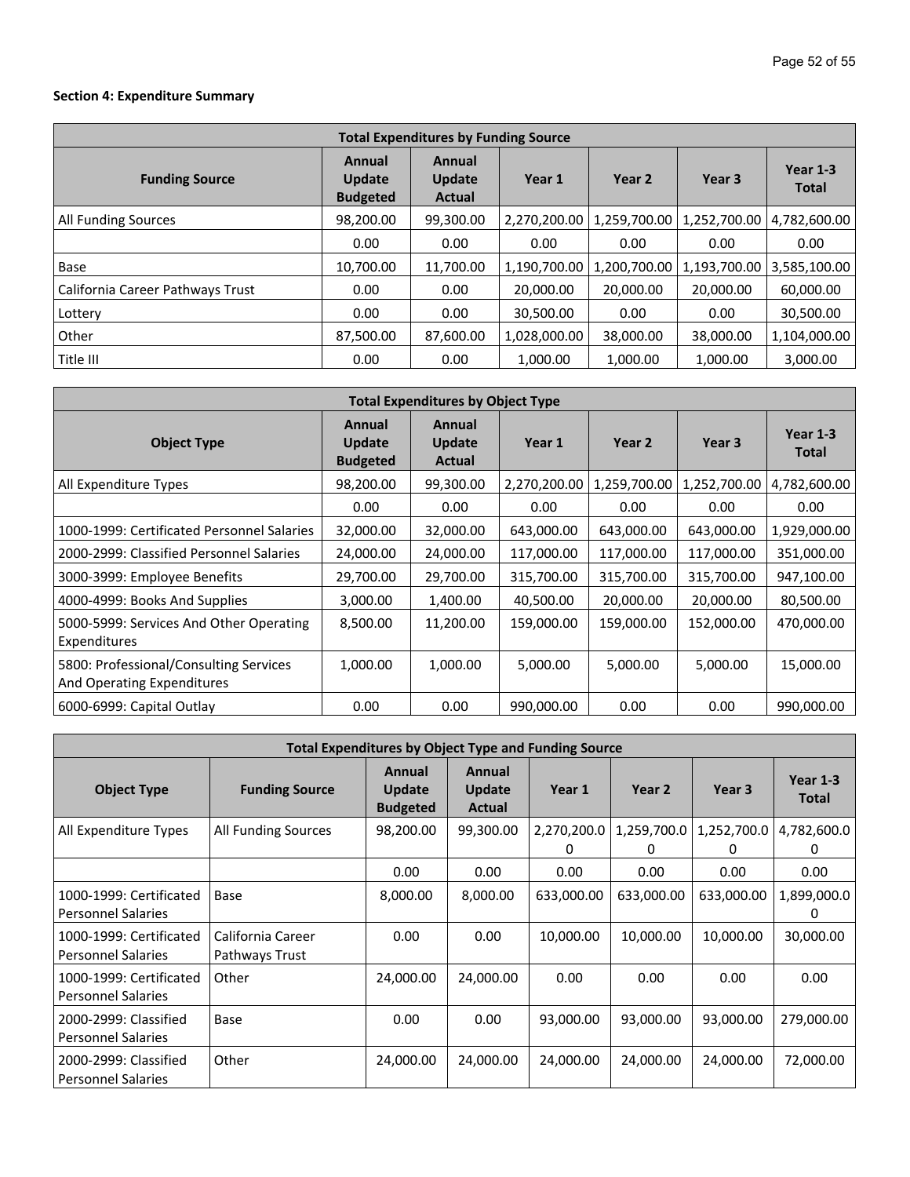**Section 4: Expenditure Summary**

| Total Expenditures by Funding Source | | | | | | |
|---|---|---|---|---|---|---|
| **Funding Source** | **Annual Update Budgeted** | **Annual Update Actual** | **Year 1** | **Year 2** | **Year 3** | **Year 1-3 Total** |
| All Funding Sources | 98,200.00 | 99,300.00 | 2,270,200.00 | 1,259,700.00 | 1,252,700.00 | 4,782,600.00 |
| | 0.00 | 0.00 | 0.00 | 0.00 | 0.00 | 0.00 |
| Base | 10,700.00 | 11,700.00 | 1,190,700.00 | 1,200,700.00 | 1,193,700.00 | 3,585,100.00 |
| California Career Pathways Trust | 0.00 | 0.00 | 20,000.00 | 20,000.00 | 20,000.00 | 60,000.00 |
| Lottery | 0.00 | 0.00 | 30,500.00 | 0.00 | 0.00 | 30,500.00 |
| Other | 87,500.00 | 87,600.00 | 1,028,000.00 | 38,000.00 | 38,000.00 | 1,104,000.00 |
| Title III | 0.00 | 0.00 | 1,000.00 | 1,000.00 | 1,000.00 | 3,000.00 |

| Total Expenditures by Object Type | | | | | | |
|---|---|---|---|---|---|---|
| **Object Type** | **Annual Update Budgeted** | **Annual Update Actual** | **Year 1** | **Year 2** | **Year 3** | **Year 1-3 Total** |
| All Expenditure Types | 98,200.00 | 99,300.00 | 2,270,200.00 | 1,259,700.00 | 1,252,700.00 | 4,782,600.00 |
| | 0.00 | 0.00 | 0.00 | 0.00 | 0.00 | 0.00 |
| 1000-1999: Certificated Personnel Salaries | 32,000.00 | 32,000.00 | 643,000.00 | 643,000.00 | 643,000.00 | 1,929,000.00 |
| 2000-2999: Classified Personnel Salaries | 24,000.00 | 24,000.00 | 117,000.00 | 117,000.00 | 117,000.00 | 351,000.00 |
| 3000-3999: Employee Benefits | 29,700.00 | 29,700.00 | 315,700.00 | 315,700.00 | 315,700.00 | 947,100.00 |
| 4000-4999: Books And Supplies | 3,000.00 | 1,400.00 | 40,500.00 | 20,000.00 | 20,000.00 | 80,500.00 |
| 5000-5999: Services And Other Operating Expenditures | 8,500.00 | 11,200.00 | 159,000.00 | 159,000.00 | 152,000.00 | 470,000.00 |
| 5800: Professional/Consulting Services And Operating Expenditures | 1,000.00 | 1,000.00 | 5,000.00 | 5,000.00 | 5,000.00 | 15,000.00 |
| 6000-6999: Capital Outlay | 0.00 | 0.00 | 990,000.00 | 0.00 | 0.00 | 990,000.00 |

| Total Expenditures by Object Type and Funding Source | | | | | | | |
|---|---|---|---|---|---|---|---|
| **Object Type** | **Funding Source** | **Annual Update Budgeted** | **Annual Update Actual** | **Year 1** | **Year 2** | **Year 3** | **Year 1-3 Total** |
| All Expenditure Types | All Funding Sources | 98,200.00 | 99,300.00 | 2,270,200.00 | 1,259,700.00 | 1,252,700.00 | 4,782,600.00 |
| | | 0.00 | 0.00 | 0.00 | 0.00 | 0.00 | 0.00 |
| 1000-1999: Certificated Personnel Salaries | Base | 8,000.00 | 8,000.00 | 633,000.00 | 633,000.00 | 633,000.00 | 1,899,000.00 |
| 1000-1999: Certificated Personnel Salaries | California Career Pathways Trust | 0.00 | 0.00 | 10,000.00 | 10,000.00 | 10,000.00 | 30,000.00 |
| 1000-1999: Certificated Personnel Salaries | Other | 24,000.00 | 24,000.00 | 0.00 | 0.00 | 0.00 | 0.00 |
| 2000-2999: Classified Personnel Salaries | Base | 0.00 | 0.00 | 93,000.00 | 93,000.00 | 93,000.00 | 279,000.00 |
| 2000-2999: Classified Personnel Salaries | Other | 24,000.00 | 24,000.00 | 24,000.00 | 24,000.00 | 24,000.00 | 72,000.00 |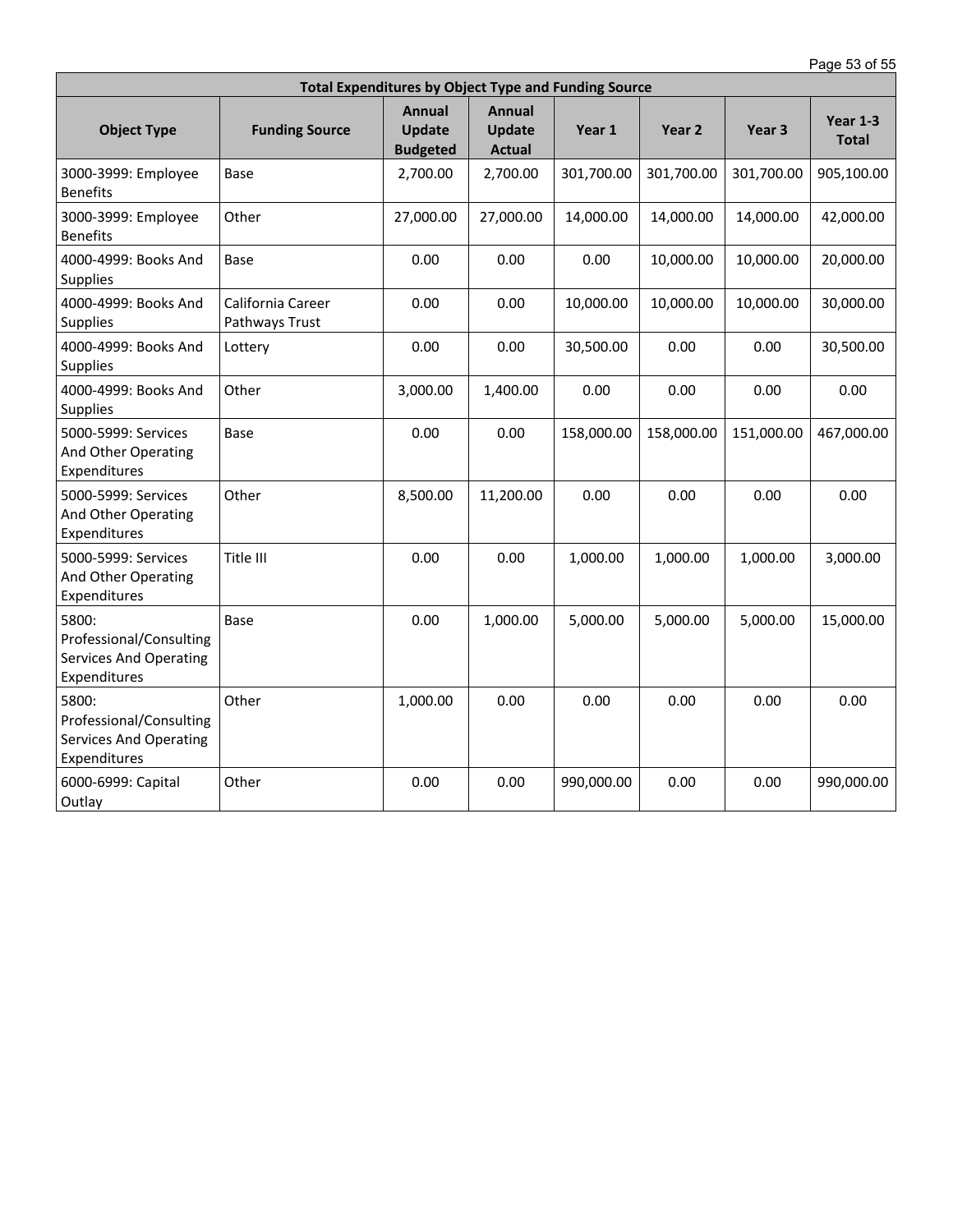| Total Expenditures by Object Type and Funding Source | | | | | | | |
|---|---|---|---|---|---|---|---|
| **Object Type** | **Funding Source** | **Annual Update Budgeted** | **Annual Update Actual** | **Year 1** | **Year 2** | **Year 3** | **Year 1-3 Total** |
| 3000-3999: Employee Benefits | Base | 2,700.00 | 2,700.00 | 301,700.00 | 301,700.00 | 301,700.00 | 905,100.00 |
| 3000-3999: Employee Benefits | Other | 27,000.00 | 27,000.00 | 14,000.00 | 14,000.00 | 14,000.00 | 42,000.00 |
| 4000-4999: Books And Supplies | Base | 0.00 | 0.00 | 0.00 | 10,000.00 | 10,000.00 | 20,000.00 |
| 4000-4999: Books And Supplies | California Career Pathways Trust | 0.00 | 0.00 | 10,000.00 | 10,000.00 | 10,000.00 | 30,000.00 |
| 4000-4999: Books And Supplies | Lottery | 0.00 | 0.00 | 30,500.00 | 0.00 | 0.00 | 30,500.00 |
| 4000-4999: Books And Supplies | Other | 3,000.00 | 1,400.00 | 0.00 | 0.00 | 0.00 | 0.00 |
| 5000-5999: Services And Other Operating Expenditures | Base | 0.00 | 0.00 | 158,000.00 | 158,000.00 | 151,000.00 | 467,000.00 |
| 5000-5999: Services And Other Operating Expenditures | Other | 8,500.00 | 11,200.00 | 0.00 | 0.00 | 0.00 | 0.00 |
| 5000-5999: Services And Other Operating Expenditures | Title III | 0.00 | 0.00 | 1,000.00 | 1,000.00 | 1,000.00 | 3,000.00 |
| 5800: Professional/Consulting Services And Operating Expenditures | Base | 0.00 | 1,000.00 | 5,000.00 | 5,000.00 | 5,000.00 | 15,000.00 |
| 5800: Professional/Consulting Services And Operating Expenditures | Other | 1,000.00 | 0.00 | 0.00 | 0.00 | 0.00 | 0.00 |
| 6000-6999: Capital Outlay | Other | 0.00 | 0.00 | 990,000.00 | 0.00 | 0.00 | 990,000.00 |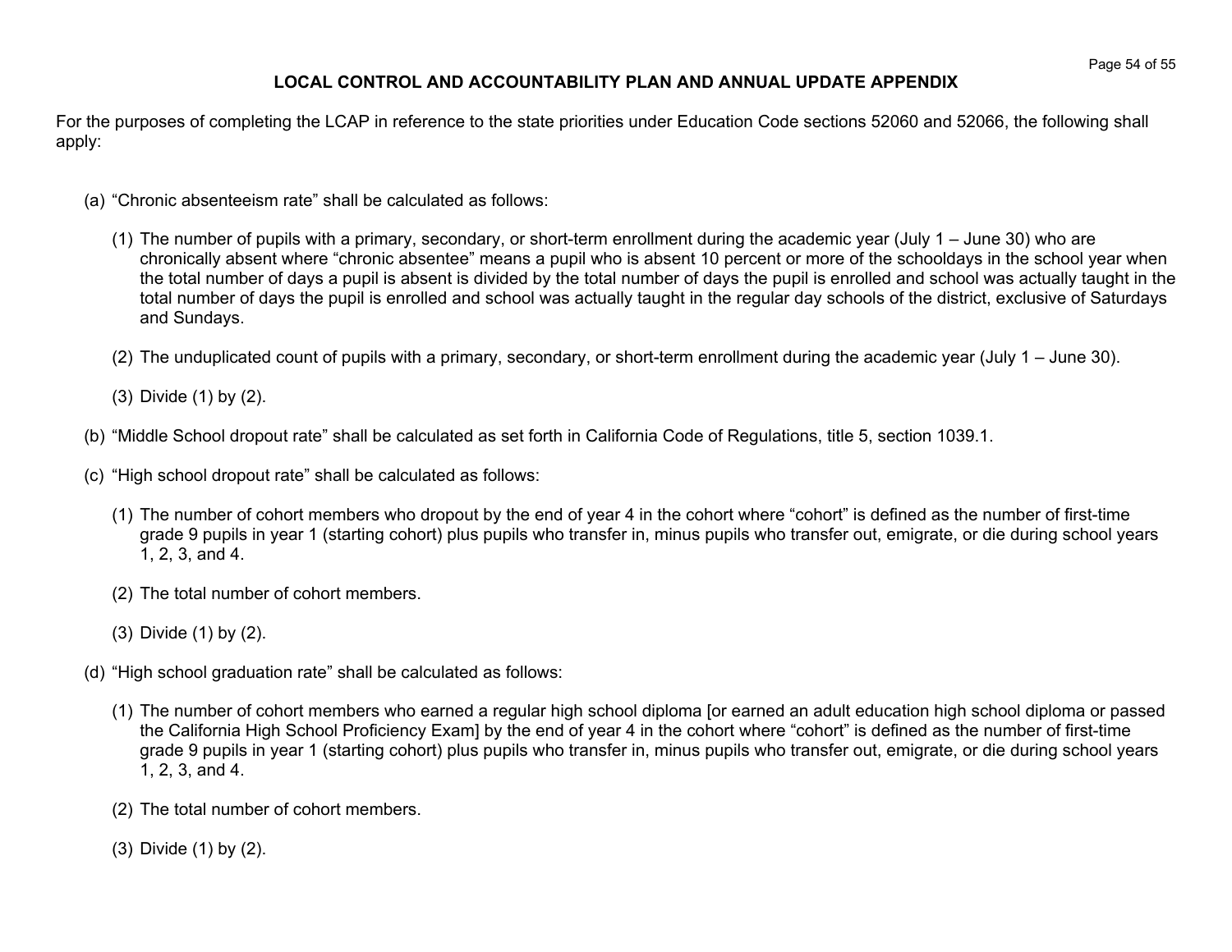## LOCAL CONTROL AND ACCOUNTABILITY PLAN AND ANNUAL UPDATE APPENDIX

For the purposes of completing the LCAP in reference to the state priorities under Education Code sections 52060 and 52066, the following shall apply:

(a) "Chronic absenteeism rate" shall be calculated as follows:

(1) The number of pupils with a primary, secondary, or short-term enrollment during the academic year (July 1 – June 30) who are chronically absent where "chronic absentee" means a pupil who is absent 10 percent or more of the schooldays in the school year when the total number of days a pupil is absent is divided by the total number of days the pupil is enrolled and school was actually taught in the total number of days the pupil is enrolled and school was actually taught in the regular day schools of the district, exclusive of Saturdays and Sundays.

(2) The unduplicated count of pupils with a primary, secondary, or short-term enrollment during the academic year (July 1 – June 30).

(3) Divide (1) by (2).

(b) "Middle School dropout rate" shall be calculated as set forth in California Code of Regulations, title 5, section 1039.1.

(c) "High school dropout rate" shall be calculated as follows:

(1) The number of cohort members who dropout by the end of year 4 in the cohort where "cohort" is defined as the number of first-time grade 9 pupils in year 1 (starting cohort) plus pupils who transfer in, minus pupils who transfer out, emigrate, or die during school years 1, 2, 3, and 4.

(2) The total number of cohort members.

(3) Divide (1) by (2).

(d) "High school graduation rate" shall be calculated as follows:

(1) The number of cohort members who earned a regular high school diploma [or earned an adult education high school diploma or passed the California High School Proficiency Exam] by the end of year 4 in the cohort where "cohort" is defined as the number of first-time grade 9 pupils in year 1 (starting cohort) plus pupils who transfer in, minus pupils who transfer out, emigrate, or die during school years 1, 2, 3, and 4.

(2) The total number of cohort members.

(3) Divide (1) by (2).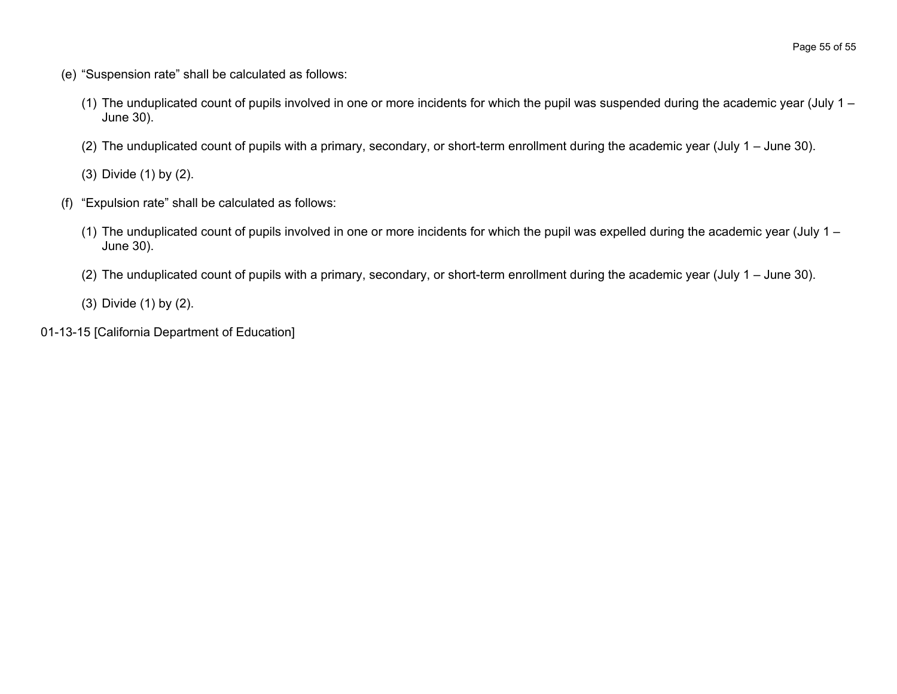(e) “Suspension rate” shall be calculated as follows:

(1) The unduplicated count of pupils involved in one or more incidents for which the pupil was suspended during the academic year (July 1 – June 30).

(2) The unduplicated count of pupils with a primary, secondary, or short-term enrollment during the academic year (July 1 – June 30).

(3) Divide (1) by (2).

(f) “Expulsion rate” shall be calculated as follows:

(1) The unduplicated count of pupils involved in one or more incidents for which the pupil was expelled during the academic year (July 1 – June 30).

(2) The unduplicated count of pupils with a primary, secondary, or short-term enrollment during the academic year (July 1 – June 30).

(3) Divide (1) by (2).

01-13-15 [California Department of Education]